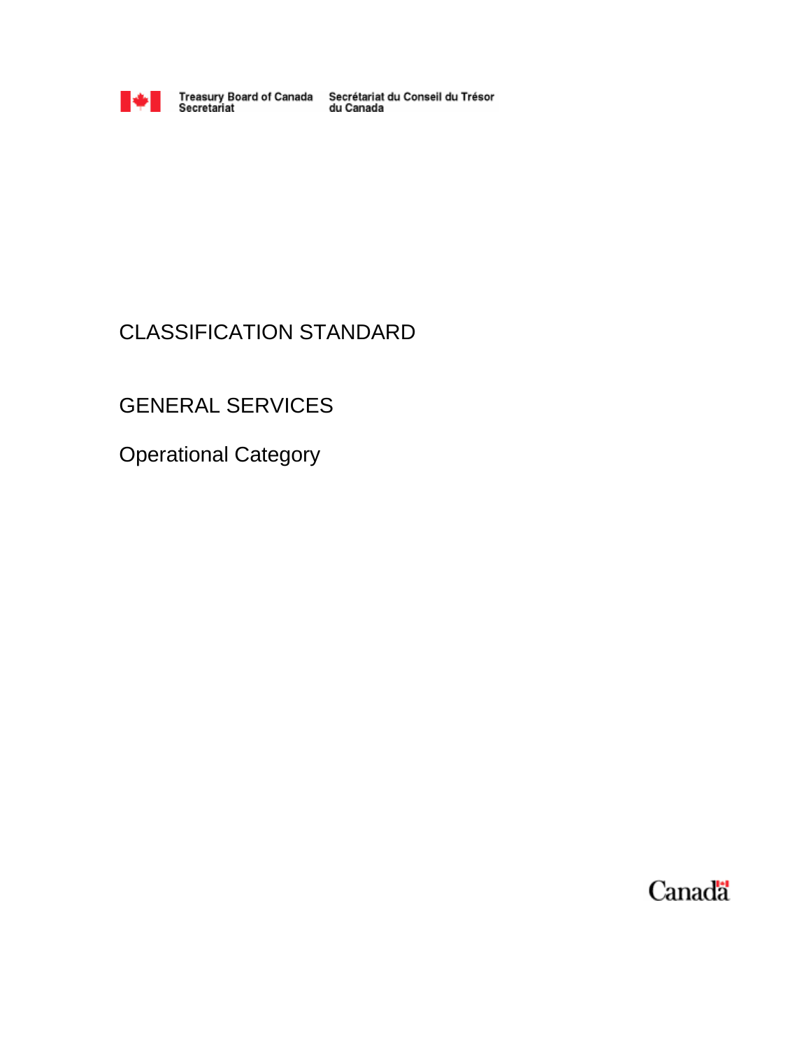Treasury Board of Canada Secretariat     Secrétariat du Conseil du Trésor du Canada

# CLASSIFICATION STANDARD

# GENERAL SERVICES

## Operational Category

Canada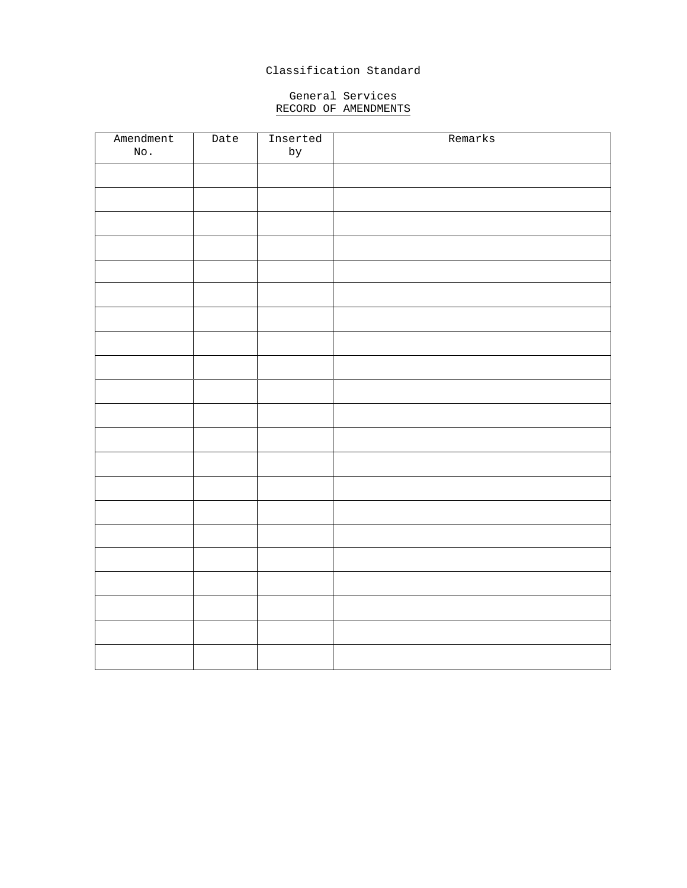Classification Standard

General Services
RECORD OF AMENDMENTS

| Amendment No. | Date | Inserted by | Remarks |
| --- | --- | --- | --- |
| | | | |
| | | | |
| | | | |
| | | | |
| | | | |
| | | | |
| | | | |
| | | | |
| | | | |
| | | | |
| | | | |
| | | | |
| | | | |
| | | | |
| | | | |
| | | | |
| | | | |
| | | | |
| | | | |
| | | | |
| | | | |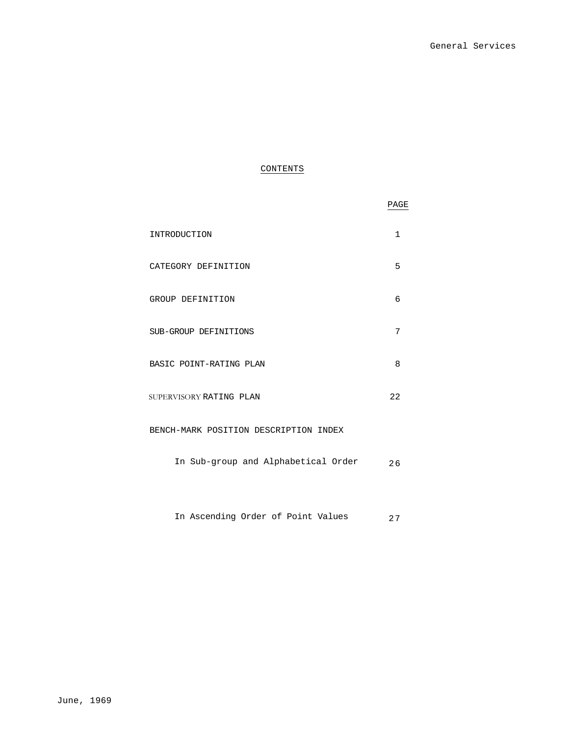## CONTENTS

| | PAGE |
|---|---|
| INTRODUCTION | 1 |
| CATEGORY DEFINITION | 5 |
| GROUP DEFINITION | 6 |
| SUB-GROUP DEFINITIONS | 7 |
| BASIC POINT-RATING PLAN | 8 |
| SUPERVISORY RATING PLAN | 22 |
| BENCH-MARK POSITION DESCRIPTION INDEX | |
| In Sub-group and Alphabetical Order | 26 |
| In Ascending Order of Point Values | 27 |

June, 1969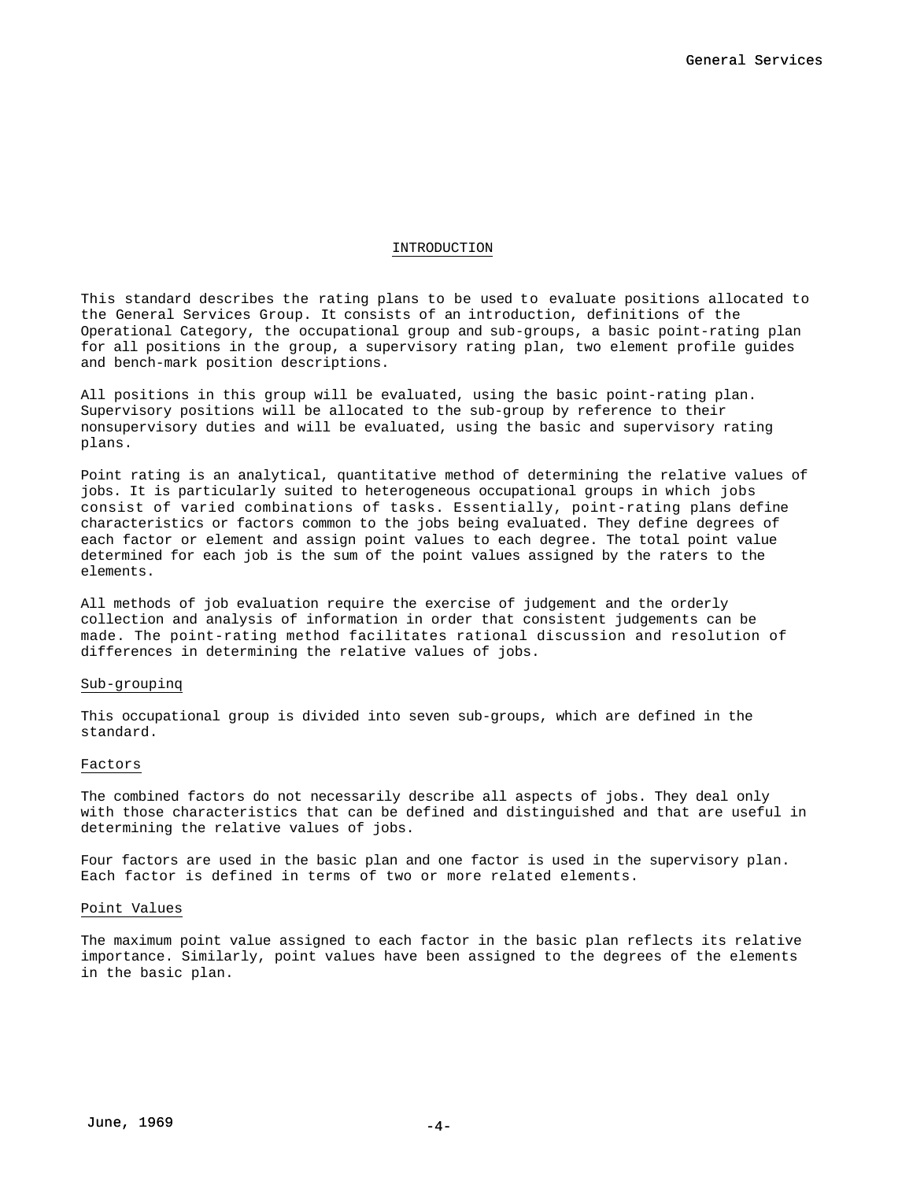## INTRODUCTION

This standard describes the rating plans to be used to evaluate positions allocated to the General Services Group. It consists of an introduction, definitions of the Operational Category, the occupational group and sub-groups, a basic point-rating plan for all positions in the group, a supervisory rating plan, two element profile guides and bench-mark position descriptions.

All positions in this group will be evaluated, using the basic point-rating plan. Supervisory positions will be allocated to the sub-group by reference to their nonsupervisory duties and will be evaluated, using the basic and supervisory rating plans.

Point rating is an analytical, quantitative method of determining the relative values of jobs. It is particularly suited to heterogeneous occupational groups in which jobs consist of varied combinations of tasks. Essentially, point-rating plans define characteristics or factors common to the jobs being evaluated. They define degrees of each factor or element and assign point values to each degree. The total point value determined for each job is the sum of the point values assigned by the raters to the elements.

All methods of job evaluation require the exercise of judgement and the orderly collection and analysis of information in order that consistent judgements can be made. The point-rating method facilitates rational discussion and resolution of differences in determining the relative values of jobs.

### Sub-groupinq

This occupational group is divided into seven sub-groups, which are defined in the standard.

### Factors

The combined factors do not necessarily describe all aspects of jobs. They deal only with those characteristics that can be defined and distinguished and that are useful in determining the relative values of jobs.

Four factors are used in the basic plan and one factor is used in the supervisory plan. Each factor is defined in terms of two or more related elements.

### Point Values

The maximum point value assigned to each factor in the basic plan reflects its relative importance. Similarly, point values have been assigned to the degrees of the elements in the basic plan.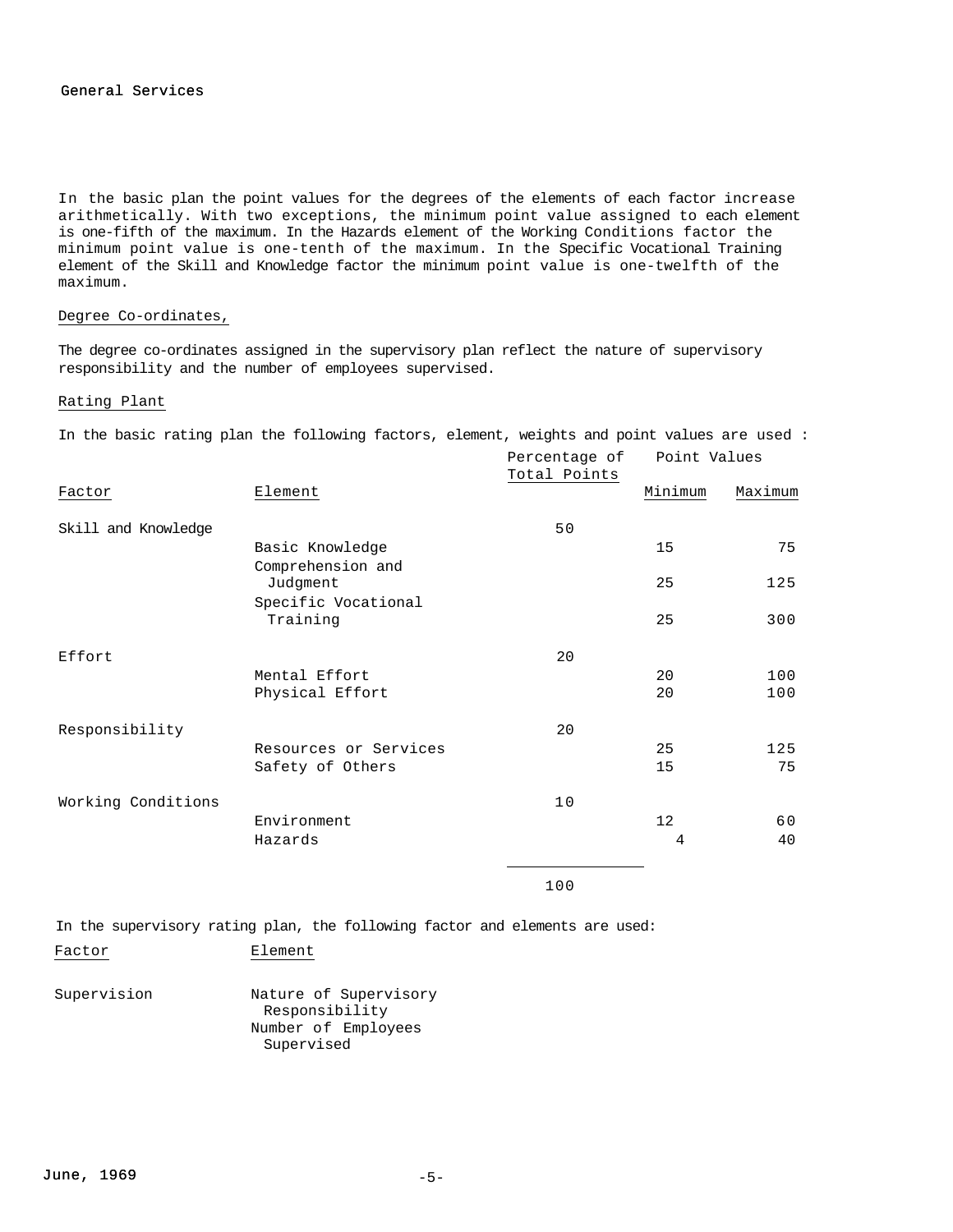In the basic plan the point values for the degrees of the elements of each factor increase arithmetically. With two exceptions, the minimum point value assigned to each element is one-fifth of the maximum. In the Hazards element of the Working Conditions factor the minimum point value is one-tenth of the maximum. In the Specific Vocational Training element of the Skill and Knowledge factor the minimum point value is one-twelfth of the maximum.

Degree Co-ordinates,

The degree co-ordinates assigned in the supervisory plan reflect the nature of supervisory responsibility and the number of employees supervised.

Rating Plant

In the basic rating plan the following factors, element, weights and point values are used :

| Factor | Element | Percentage of Total Points | Point Values Minimum | Point Values Maximum |
|---|---|---|---|---|
| Skill and Knowledge | | 50 | | |
| | Basic Knowledge | | 15 | 75 |
| | Comprehension and Judgment | | 25 | 125 |
| | Specific Vocational Training | | 25 | 300 |
| Effort | | 20 | | |
| | Mental Effort | | 20 | 100 |
| | Physical Effort | | 20 | 100 |
| Responsibility | | 20 | | |
| | Resources or Services | | 25 | 125 |
| | Safety of Others | | 15 | 75 |
| Working Conditions | | 10 | | |
| | Environment | | 12 | 60 |
| | Hazards | | 4 | 40 |
| | | 100 | | |

In the supervisory rating plan, the following factor and elements are used:

| Factor | Element |
|---|---|
| Supervision | Nature of Supervisory Responsibility |
| | Number of Employees Supervised |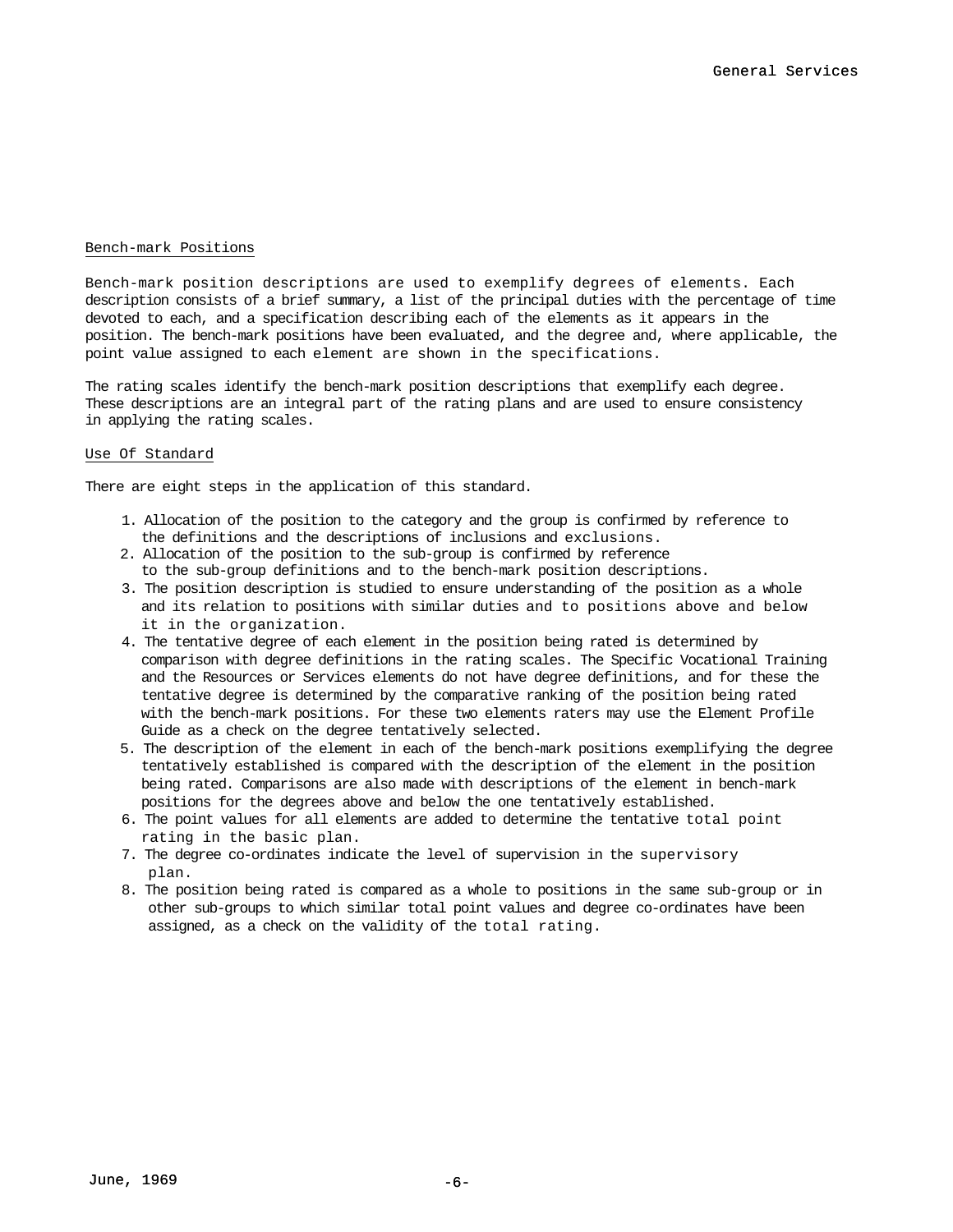## Bench-mark Positions

Bench-mark position descriptions are used to exemplify degrees of elements. Each description consists of a brief summary, a list of the principal duties with the percentage of time devoted to each, and a specification describing each of the elements as it appears in the position. The bench-mark positions have been evaluated, and the degree and, where applicable, the point value assigned to each element are shown in the specifications.

The rating scales identify the bench-mark position descriptions that exemplify each degree. These descriptions are an integral part of the rating plans and are used to ensure consistency in applying the rating scales.

## Use Of Standard

There are eight steps in the application of this standard.

1. Allocation of the position to the category and the group is confirmed by reference to the definitions and the descriptions of inclusions and exclusions.
2. Allocation of the position to the sub-group is confirmed by reference to the sub-group definitions and to the bench-mark position descriptions.
3. The position description is studied to ensure understanding of the position as a whole and its relation to positions with similar duties and to positions above and below it in the organization.
4. The tentative degree of each element in the position being rated is determined by comparison with degree definitions in the rating scales. The Specific Vocational Training and the Resources or Services elements do not have degree definitions, and for these the tentative degree is determined by the comparative ranking of the position being rated with the bench-mark positions. For these two elements raters may use the Element Profile Guide as a check on the degree tentatively selected.
5. The description of the element in each of the bench-mark positions exemplifying the degree tentatively established is compared with the description of the element in the position being rated. Comparisons are also made with descriptions of the element in bench-mark positions for the degrees above and below the one tentatively established.
6. The point values for all elements are added to determine the tentative total point rating in the basic plan.
7. The degree co-ordinates indicate the level of supervision in the supervisory plan.
8. The position being rated is compared as a whole to positions in the same sub-group or in other sub-groups to which similar total point values and degree co-ordinates have been assigned, as a check on the validity of the total rating.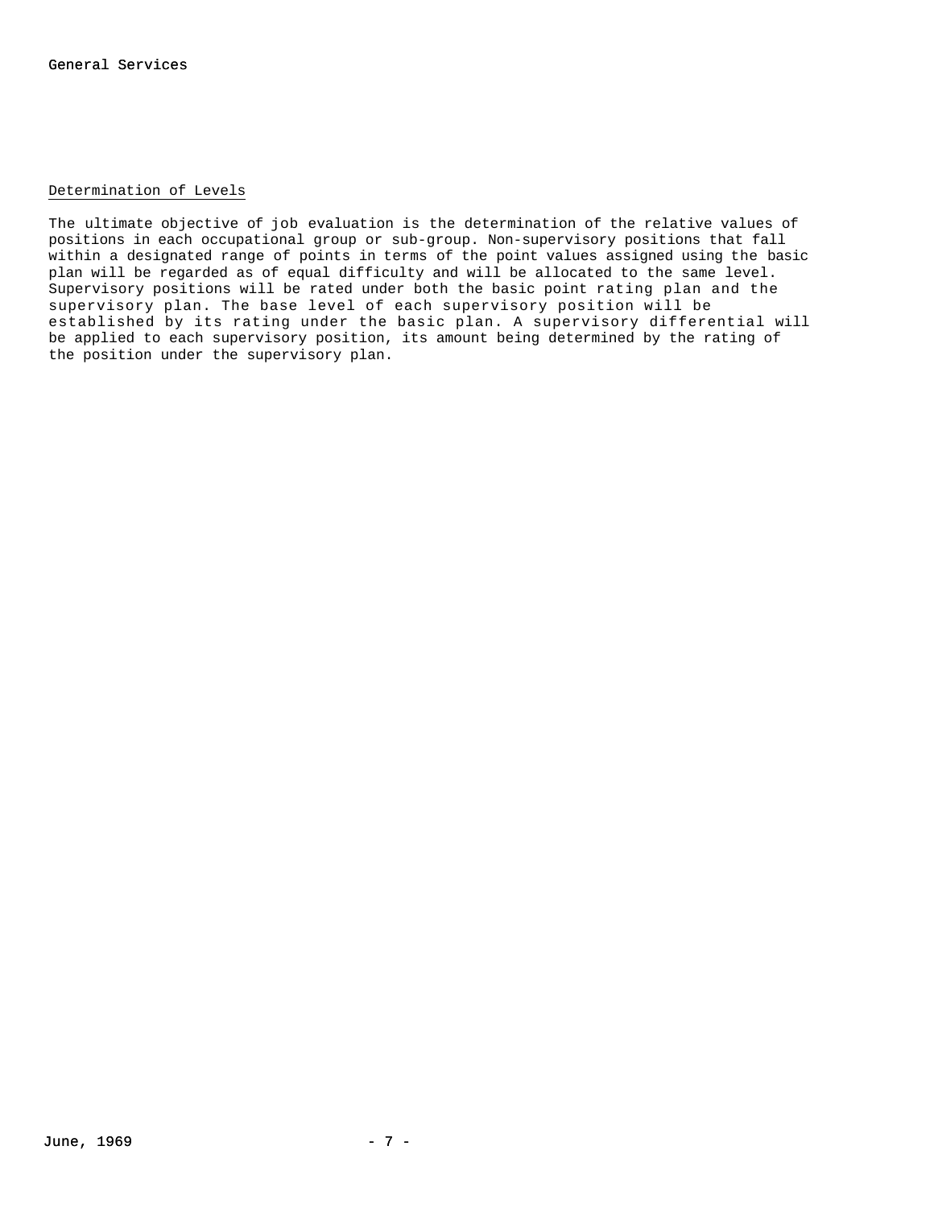## Determination of Levels

The ultimate objective of job evaluation is the determination of the relative values of positions in each occupational group or sub-group. Non-supervisory positions that fall within a designated range of points in terms of the point values assigned using the basic plan will be regarded as of equal difficulty and will be allocated to the same level. Supervisory positions will be rated under both the basic point rating plan and the supervisory plan. The base level of each supervisory position will be established by its rating under the basic plan. A supervisory differential will be applied to each supervisory position, its amount being determined by the rating of the position under the supervisory plan.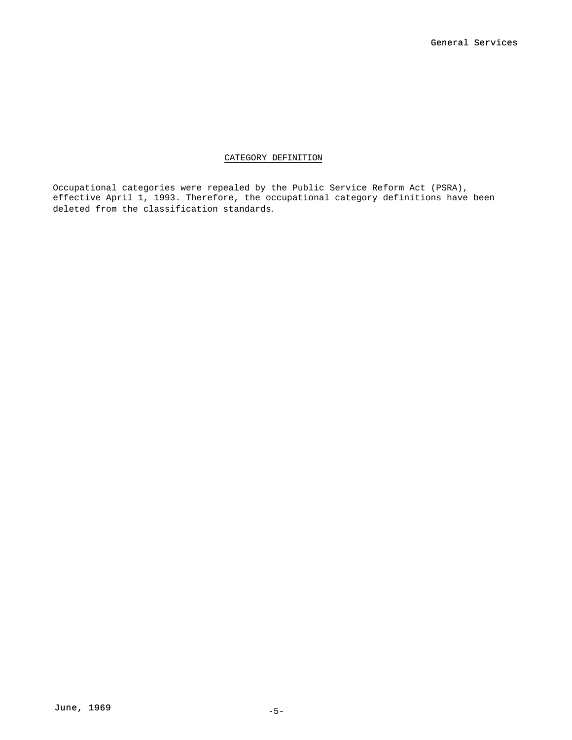## CATEGORY DEFINITION

Occupational categories were repealed by the Public Service Reform Act (PSRA), effective April 1, 1993. Therefore, the occupational category definitions have been deleted from the classification standards.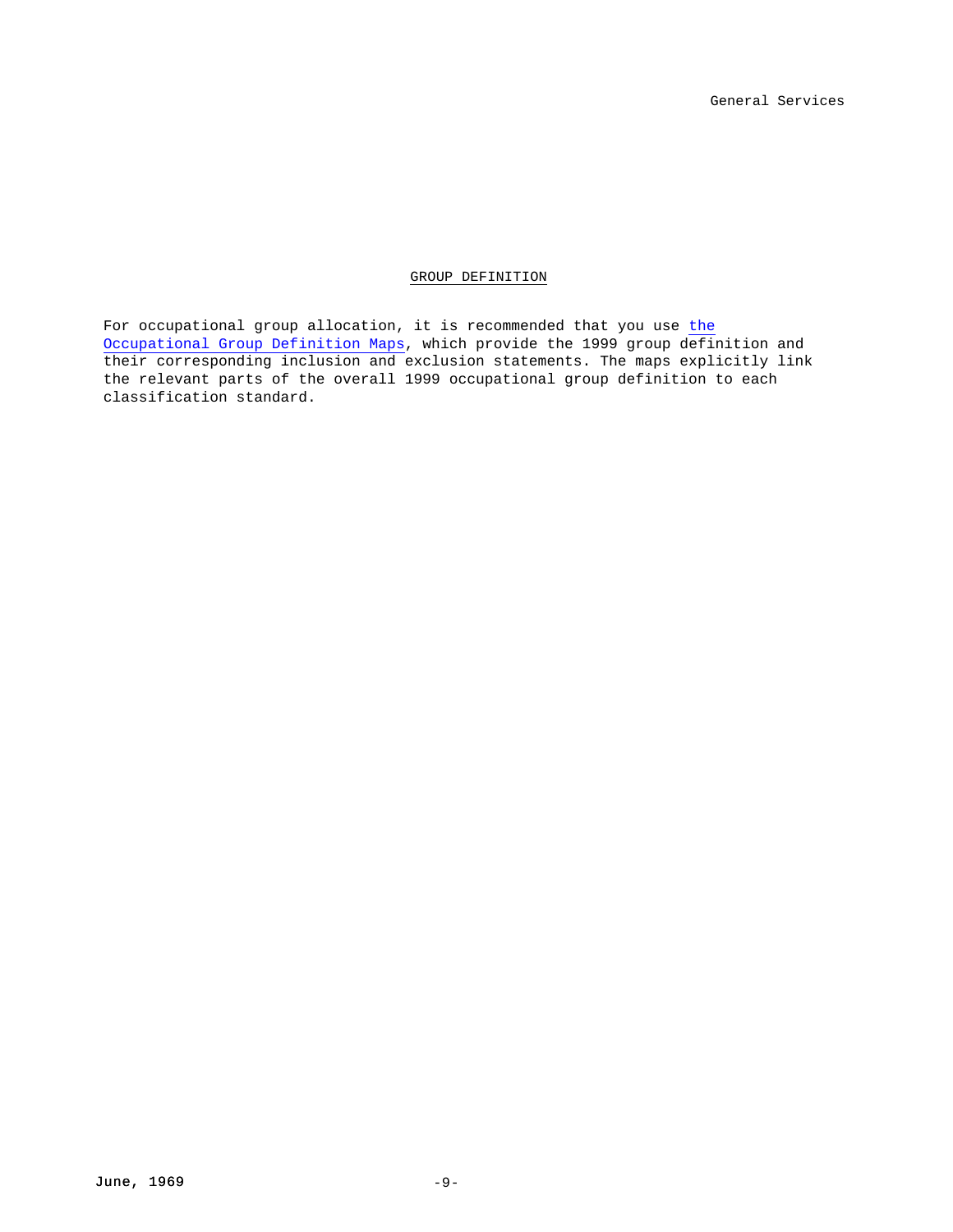## GROUP DEFINITION

For occupational group allocation, it is recommended that you use the Occupational Group Definition Maps, which provide the 1999 group definition and their corresponding inclusion and exclusion statements. The maps explicitly link the relevant parts of the overall 1999 occupational group definition to each classification standard.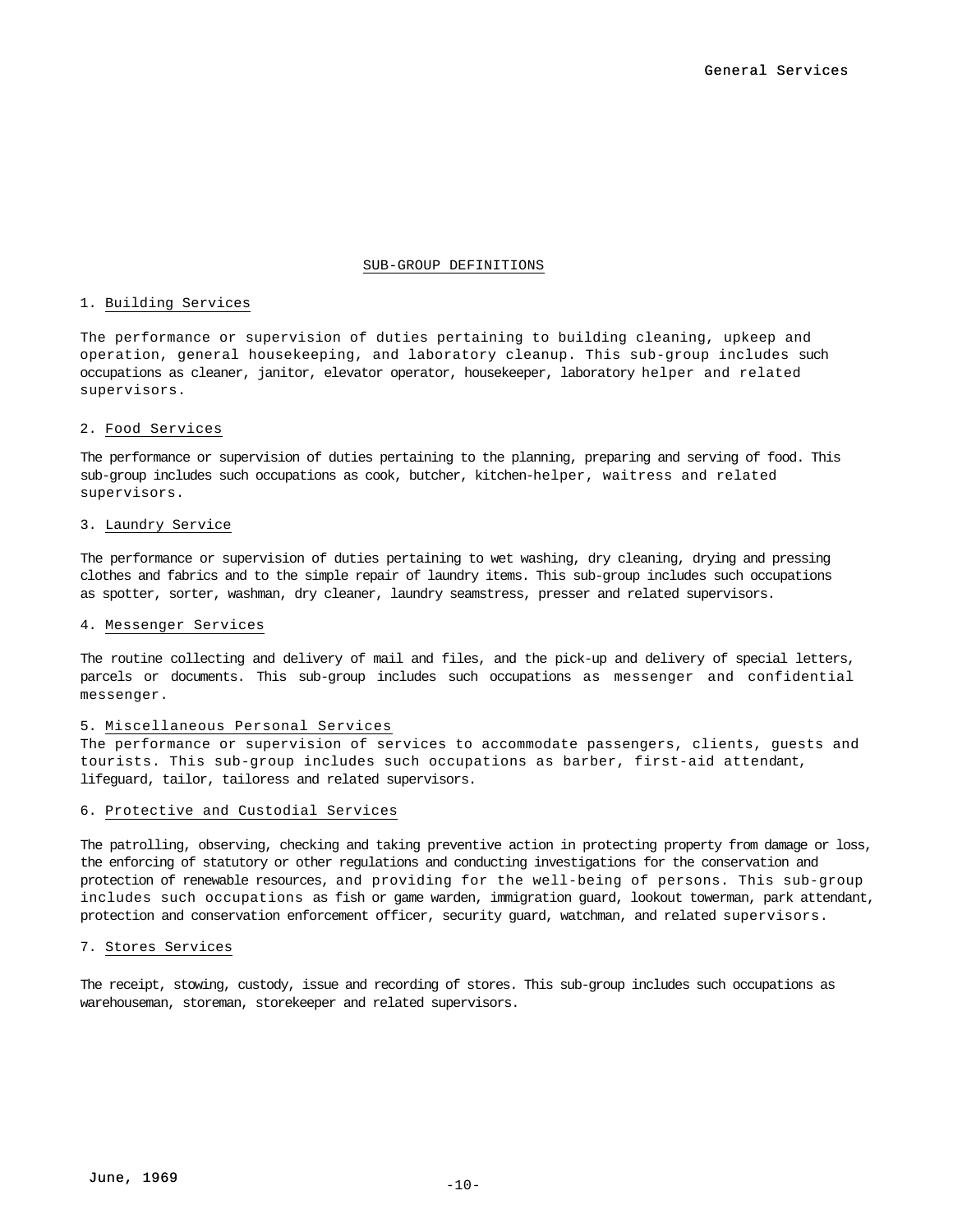## SUB-GROUP DEFINITIONS

### 1. Building Services

The performance or supervision of duties pertaining to building cleaning, upkeep and operation, general housekeeping, and laboratory cleanup. This sub-group includes such occupations as cleaner, janitor, elevator operator, housekeeper, laboratory helper and related supervisors.

### 2. Food Services

The performance or supervision of duties pertaining to the planning, preparing and serving of food. This sub-group includes such occupations as cook, butcher, kitchen-helper, waitress and related supervisors.

### 3. Laundry Service

The performance or supervision of duties pertaining to wet washing, dry cleaning, drying and pressing clothes and fabrics and to the simple repair of laundry items. This sub-group includes such occupations as spotter, sorter, washman, dry cleaner, laundry seamstress, presser and related supervisors.

### 4. Messenger Services

The routine collecting and delivery of mail and files, and the pick-up and delivery of special letters, parcels or documents. This sub-group includes such occupations as messenger and confidential messenger.

### 5. Miscellaneous Personal Services

The performance or supervision of services to accommodate passengers, clients, guests and tourists. This sub-group includes such occupations as barber, first-aid attendant, lifeguard, tailor, tailoress and related supervisors.

### 6. Protective and Custodial Services

The patrolling, observing, checking and taking preventive action in protecting property from damage or loss, the enforcing of statutory or other regulations and conducting investigations for the conservation and protection of renewable resources, and providing for the well-being of persons. This sub-group includes such occupations as fish or game warden, immigration guard, lookout towerman, park attendant, protection and conservation enforcement officer, security guard, watchman, and related supervisors.

### 7. Stores Services

The receipt, stowing, custody, issue and recording of stores. This sub-group includes such occupations as warehouseman, storeman, storekeeper and related supervisors.

June, 1969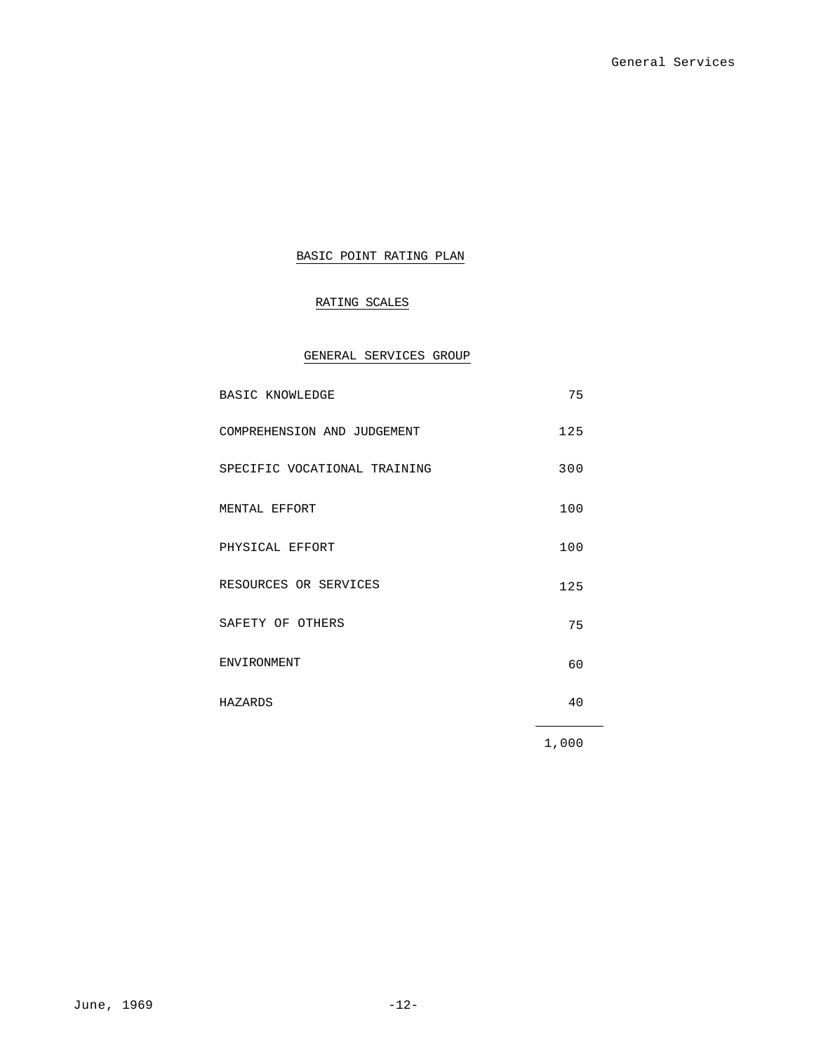## BASIC POINT RATING PLAN

### RATING SCALES

### GENERAL SERVICES GROUP

| | |
|---|---|
| BASIC KNOWLEDGE | 75 |
| COMPREHENSION AND JUDGEMENT | 125 |
| SPECIFIC VOCATIONAL TRAINING | 300 |
| MENTAL EFFORT | 100 |
| PHYSICAL EFFORT | 100 |
| RESOURCES OR SERVICES | 125 |
| SAFETY OF OTHERS | 75 |
| ENVIRONMENT | 60 |
| HAZARDS | 40 |
| | 1,000 |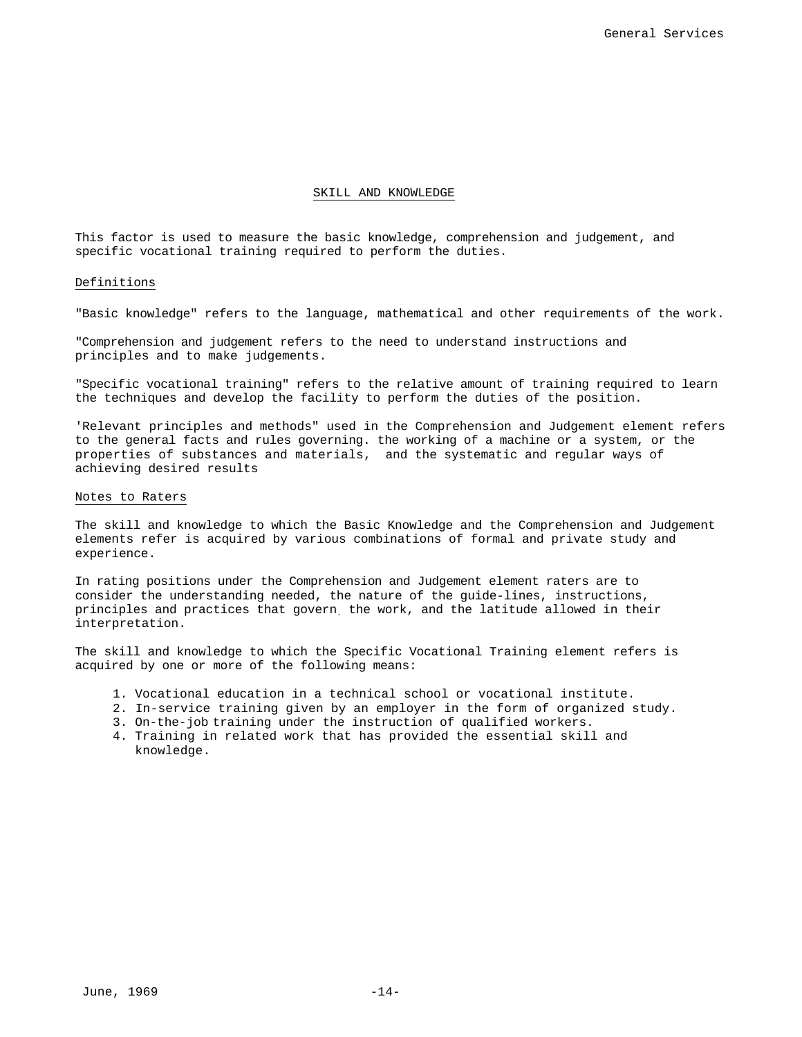## SKILL AND KNOWLEDGE

This factor is used to measure the basic knowledge, comprehension and judgement, and specific vocational training required to perform the duties.

### Definitions

"Basic knowledge" refers to the language, mathematical and other requirements of the work.

"Comprehension and judgement refers to the need to understand instructions and principles and to make judgements.

"Specific vocational training" refers to the relative amount of training required to learn the techniques and develop the facility to perform the duties of the position.

'Relevant principles and methods" used in the Comprehension and Judgement element refers to the general facts and rules governing. the working of a machine or a system, or the properties of substances and materials, and the systematic and regular ways of achieving desired results

### Notes to Raters

The skill and knowledge to which the Basic Knowledge and the Comprehension and Judgement elements refer is acquired by various combinations of formal and private study and experience.

In rating positions under the Comprehension and Judgement element raters are to consider the understanding needed, the nature of the guide-lines, instructions, principles and practices that govern the work, and the latitude allowed in their interpretation.

The skill and knowledge to which the Specific Vocational Training element refers is acquired by one or more of the following means:

1. Vocational education in a technical school or vocational institute.
2. In-service training given by an employer in the form of organized study.
3. On-the-job training under the instruction of qualified workers.
4. Training in related work that has provided the essential skill and knowledge.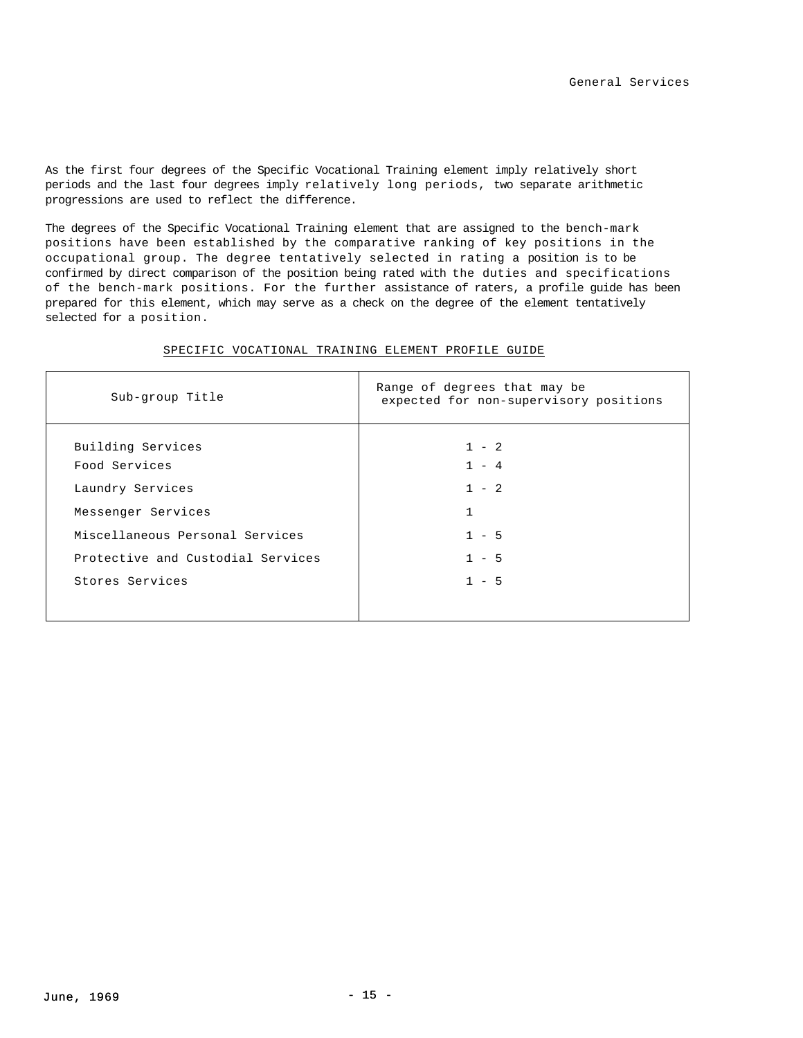As the first four degrees of the Specific Vocational Training element imply relatively short periods and the last four degrees imply relatively long periods, two separate arithmetic progressions are used to reflect the difference.

The degrees of the Specific Vocational Training element that are assigned to the bench-mark positions have been established by the comparative ranking of key positions in the occupational group. The degree tentatively selected in rating a position is to be confirmed by direct comparison of the position being rated with the duties and specifications of the bench-mark positions. For the further assistance of raters, a profile guide has been prepared for this element, which may serve as a check on the degree of the element tentatively selected for a position.

SPECIFIC VOCATIONAL TRAINING ELEMENT PROFILE GUIDE

| Sub-group Title | Range of degrees that may be expected for non-supervisory positions |
|---|---|
| Building Services | 1 - 2 |
| Food Services | 1 - 4 |
| Laundry Services | 1 - 2 |
| Messenger Services | 1 |
| Miscellaneous Personal Services | 1 - 5 |
| Protective and Custodial Services | 1 - 5 |
| Stores Services | 1 - 5 |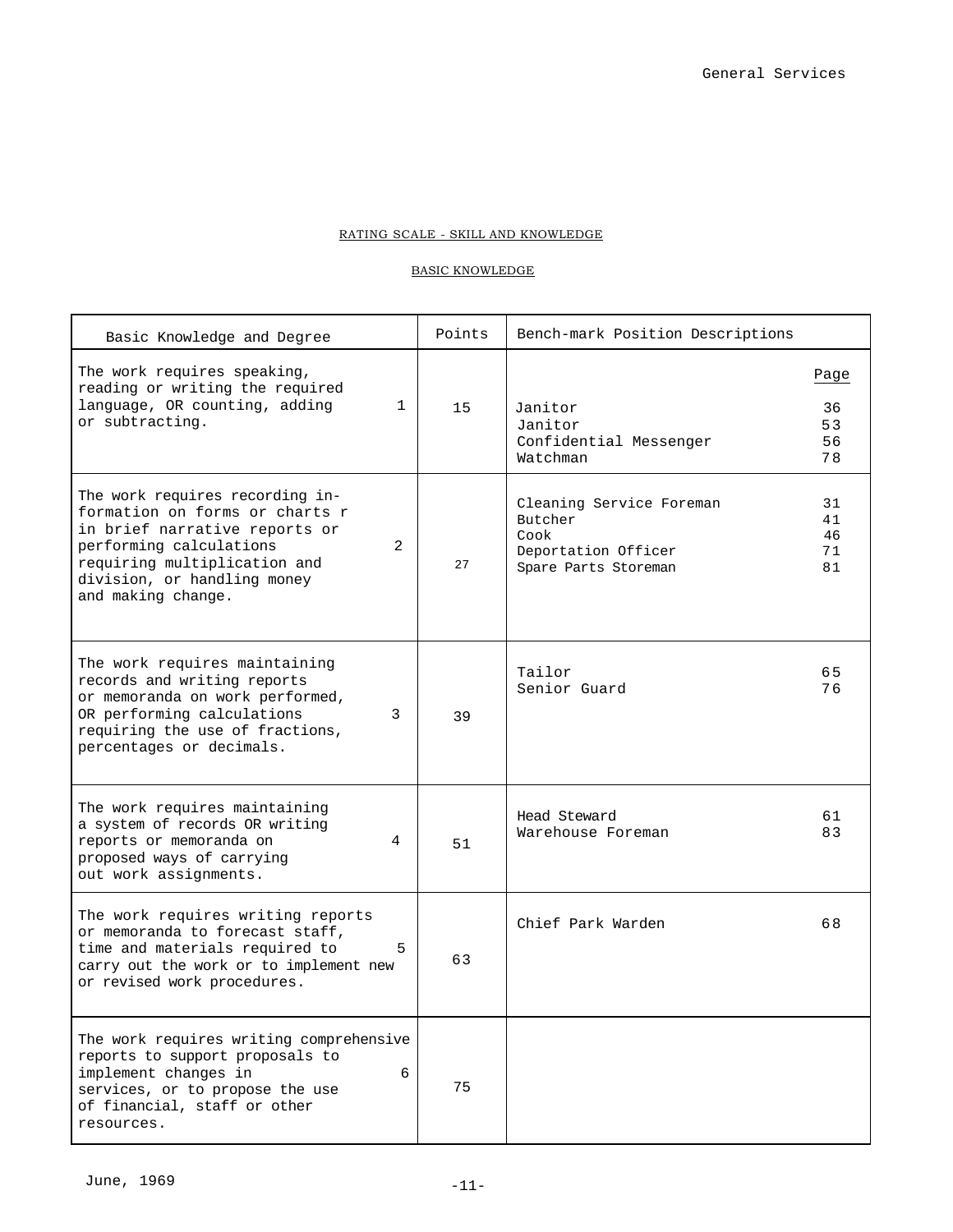## RATING SCALE - SKILL AND KNOWLEDGE

### BASIC KNOWLEDGE

| Basic Knowledge and Degree | | Points | Bench-mark Position Descriptions | Page |
|---|---|---|---|---|
| The work requires speaking, reading or writing the required language, OR counting, adding or subtracting. | 1 | 15 | Janitor<br>Janitor<br>Confidential Messenger<br>Watchman | 36<br>53<br>56<br>78 |
| The work requires recording information on forms or charts r in brief narrative reports or performing calculations requiring multiplication and division, or handling money and making change. | 2 | 27 | Cleaning Service Foreman<br>Butcher<br>Cook<br>Deportation Officer<br>Spare Parts Storeman | 31<br>41<br>46<br>71<br>81 |
| The work requires maintaining records and writing reports or memoranda on work performed, OR performing calculations requiring the use of fractions, percentages or decimals. | 3 | 39 | Tailor<br>Senior Guard | 65<br>76 |
| The work requires maintaining a system of records OR writing reports or memoranda on proposed ways of carrying out work assignments. | 4 | 51 | Head Steward<br>Warehouse Foreman | 61<br>83 |
| The work requires writing reports or memoranda to forecast staff, time and materials required to carry out the work or to implement new or revised work procedures. | 5 | 63 | Chief Park Warden | 68 |
| The work requires writing comprehensive reports to support proposals to implement changes in services, or to propose the use of financial, staff or other resources. | 6 | 75 | | |

June, 1969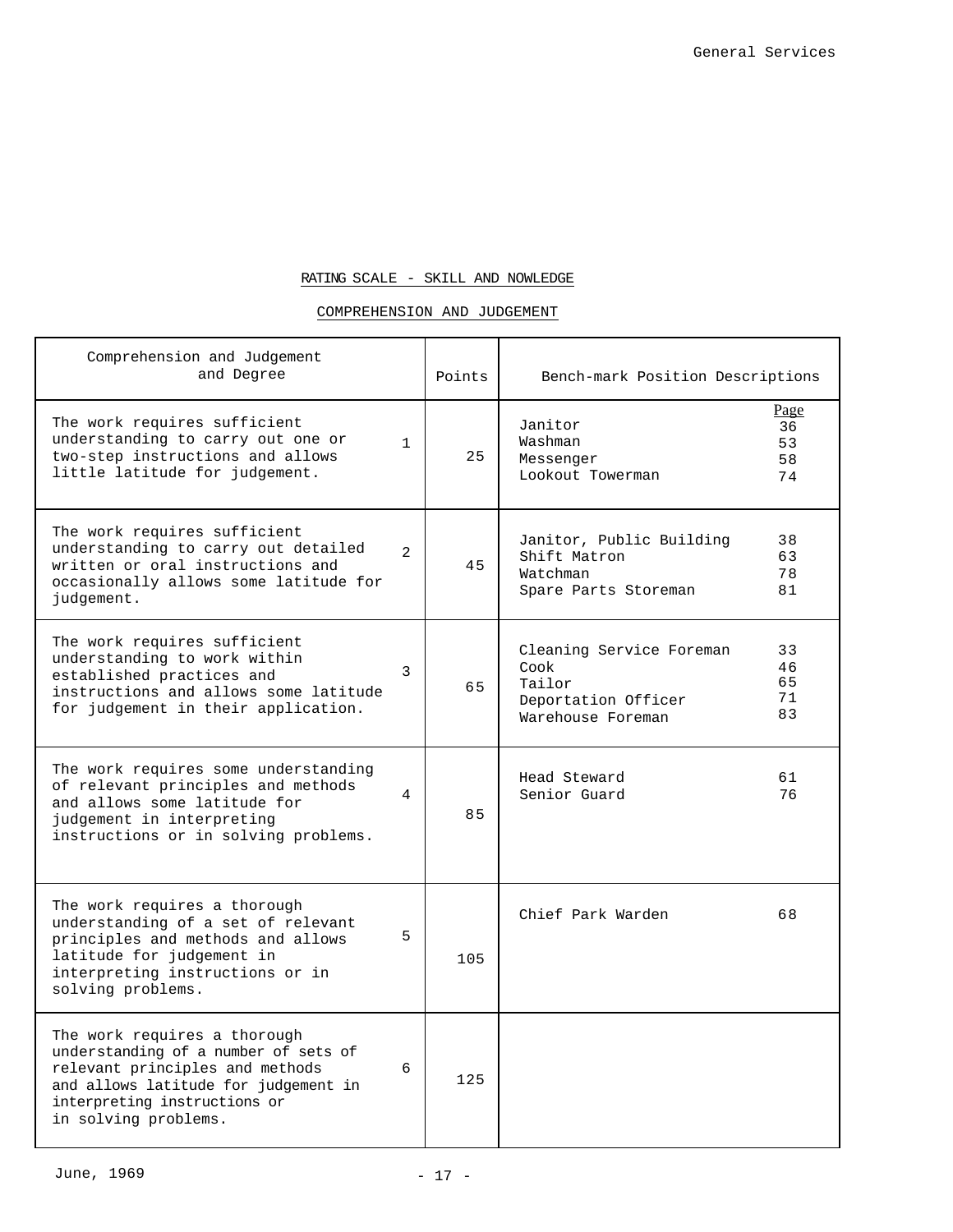RATING SCALE - SKILL AND NOWLEDGE

COMPREHENSION AND JUDGEMENT

| Comprehension and Judgement and Degree | | Points | Bench-mark Position Descriptions | Page |
|---|---|---|---|---|
| The work requires sufficient understanding to carry out one or two-step instructions and allows little latitude for judgement. | 1 | 25 | Janitor<br>Washman<br>Messenger<br>Lookout Towerman | 36<br>53<br>58<br>74 |
| The work requires sufficient understanding to carry out detailed written or oral instructions and occasionally allows some latitude for judgement. | 2 | 45 | Janitor, Public Building<br>Shift Matron<br>Watchman<br>Spare Parts Storeman | 38<br>63<br>78<br>81 |
| The work requires sufficient understanding to work within established practices and instructions and allows some latitude for judgement in their application. | 3 | 65 | Cleaning Service Foreman<br>Cook<br>Tailor<br>Deportation Officer<br>Warehouse Foreman | 33<br>46<br>65<br>71<br>83 |
| The work requires some understanding of relevant principles and methods and allows some latitude for judgement in interpreting instructions or in solving problems. | 4 | 85 | Head Steward<br>Senior Guard | 61<br>76 |
| The work requires a thorough understanding of a set of relevant principles and methods and allows latitude for judgement in interpreting instructions or in solving problems. | 5 | 105 | Chief Park Warden | 68 |
| The work requires a thorough understanding of a number of sets of relevant principles and methods and allows latitude for judgement in interpreting instructions or in solving problems. | 6 | 125 | | |

June, 1969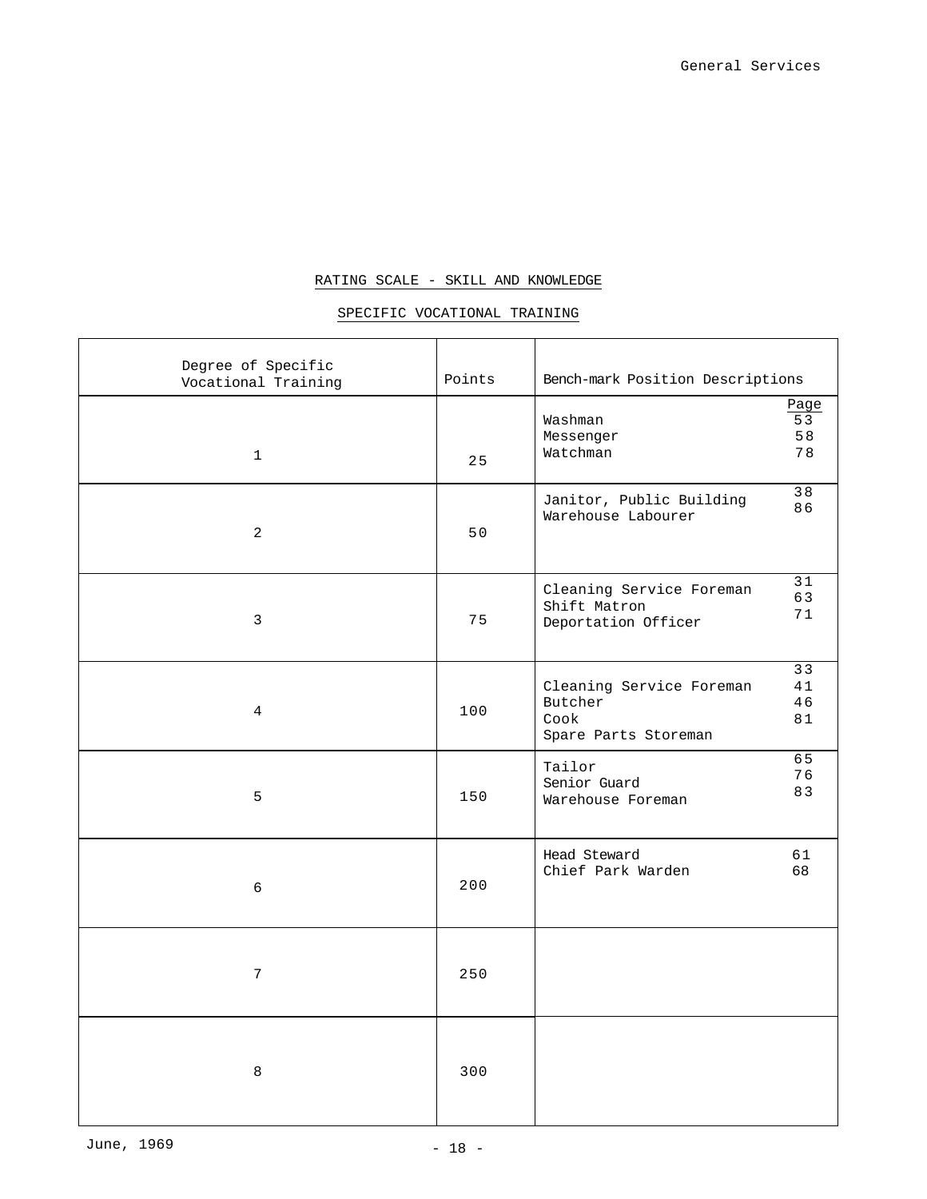## RATING SCALE - SKILL AND KNOWLEDGE

## SPECIFIC VOCATIONAL TRAINING

| Degree of Specific Vocational Training | Points | Bench-mark Position Descriptions | Page |
|---|---|---|---|
| 1 | 25 | Washman<br>Messenger<br>Watchman | 53<br>58<br>78 |
| 2 | 50 | Janitor, Public Building<br>Warehouse Labourer | 38<br>86 |
| 3 | 75 | Cleaning Service Foreman<br>Shift Matron<br>Deportation Officer | 31<br>63<br>71 |
| 4 | 100 | Cleaning Service Foreman<br>Butcher<br>Cook<br>Spare Parts Storeman | 33<br>41<br>46<br>81 |
| 5 | 150 | Tailor<br>Senior Guard<br>Warehouse Foreman | 65<br>76<br>83 |
| 6 | 200 | Head Steward<br>Chief Park Warden | 61<br>68 |
| 7 | 250 | | |
| 8 | 300 | | |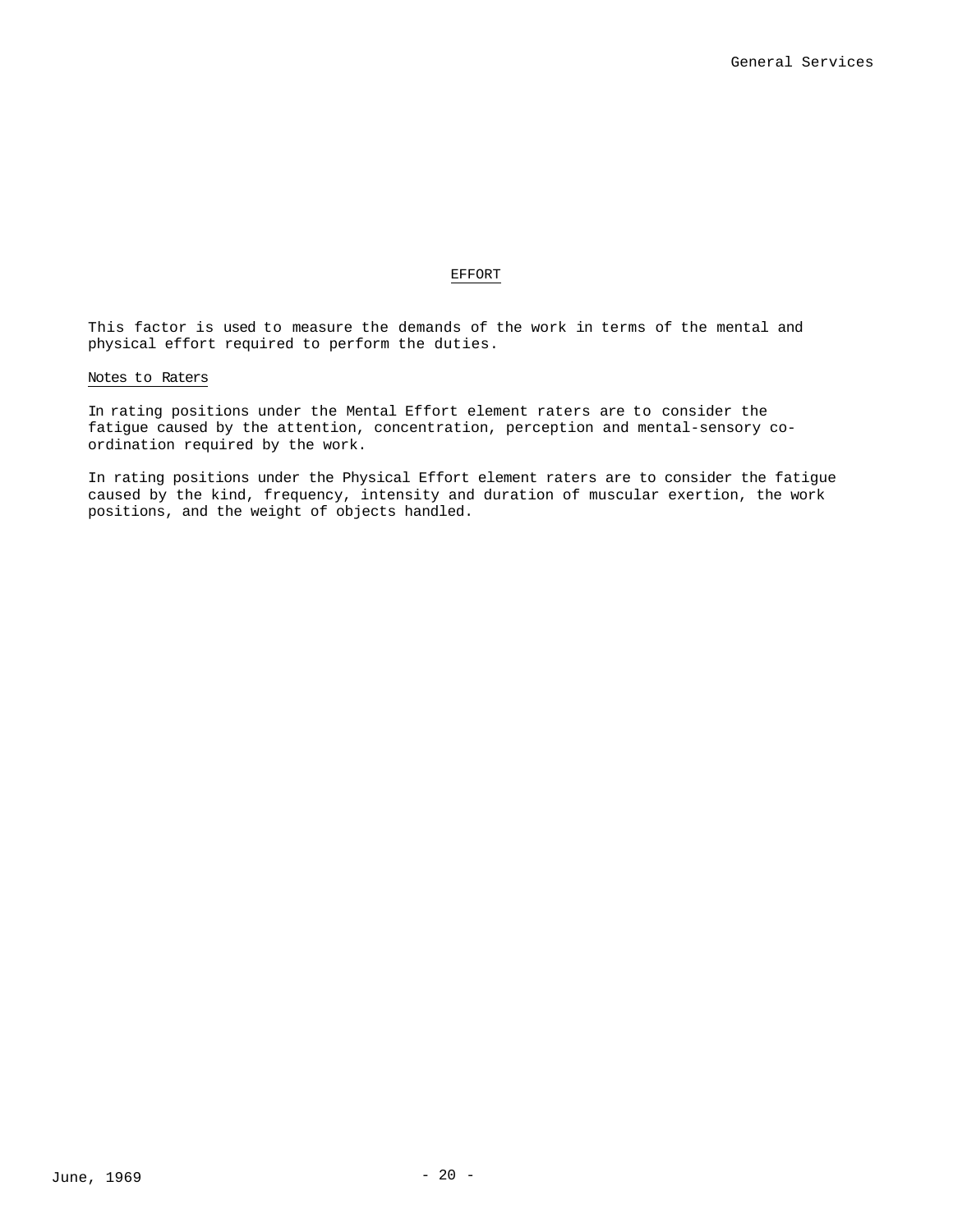## EFFORT

This factor is used to measure the demands of the work in terms of the mental and physical effort required to perform the duties.

### Notes to Raters

In rating positions under the Mental Effort element raters are to consider the fatigue caused by the attention, concentration, perception and mental-sensory co-ordination required by the work.

In rating positions under the Physical Effort element raters are to consider the fatigue caused by the kind, frequency, intensity and duration of muscular exertion, the work positions, and the weight of objects handled.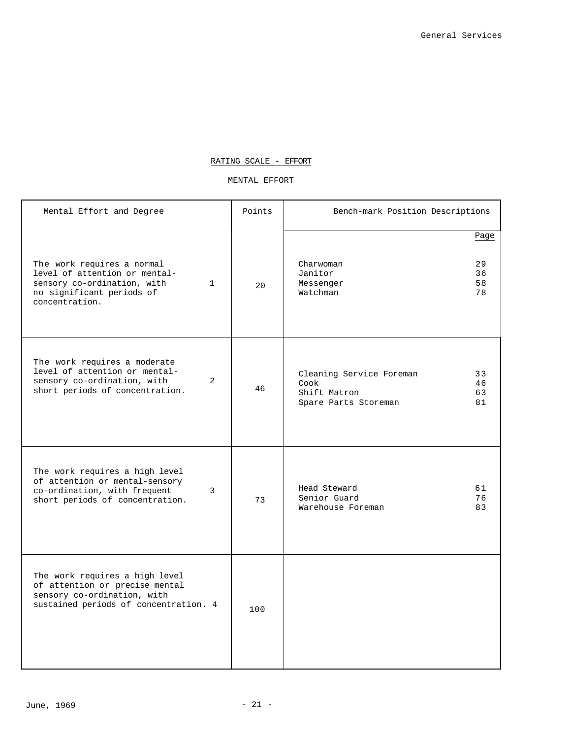## RATING SCALE - EFFORT

### MENTAL EFFORT

| Mental Effort and Degree | | Points | Bench-mark Position Descriptions | Page |
|---|---|---|---|---|
| The work requires a normal level of attention or mental-sensory co-ordination, with no significant periods of concentration. | 1 | 20 | Charwoman<br>Janitor<br>Messenger<br>Watchman | 29<br>36<br>58<br>78 |
| The work requires a moderate level of attention or mental-sensory co-ordination, with short periods of concentration. | 2 | 46 | Cleaning Service Foreman<br>Cook<br>Shift Matron<br>Spare Parts Storeman | 33<br>46<br>63<br>81 |
| The work requires a high level of attention or mental-sensory co-ordination, with frequent short periods of concentration. | 3 | 73 | Head Steward<br>Senior Guard<br>Warehouse Foreman | 61<br>76<br>83 |
| The work requires a high level of attention or precise mental sensory co-ordination, with sustained periods of concentration. | 4 | 100 | | |

June, 1969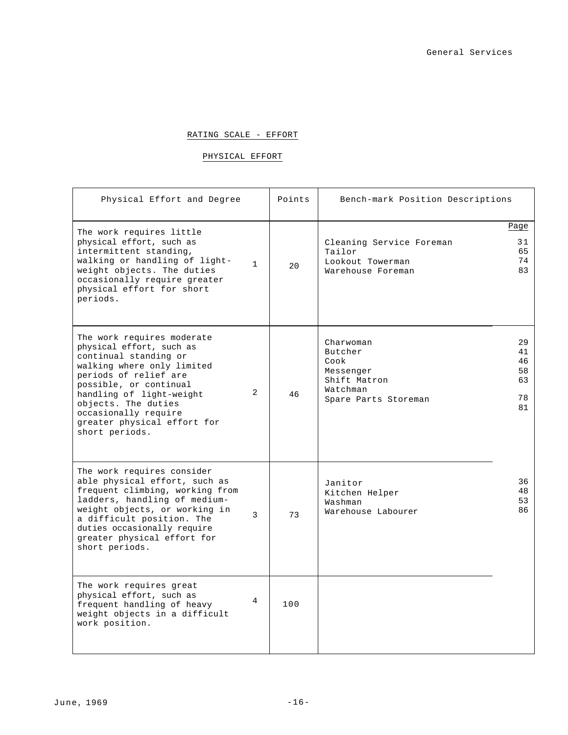## RATING SCALE - EFFORT

### PHYSICAL EFFORT

| Physical Effort and Degree | | Points | Bench-mark Position Descriptions | Page |
|---|---|---|---|---|
| The work requires little physical effort, such as intermittent standing, walking or handling of light-weight objects. The duties occasionally require greater physical effort for short periods. | 1 | 20 | Cleaning Service Foreman<br>Tailor<br>Lookout Towerman<br>Warehouse Foreman | 31<br>65<br>74<br>83 |
| The work requires moderate physical effort, such as continual standing or walking where only limited periods of relief are possible, or continual handling of light-weight objects. The duties occasionally require greater physical effort for short periods. | 2 | 46 | Charwoman<br>Butcher<br>Cook<br>Messenger<br>Shift Matron<br>Watchman<br>Spare Parts Storeman | 29<br>41<br>46<br>58<br>63<br>78<br>81 |
| The work requires considerable physical effort, such as frequent climbing, working from ladders, handling of medium-weight objects, or working in a difficult position. The duties occasionally require greater physical effort for short periods. | 3 | 73 | Janitor<br>Kitchen Helper<br>Washman<br>Warehouse Labourer | 36<br>48<br>53<br>86 |
| The work requires great physical effort, such as frequent handling of heavy weight objects in a difficult work position. | 4 | 100 | | |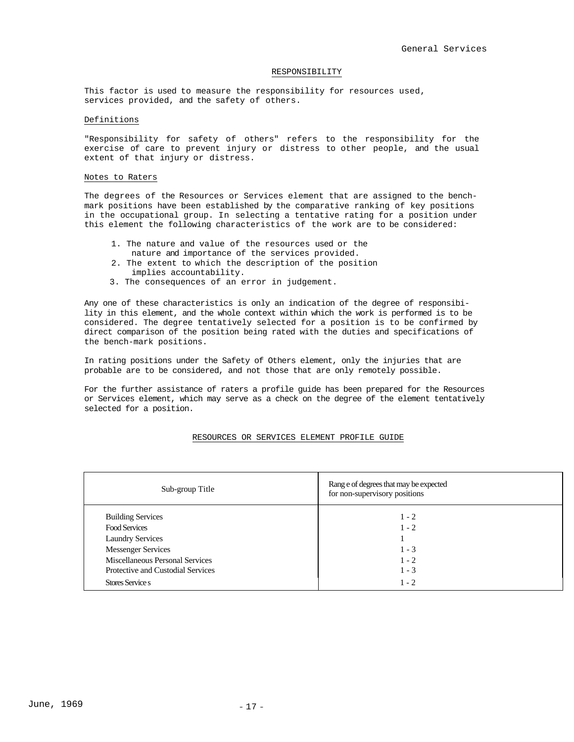## RESPONSIBILITY

This factor is used to measure the responsibility for resources used, services provided, and the safety of others.

### Definitions

"Responsibility for safety of others" refers to the responsibility for the exercise of care to prevent injury or distress to other people, and the usual extent of that injury or distress.

### Notes to Raters

The degrees of the Resources or Services element that are assigned to the bench-mark positions have been established by the comparative ranking of key positions in the occupational group. In selecting a tentative rating for a position under this element the following characteristics of the work are to be considered:

1. The nature and value of the resources used or the nature and importance of the services provided.
2. The extent to which the description of the position implies accountability.
3. The consequences of an error in judgement.

Any one of these characteristics is only an indication of the degree of responsibility in this element, and the whole context within which the work is performed is to be considered. The degree tentatively selected for a position is to be confirmed by direct comparison of the position being rated with the duties and specifications of the bench-mark positions.

In rating positions under the Safety of Others element, only the injuries that are probable are to be considered, and not those that are only remotely possible.

For the further assistance of raters a profile guide has been prepared for the Resources or Services element, which may serve as a check on the degree of the element tentatively selected for a position.

### RESOURCES OR SERVICES ELEMENT PROFILE GUIDE

| Sub-group Title | Range of degrees that may be expected for non-supervisory positions |
|---|---|
| Building Services | 1 - 2 |
| Food Services | 1 - 2 |
| Laundry Services | 1 |
| Messenger Services | 1 - 3 |
| Miscellaneous Personal Services | 1 - 2 |
| Protective and Custodial Services | 1 - 3 |
| Stores Services | 1 - 2 |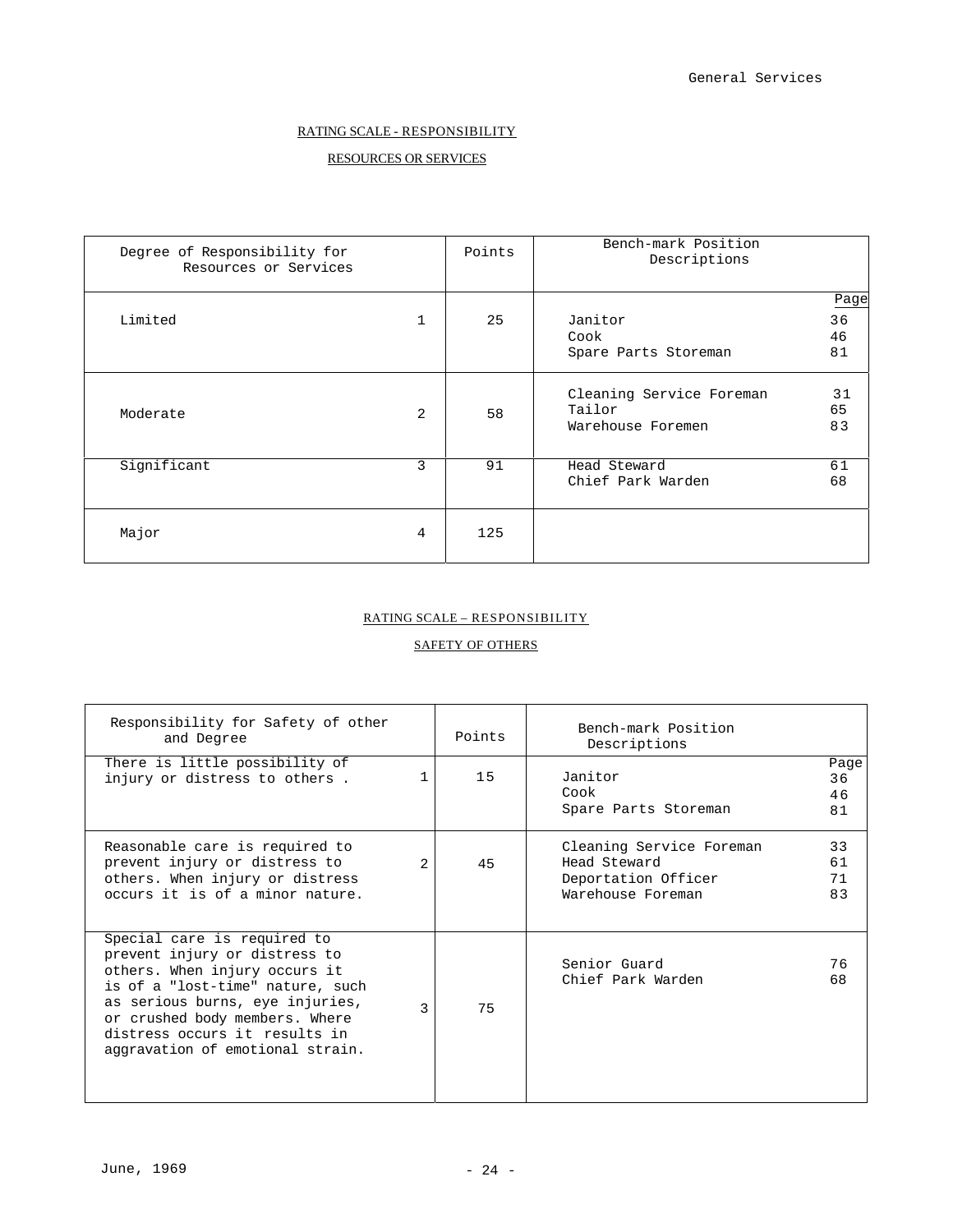## RATING SCALE - RESPONSIBILITY

### RESOURCES OR SERVICES

| Degree of Responsibility for Resources or Services | | Points | Bench-mark Position Descriptions | Page |
|---|---|---|---|---|
| Limited | 1 | 25 | Janitor<br>Cook<br>Spare Parts Storeman | 36<br>46<br>81 |
| Moderate | 2 | 58 | Cleaning Service Foreman<br>Tailor<br>Warehouse Foremen | 31<br>65<br>83 |
| Significant | 3 | 91 | Head Steward<br>Chief Park Warden | 61<br>68 |
| Major | 4 | 125 | | |

## RATING SCALE – RESPONSIBILITY

### SAFETY OF OTHERS

| Responsibility for Safety of other and Degree | | Points | Bench-mark Position Descriptions | Page |
|---|---|---|---|---|
| There is little possibility of injury or distress to others . | 1 | 15 | Janitor<br>Cook<br>Spare Parts Storeman | 36<br>46<br>81 |
| Reasonable care is required to prevent injury or distress to others. When injury or distress occurs it is of a minor nature. | 2 | 45 | Cleaning Service Foreman<br>Head Steward<br>Deportation Officer<br>Warehouse Foreman | 33<br>61<br>71<br>83 |
| Special care is required to prevent injury or distress to others. When injury occurs it is of a "lost-time" nature, such as serious burns, eye injuries, or crushed body members. Where distress occurs it results in aggravation of emotional strain. | 3 | 75 | Senior Guard<br>Chief Park Warden | 76<br>68 |

June, 1969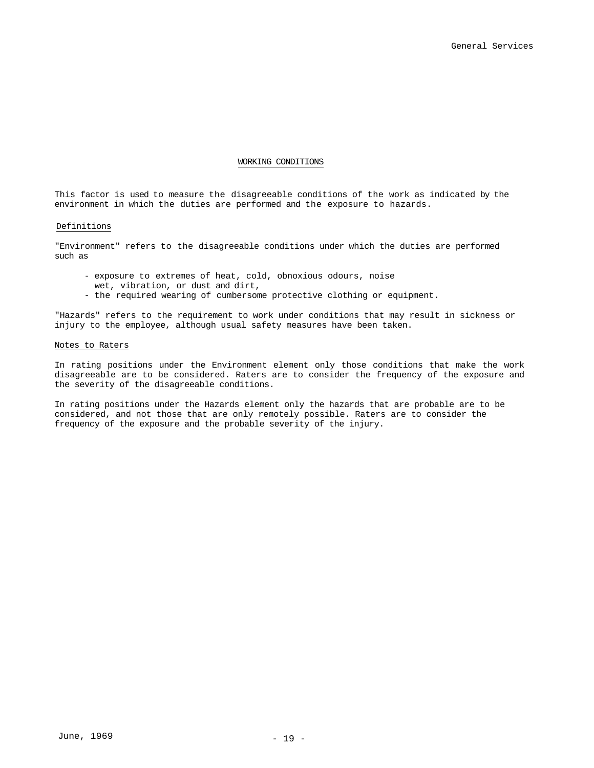## WORKING CONDITIONS

This factor is used to measure the disagreeable conditions of the work as indicated by the environment in which the duties are performed and the exposure to hazards.

### Definitions

"Environment" refers to the disagreeable conditions under which the duties are performed such as

- exposure to extremes of heat, cold, obnoxious odours, noise wet, vibration, or dust and dirt,
- the required wearing of cumbersome protective clothing or equipment.

"Hazards" refers to the requirement to work under conditions that may result in sickness or injury to the employee, although usual safety measures have been taken.

### Notes to Raters

In rating positions under the Environment element only those conditions that make the work disagreeable are to be considered. Raters are to consider the frequency of the exposure and the severity of the disagreeable conditions.

In rating positions under the Hazards element only the hazards that are probable are to be considered, and not those that are only remotely possible. Raters are to consider the frequency of the exposure and the probable severity of the injury.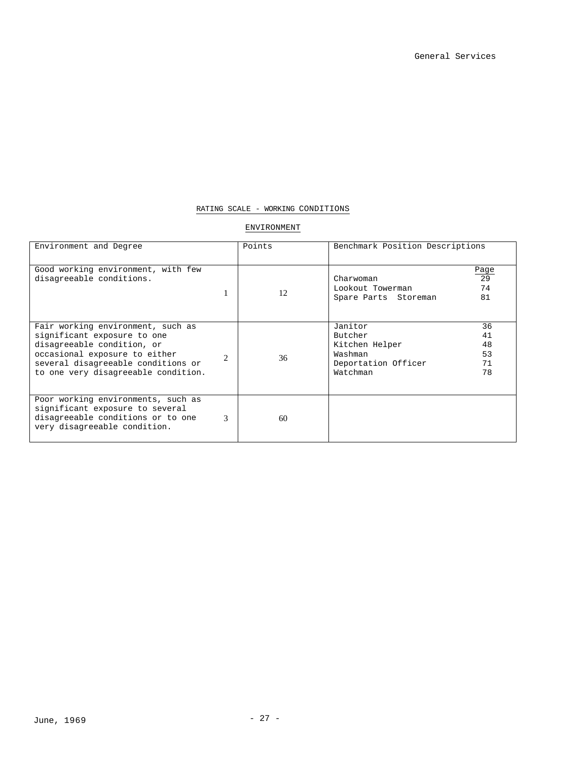## RATING SCALE - WORKING CONDITIONS

### ENVIRONMENT

| Environment and Degree | | Points | Benchmark Position Descriptions | Page |
|---|---|---|---|---|
| Good working environment, with few disagreeable conditions. | 1 | 12 | Charwoman<br>Lookout Towerman<br>Spare Parts Storeman | 29<br>74<br>81 |
| Fair working environment, such as significant exposure to one disagreeable condition, or occasional exposure to either several disagreeable conditions or to one very disagreeable condition. | 2 | 36 | Janitor<br>Butcher<br>Kitchen Helper<br>Washman<br>Deportation Officer<br>Watchman | 36<br>41<br>48<br>53<br>71<br>78 |
| Poor working environments, such as significant exposure to several disagreeable conditions or to one very disagreeable condition. | 3 | 60 | | |

June, 1969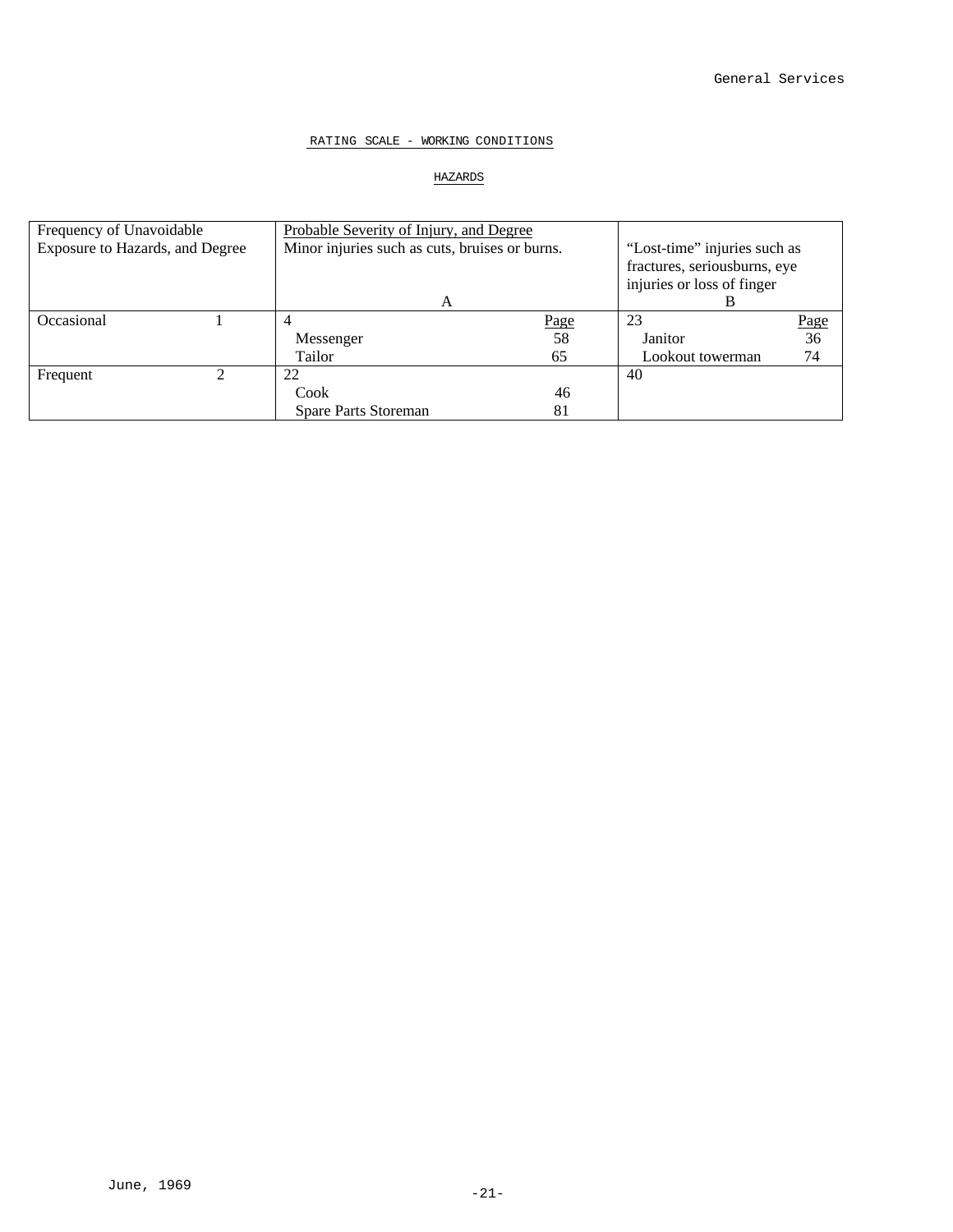## RATING SCALE - WORKING CONDITIONS

### HAZARDS

| Frequency of Unavoidable Exposure to Hazards, and Degree | | Probable Severity of Injury, and Degree<br>Minor injuries such as cuts, bruises or burns.<br>A | | "Lost-time" injuries such as fractures, seriousburns, eye injuries or loss of finger<br>B | |
|---|---|---|---|---|---|
| Occasional | 1 | 4 | Page | 23 | Page |
| | | Messenger | 58 | Janitor | 36 |
| | | Tailor | 65 | Lookout towerman | 74 |
| Frequent | 2 | 22 | | 40 | |
| | | Cook | 46 | | |
| | | Spare Parts Storeman | 81 | | |

June, 1969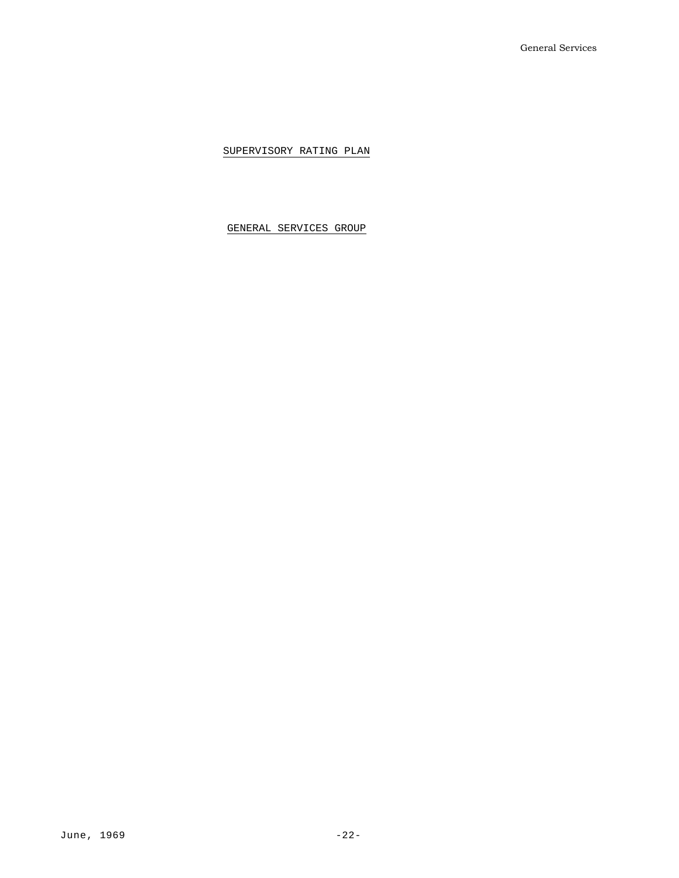# SUPERVISORY RATING PLAN

## GENERAL SERVICES GROUP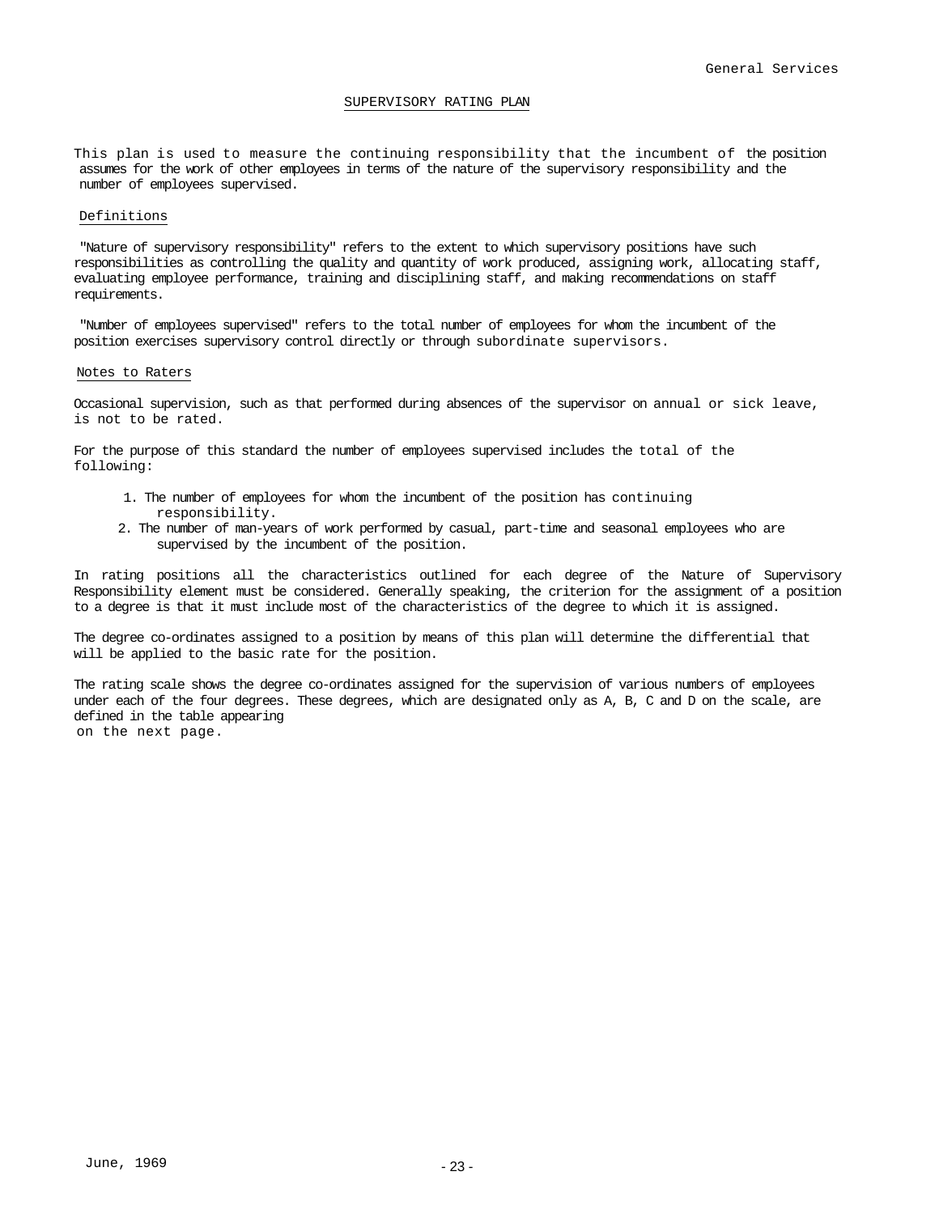## SUPERVISORY RATING PLAN

This plan is used to measure the continuing responsibility that the incumbent of the position assumes for the work of other employees in terms of the nature of the supervisory responsibility and the number of employees supervised.

### Definitions

"Nature of supervisory responsibility" refers to the extent to which supervisory positions have such responsibilities as controlling the quality and quantity of work produced, assigning work, allocating staff, evaluating employee performance, training and disciplining staff, and making recommendations on staff requirements.

"Number of employees supervised" refers to the total number of employees for whom the incumbent of the position exercises supervisory control directly or through subordinate supervisors.

### Notes to Raters

Occasional supervision, such as that performed during absences of the supervisor on annual or sick leave, is not to be rated.

For the purpose of this standard the number of employees supervised includes the total of the following:

1. The number of employees for whom the incumbent of the position has continuing responsibility.
2. The number of man-years of work performed by casual, part-time and seasonal employees who are supervised by the incumbent of the position.

In rating positions all the characteristics outlined for each degree of the Nature of Supervisory Responsibility element must be considered. Generally speaking, the criterion for the assignment of a position to a degree is that it must include most of the characteristics of the degree to which it is assigned.

The degree co-ordinates assigned to a position by means of this plan will determine the differential that will be applied to the basic rate for the position.

The rating scale shows the degree co-ordinates assigned for the supervision of various numbers of employees under each of the four degrees. These degrees, which are designated only as A, B, C and D on the scale, are defined in the table appearing on the next page.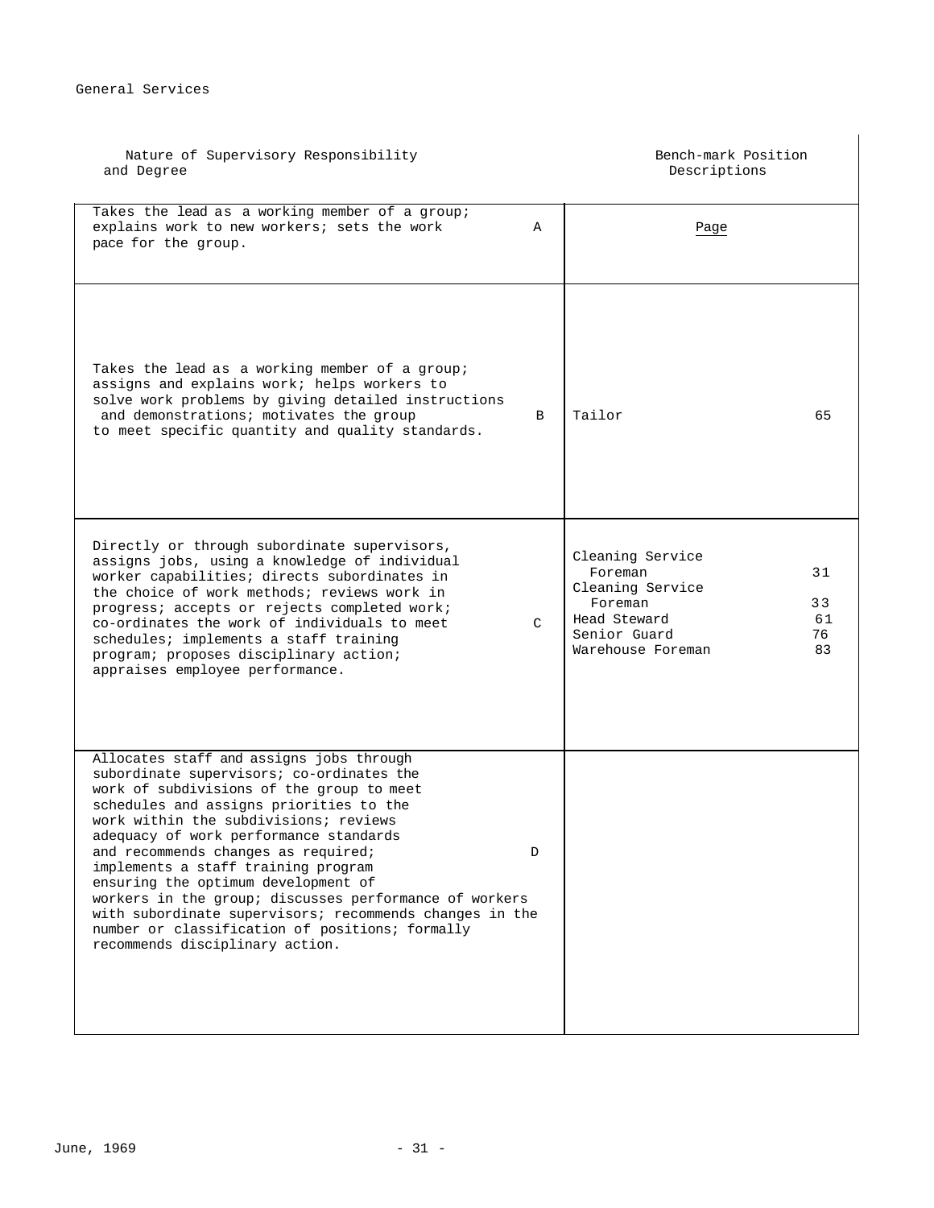General Services

| Nature of Supervisory Responsibility and Degree | | Bench-mark Position Descriptions | |
|---|---|---|---|
| Takes the lead as a working member of a group; explains work to new workers; sets the work pace for the group. | A | | Page |
| Takes the lead as a working member of a group; assigns and explains work; helps workers to solve work problems by giving detailed instructions and demonstrations; motivates the group to meet specific quantity and quality standards. | B | Tailor | 65 |
| Directly or through subordinate supervisors, assigns jobs, using a knowledge of individual worker capabilities; directs subordinates in the choice of work methods; reviews work in progress; accepts or rejects completed work; co-ordinates the work of individuals to meet schedules; implements a staff training program; proposes disciplinary action; appraises employee performance. | C | Cleaning Service Foreman<br>Cleaning Service Foreman<br>Head Steward<br>Senior Guard<br>Warehouse Foreman | 31<br>33<br>61<br>76<br>83 |
| Allocates staff and assigns jobs through subordinate supervisors; co-ordinates the work of subdivisions of the group to meet schedules and assigns priorities to the work within the subdivisions; reviews adequacy of work performance standards and recommends changes as required; implements a staff training program ensuring the optimum development of workers in the group; discusses performance of workers with subordinate supervisors; recommends changes in the number or classification of positions; formally recommends disciplinary action. | D | | |

June, 1969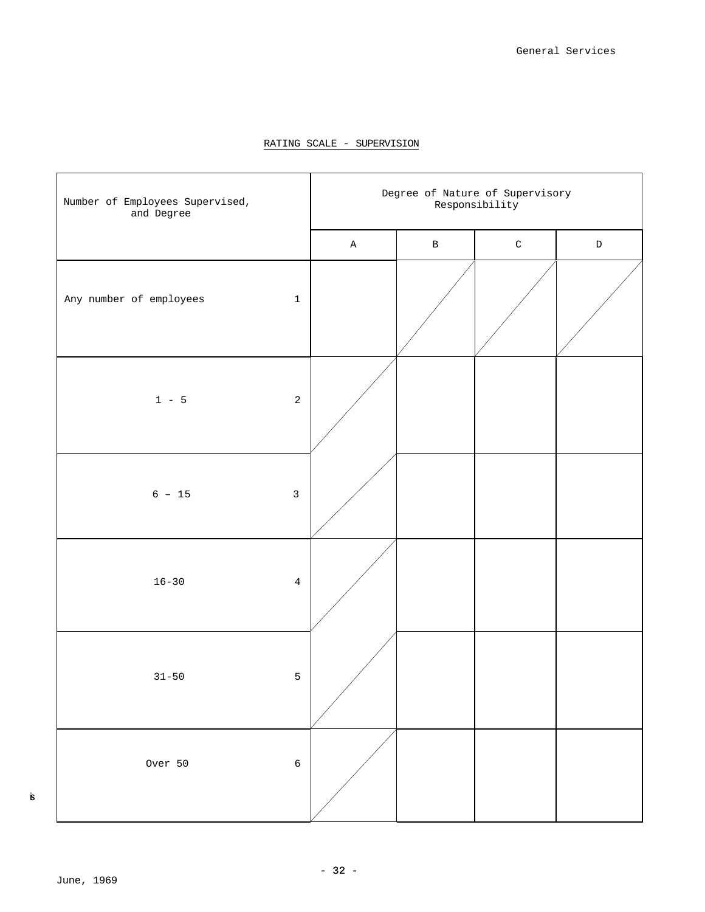RATING SCALE - SUPERVISION

| Number of Employees Supervised, and Degree | | Degree of Nature of Supervisory Responsibility | | | |
|---|---|---|---|---|---|
| | | A | B | C | D |
| Any number of employees | 1 | | | | |
| 1 - 5 | 2 | | | | |
| 6 – 15 | 3 | | | | |
| 16-30 | 4 | | | | |
| 31-50 | 5 | | | | |
| Over 50 | 6 | | | | |

June, 1969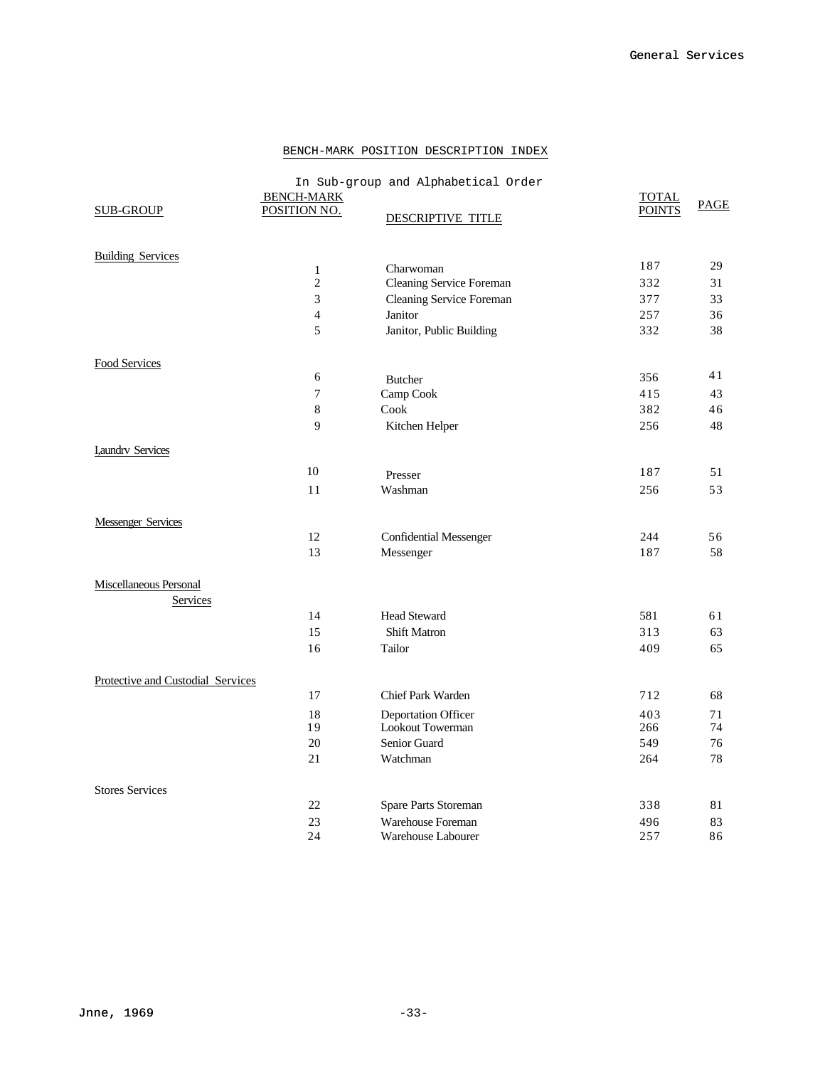## BENCH-MARK POSITION DESCRIPTION INDEX

In Sub-group and Alphabetical Order

| SUB-GROUP | BENCH-MARK POSITION NO. | DESCRIPTIVE TITLE | TOTAL POINTS | PAGE |
|---|---|---|---|---|
| Building Services | | | | |
| | 1 | Charwoman | 187 | 29 |
| | 2 | Cleaning Service Foreman | 332 | 31 |
| | 3 | Cleaning Service Foreman | 377 | 33 |
| | 4 | Janitor | 257 | 36 |
| | 5 | Janitor, Public Building | 332 | 38 |
| Food Services | | | | |
| | 6 | Butcher | 356 | 41 |
| | 7 | Camp Cook | 415 | 43 |
| | 8 | Cook | 382 | 46 |
| | 9 | Kitchen Helper | 256 | 48 |
| I,aundrv Services | | | | |
| | 10 | Presser | 187 | 51 |
| | 11 | Washman | 256 | 53 |
| Messenger Services | | | | |
| | 12 | Confidential Messenger | 244 | 56 |
| | 13 | Messenger | 187 | 58 |
| Miscellaneous Personal Services | | | | |
| | 14 | Head Steward | 581 | 61 |
| | 15 | Shift Matron | 313 | 63 |
| | 16 | Tailor | 409 | 65 |
| Protective and Custodial Services | | | | |
| | 17 | Chief Park Warden | 712 | 68 |
| | 18 | Deportation Officer | 403 | 71 |
| | 19 | Lookout Towerman | 266 | 74 |
| | 20 | Senior Guard | 549 | 76 |
| | 21 | Watchman | 264 | 78 |
| Stores Services | | | | |
| | 22 | Spare Parts Storeman | 338 | 81 |
| | 23 | Warehouse Foreman | 496 | 83 |
| | 24 | Warehouse Labourer | 257 | 86 |

Jnne, 1969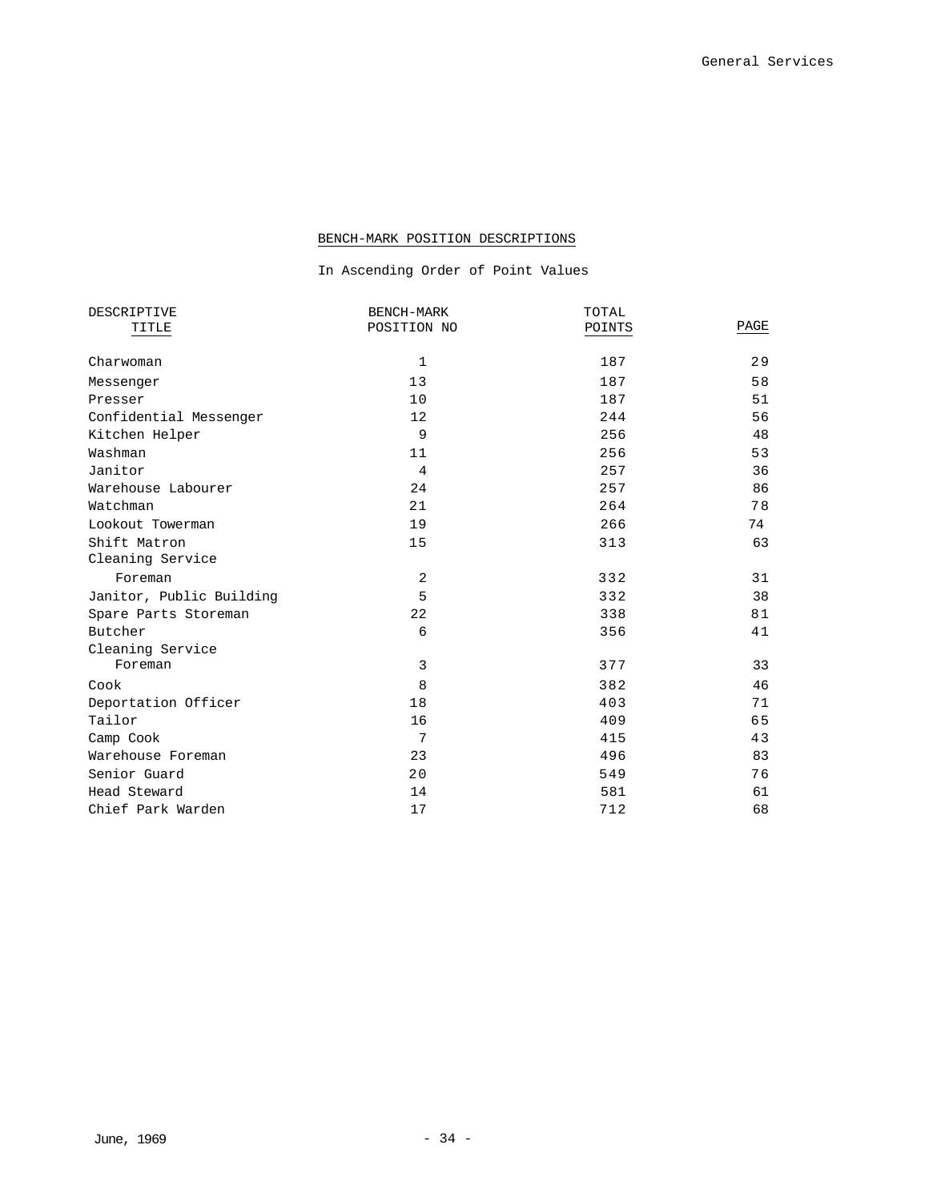## BENCH-MARK POSITION DESCRIPTIONS

In Ascending Order of Point Values

| DESCRIPTIVE TITLE | BENCH-MARK POSITION NO | TOTAL POINTS | PAGE |
|---|---|---|---|
| Charwoman | 1 | 187 | 29 |
| Messenger | 13 | 187 | 58 |
| Presser | 10 | 187 | 51 |
| Confidential Messenger | 12 | 244 | 56 |
| Kitchen Helper | 9 | 256 | 48 |
| Washman | 11 | 256 | 53 |
| Janitor | 4 | 257 | 36 |
| Warehouse Labourer | 24 | 257 | 86 |
| Watchman | 21 | 264 | 78 |
| Lookout Towerman | 19 | 266 | 74 |
| Shift Matron | 15 | 313 | 63 |
| Cleaning Service Foreman | 2 | 332 | 31 |
| Janitor, Public Building | 5 | 332 | 38 |
| Spare Parts Storeman | 22 | 338 | 81 |
| Butcher | 6 | 356 | 41 |
| Cleaning Service Foreman | 3 | 377 | 33 |
| Cook | 8 | 382 | 46 |
| Deportation Officer | 18 | 403 | 71 |
| Tailor | 16 | 409 | 65 |
| Camp Cook | 7 | 415 | 43 |
| Warehouse Foreman | 23 | 496 | 83 |
| Senior Guard | 20 | 549 | 76 |
| Head Steward | 14 | 581 | 61 |
| Chief Park Warden | 17 | 712 | 68 |

June, 1969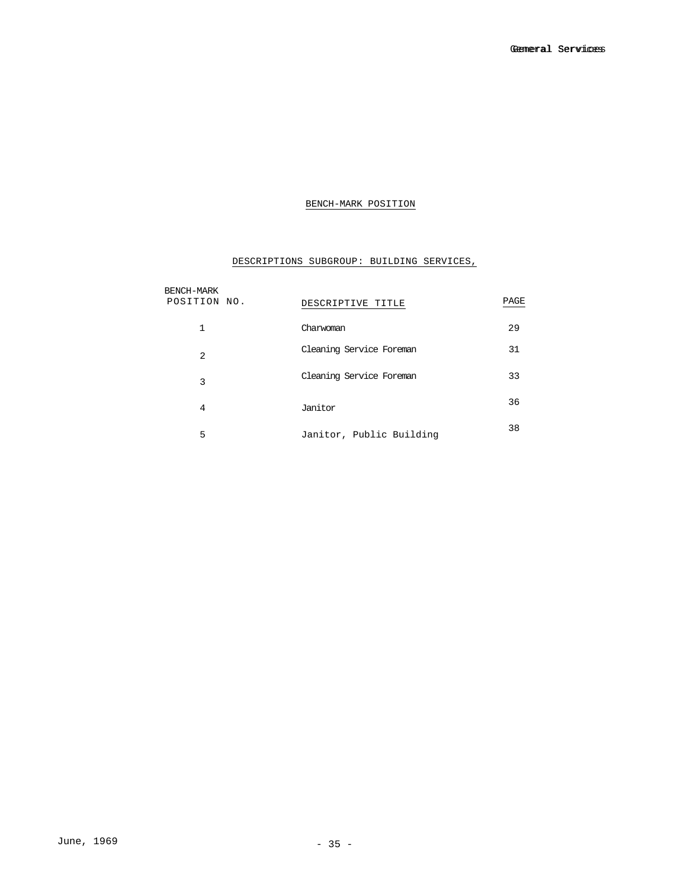## BENCH-MARK POSITION

## DESCRIPTIONS SUBGROUP: BUILDING SERVICES,

| BENCH-MARK POSITION NO. | DESCRIPTIVE TITLE | PAGE |
|---|---|---|
| 1 | Charwoman | 29 |
| 2 | Cleaning Service Foreman | 31 |
| 3 | Cleaning Service Foreman | 33 |
| 4 | Janitor | 36 |
| 5 | Janitor, Public Building | 38 |

June, 1969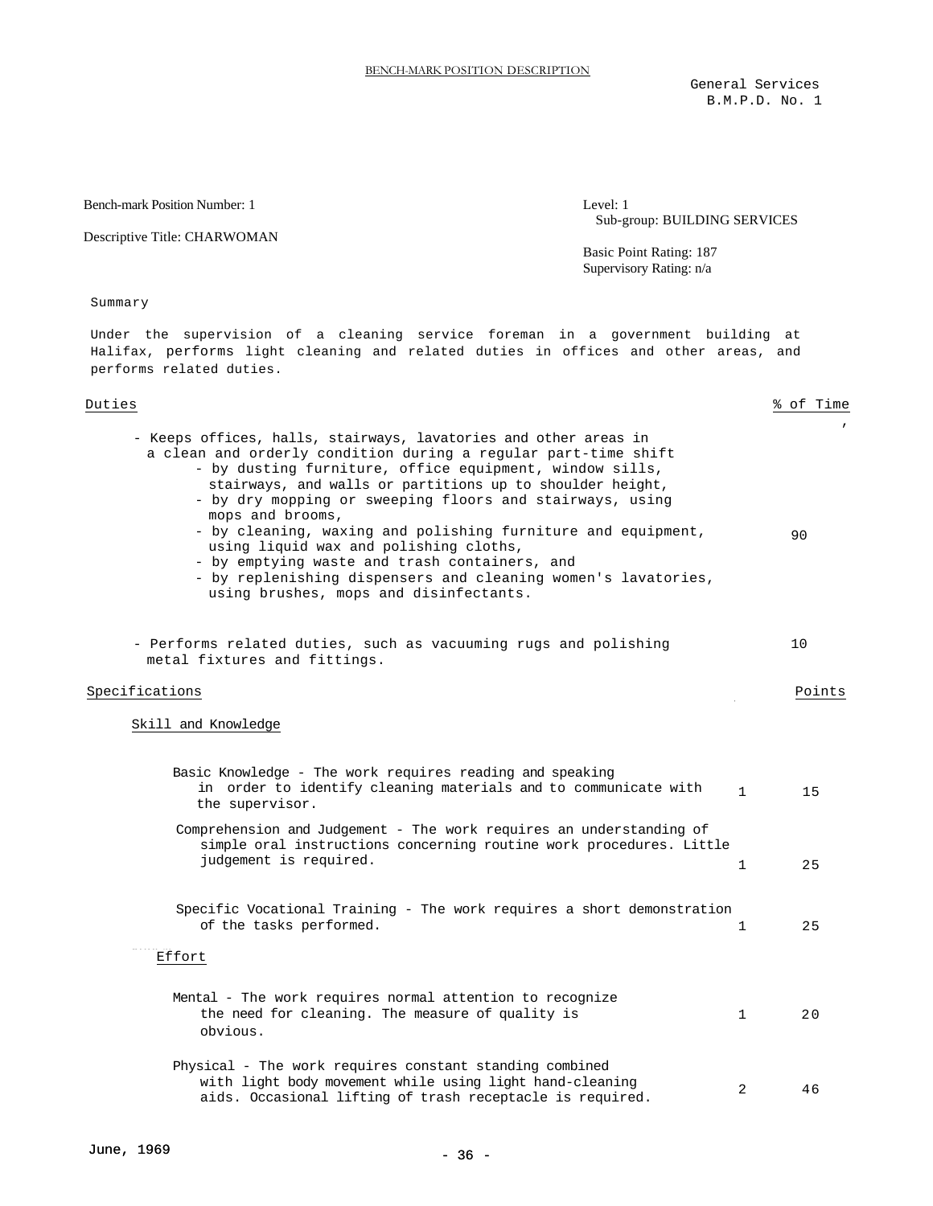BENCH-MARK POSITION DESCRIPTION

General Services
B.M.P.D. No. 1

Bench-mark Position Number: 1

Descriptive Title: CHARWOMAN

Level: 1
Sub-group: BUILDING SERVICES

Basic Point Rating: 187
Supervisory Rating: n/a

## Summary

Under the supervision of a cleaning service foreman in a government building at Halifax, performs light cleaning and related duties in offices and other areas, and performs related duties.

| Duties | % of Time |
|---|---|
| - Keeps offices, halls, stairways, lavatories and other areas in a clean and orderly condition during a regular part-time shift<br>- by dusting furniture, office equipment, window sills, stairways, and walls or partitions up to shoulder height,<br>- by dry mopping or sweeping floors and stairways, using mops and brooms,<br>- by cleaning, waxing and polishing furniture and equipment, using liquid wax and polishing cloths,<br>- by emptying waste and trash containers, and<br>- by replenishing dispensers and cleaning women's lavatories, using brushes, mops and disinfectants. | 90 |
| - Performs related duties, such as vacuuming rugs and polishing metal fixtures and fittings. | 10 |

| Specifications | | Points |
|---|---|---|
| **Skill and Knowledge** | | |
| Basic Knowledge - The work requires reading and speaking in order to identify cleaning materials and to communicate with the supervisor. | 1 | 15 |
| Comprehension and Judgement - The work requires an understanding of simple oral instructions concerning routine work procedures. Little judgement is required. | 1 | 25 |
| Specific Vocational Training - The work requires a short demonstration of the tasks performed. | 1 | 25 |
| **Effort** | | |
| Mental - The work requires normal attention to recognize the need for cleaning. The measure of quality is obvious. | 1 | 20 |
| Physical - The work requires constant standing combined with light body movement while using light hand-cleaning aids. Occasional lifting of trash receptacle is required. | 2 | 46 |

June, 1969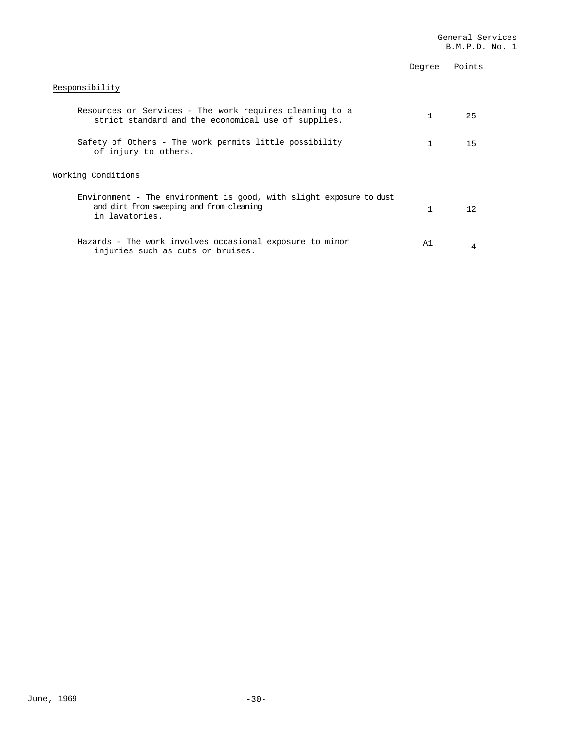| | Degree | Points |
|---|---|---|
| **Responsibility** | | |
| Resources or Services - The work requires cleaning to a strict standard and the economical use of supplies. | 1 | 25 |
| Safety of Others - The work permits little possibility of injury to others. | 1 | 15 |
| **Working Conditions** | | |
| Environment - The environment is good, with slight exposure to dust and dirt from sweeping and from cleaning in lavatories. | 1 | 12 |
| Hazards - The work involves occasional exposure to minor injuries such as cuts or bruises. | A1 | 4 |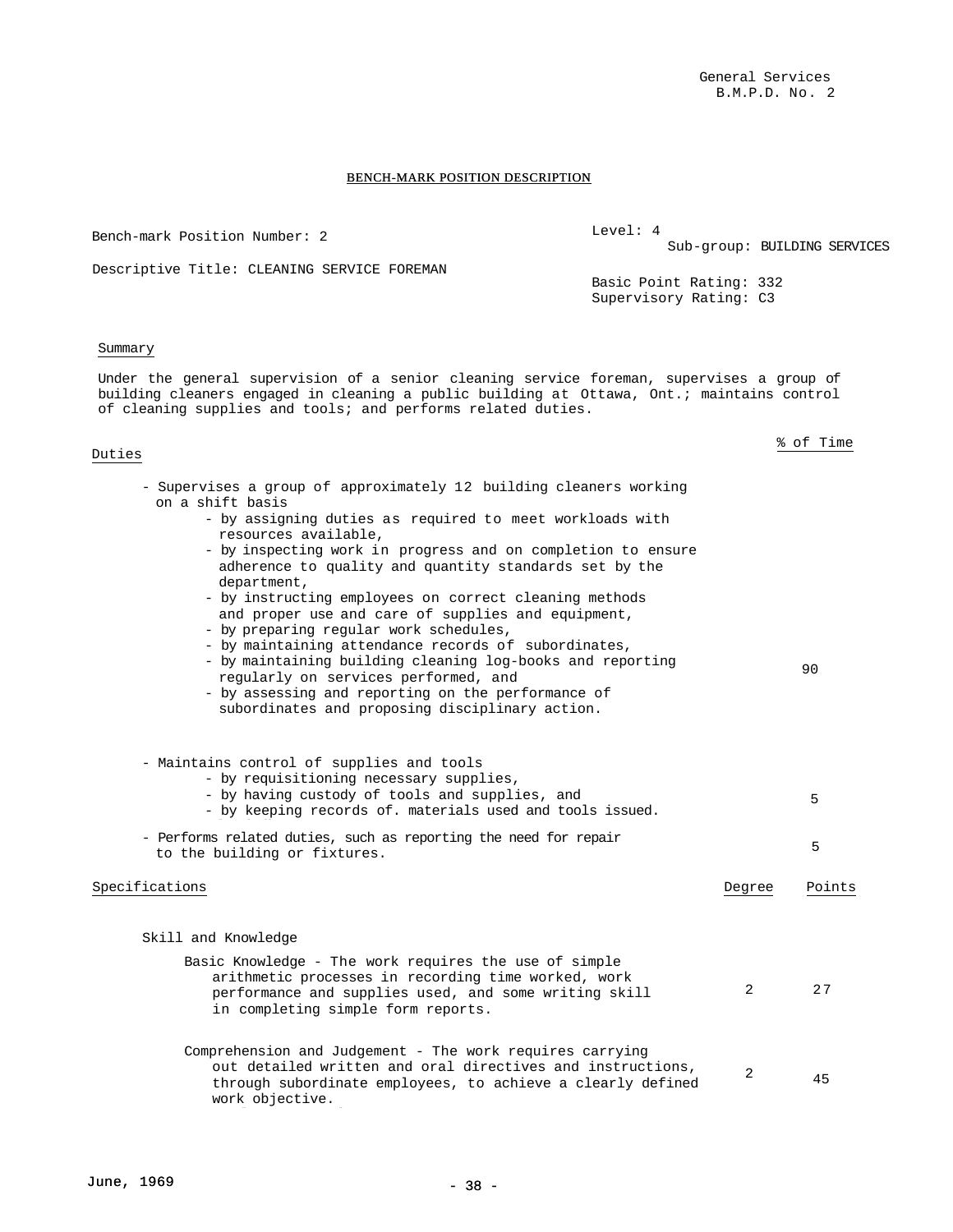General Services
B.M.P.D. No. 2

## BENCH-MARK POSITION DESCRIPTION

Bench-mark Position Number: 2

Level: 4

Sub-group: BUILDING SERVICES

Descriptive Title: CLEANING SERVICE FOREMAN

Basic Point Rating: 332
Supervisory Rating: C3

### Summary

Under the general supervision of a senior cleaning service foreman, supervises a group of building cleaners engaged in cleaning a public building at Ottawa, Ont.; maintains control of cleaning supplies and tools; and performs related duties.

| Duties | % of Time |
|---|---|
| - Supervises a group of approximately 12 building cleaners working on a shift basis<br>- by assigning duties as required to meet workloads with resources available,<br>- by inspecting work in progress and on completion to ensure adherence to quality and quantity standards set by the department,<br>- by instructing employees on correct cleaning methods and proper use and care of supplies and equipment,<br>- by preparing regular work schedules,<br>- by maintaining attendance records of subordinates,<br>- by maintaining building cleaning log-books and reporting regularly on services performed, and<br>- by assessing and reporting on the performance of subordinates and proposing disciplinary action. | 90 |
| - Maintains control of supplies and tools<br>- by requisitioning necessary supplies,<br>- by having custody of tools and supplies, and<br>- by keeping records of. materials used and tools issued. | 5 |
| - Performs related duties, such as reporting the need for repair to the building or fixtures. | 5 |

| Specifications | Degree | Points |
|---|---|---|
| **Skill and Knowledge** | | |
| Basic Knowledge - The work requires the use of simple arithmetic processes in recording time worked, work performance and supplies used, and some writing skill in completing simple form reports. | 2 | 27 |
| Comprehension and Judgement - The work requires carrying out detailed written and oral directives and instructions, through subordinate employees, to achieve a clearly defined work objective. | 2 | 45 |

June, 1969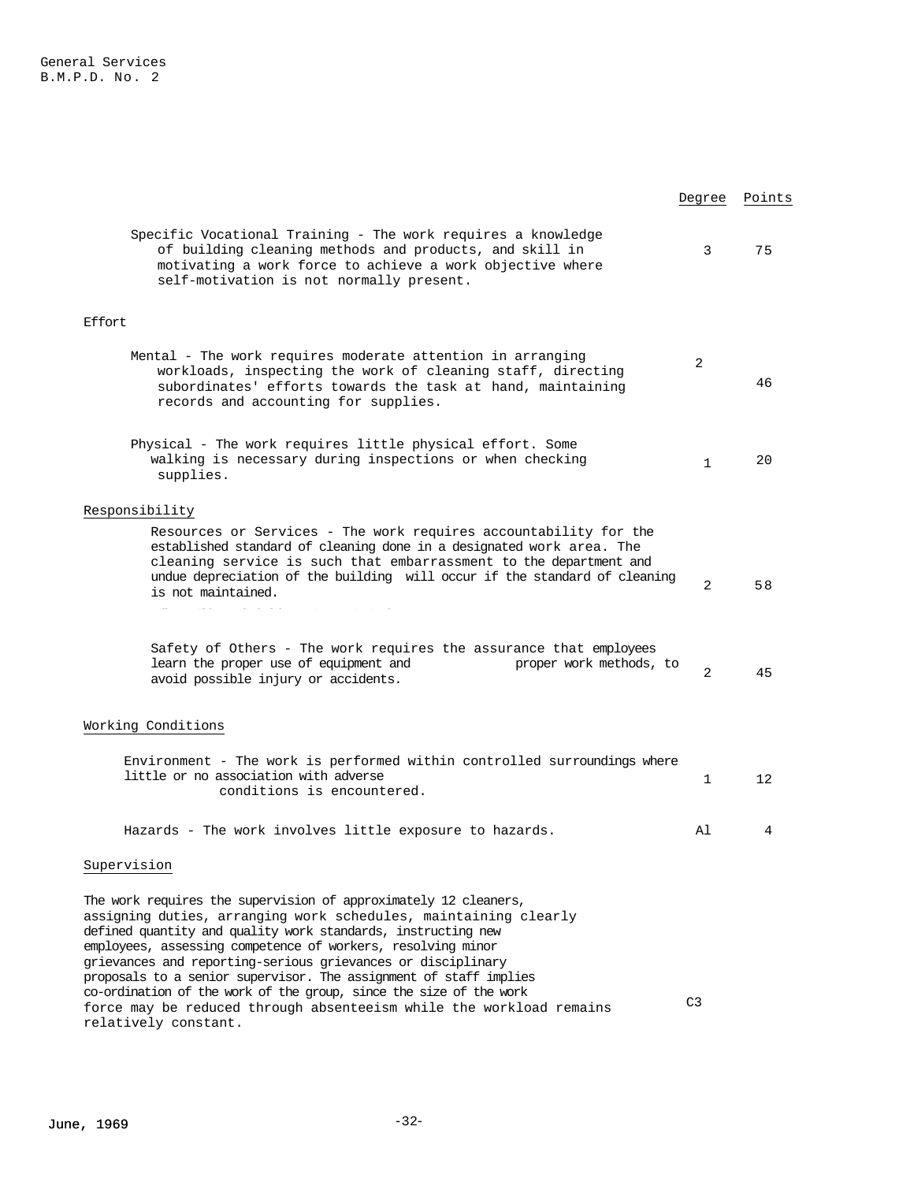| | Degree | Points |
|---|---|---|
| Specific Vocational Training - The work requires a knowledge of building cleaning methods and products, and skill in motivating a work force to achieve a work objective where self-motivation is not normally present. | 3 | 75 |
| **Effort** | | |
| Mental - The work requires moderate attention in arranging workloads, inspecting the work of cleaning staff, directing subordinates' efforts towards the task at hand, maintaining records and accounting for supplies. | 2 | 46 |
| Physical - The work requires little physical effort. Some walking is necessary during inspections or when checking supplies. | 1 | 20 |
| **Responsibility** | | |
| Resources or Services - The work requires accountability for the established standard of cleaning done in a designated work area. The cleaning service is such that embarrassment to the department and undue depreciation of the building will occur if the standard of cleaning is not maintained. | 2 | 58 |
| Safety of Others - The work requires the assurance that employees learn the proper use of equipment and proper work methods, to avoid possible injury or accidents. | 2 | 45 |
| **Working Conditions** | | |
| Environment - The work is performed within controlled surroundings where little or no association with adverse conditions is encountered. | 1 | 12 |
| Hazards - The work involves little exposure to hazards. | A1 | 4 |
| **Supervision** | | |
| The work requires the supervision of approximately 12 cleaners, assigning duties, arranging work schedules, maintaining clearly defined quantity and quality work standards, instructing new employees, assessing competence of workers, resolving minor grievances and reporting-serious grievances or disciplinary proposals to a senior supervisor. The assignment of staff implies co-ordination of the work of the group, since the size of the work force may be reduced through absenteeism while the workload remains relatively constant. | C3 | |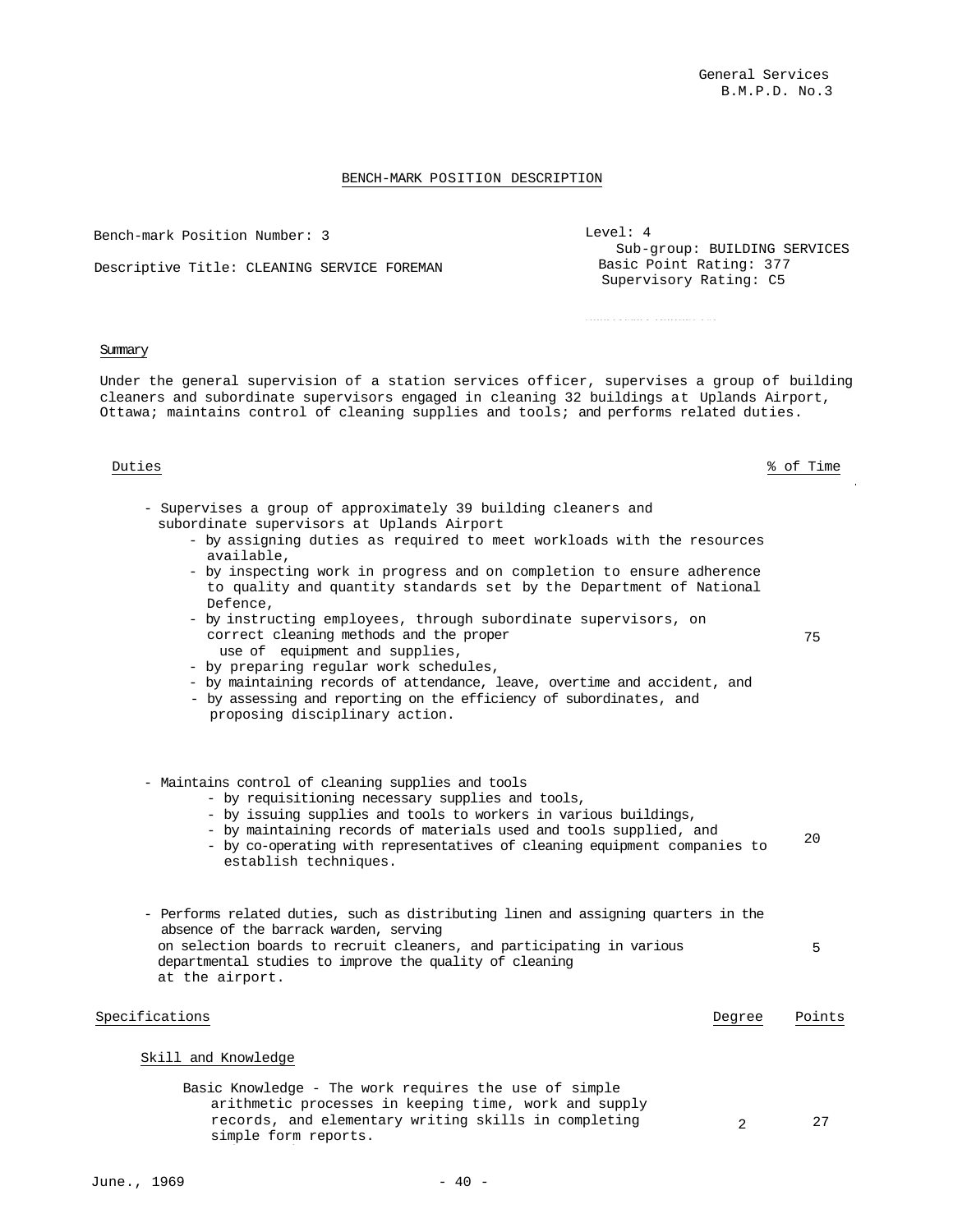General Services
B.M.P.D. No.3

## BENCH-MARK POSITION DESCRIPTION

Bench-mark Position Number: 3

Descriptive Title: CLEANING SERVICE FOREMAN

Level: 4
Sub-group: BUILDING SERVICES
Basic Point Rating: 377
Supervisory Rating: C5

### Summary

Under the general supervision of a station services officer, supervises a group of building cleaners and subordinate supervisors engaged in cleaning 32 buildings at Uplands Airport, Ottawa; maintains control of cleaning supplies and tools; and performs related duties.

| Duties | % of Time |
|---|---|
| - Supervises a group of approximately 39 building cleaners and subordinate supervisors at Uplands Airport<br>- by assigning duties as required to meet workloads with the resources available,<br>- by inspecting work in progress and on completion to ensure adherence to quality and quantity standards set by the Department of National Defence,<br>- by instructing employees, through subordinate supervisors, on correct cleaning methods and the proper use of equipment and supplies,<br>- by preparing regular work schedules,<br>- by maintaining records of attendance, leave, overtime and accident, and<br>- by assessing and reporting on the efficiency of subordinates, and proposing disciplinary action. | 75 |
| - Maintains control of cleaning supplies and tools<br>- by requisitioning necessary supplies and tools,<br>- by issuing supplies and tools to workers in various buildings,<br>- by maintaining records of materials used and tools supplied, and<br>- by co-operating with representatives of cleaning equipment companies to establish techniques. | 20 |
| - Performs related duties, such as distributing linen and assigning quarters in the absence of the barrack warden, serving on selection boards to recruit cleaners, and participating in various departmental studies to improve the quality of cleaning at the airport. | 5 |

| Specifications | Degree | Points |
|---|---|---|
| **Skill and Knowledge** | | |
| Basic Knowledge - The work requires the use of simple arithmetic processes in keeping time, work and supply records, and elementary writing skills in completing simple form reports. | 2 | 27 |

June., 1969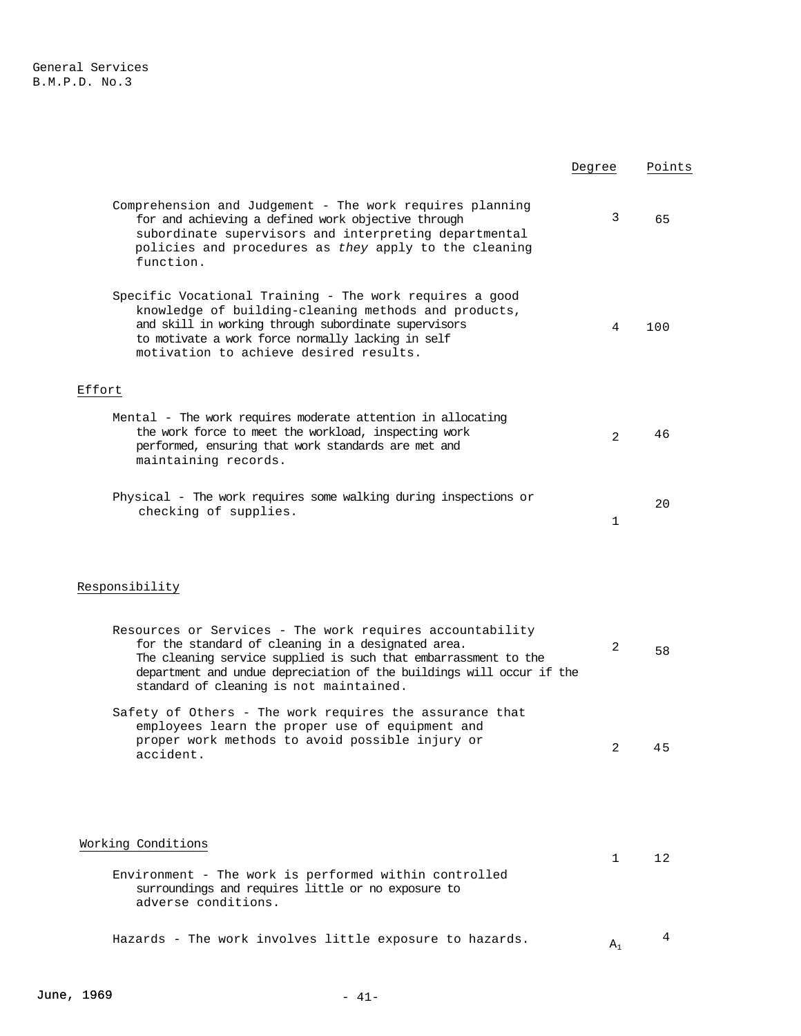| | Degree | Points |
|---|---|---|
| Comprehension and Judgement - The work requires planning for and achieving a defined work objective through subordinate supervisors and interpreting departmental policies and procedures as *they* apply to the cleaning function. | 3 | 65 |
| Specific Vocational Training - The work requires a good knowledge of building-cleaning methods and products, and skill in working through subordinate supervisors to motivate a work force normally lacking in self motivation to achieve desired results. | 4 | 100 |
| **Effort** | | |
| Mental - The work requires moderate attention in allocating the work force to meet the workload, inspecting work performed, ensuring that work standards are met and maintaining records. | 2 | 46 |
| Physical - The work requires some walking during inspections or checking of supplies. | 1 | 20 |
| **Responsibility** | | |
| Resources or Services - The work requires accountability for the standard of cleaning in a designated area. The cleaning service supplied is such that embarrassment to the department and undue depreciation of the buildings will occur if the standard of cleaning is not maintained. | 2 | 58 |
| Safety of Others - The work requires the assurance that employees learn the proper use of equipment and proper work methods to avoid possible injury or accident. | 2 | 45 |
| **Working Conditions** | | |
| Environment - The work is performed within controlled surroundings and requires little or no exposure to adverse conditions. | 1 | 12 |
| Hazards - The work involves little exposure to hazards. | $A_1$ | 4 |

June, 1969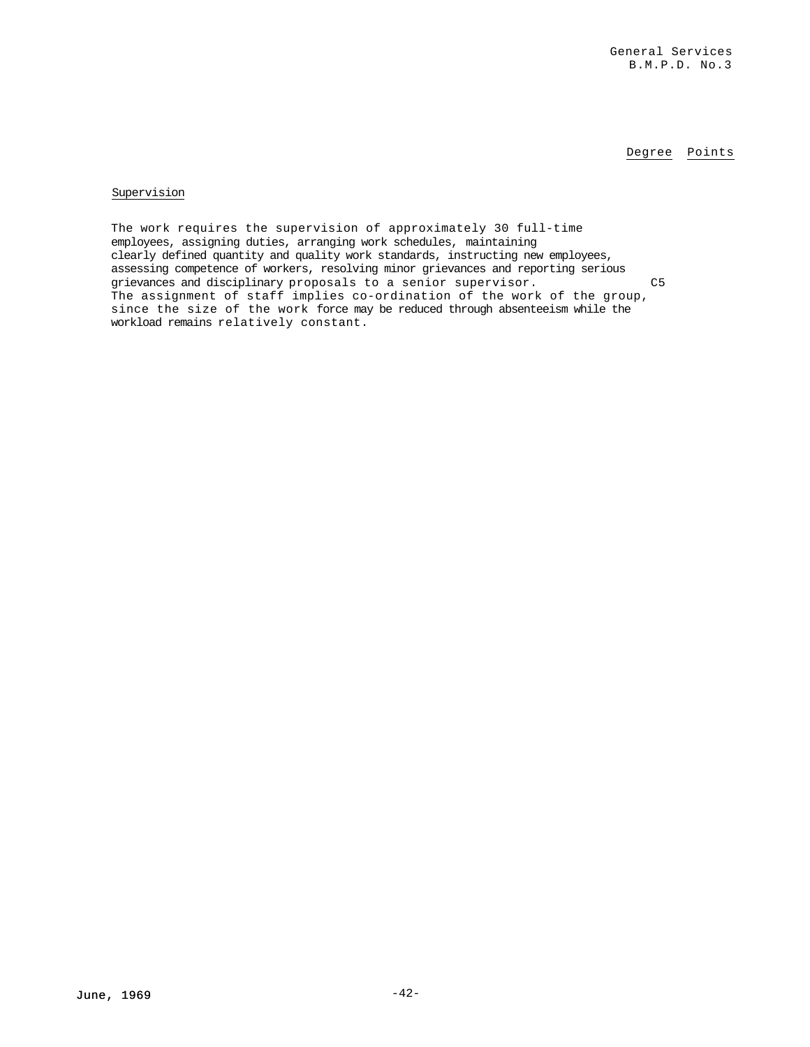| | Degree | Points |
|---|---|---|
| **Supervision** | | |
| The work requires the supervision of approximately 30 full-time employees, assigning duties, arranging work schedules, maintaining clearly defined quantity and quality work standards, instructing new employees, assessing competence of workers, resolving minor grievances and reporting serious grievances and disciplinary proposals to a senior supervisor. The assignment of staff implies co-ordination of the work of the group, since the size of the work force may be reduced through absenteeism while the workload remains relatively constant. | C5 | |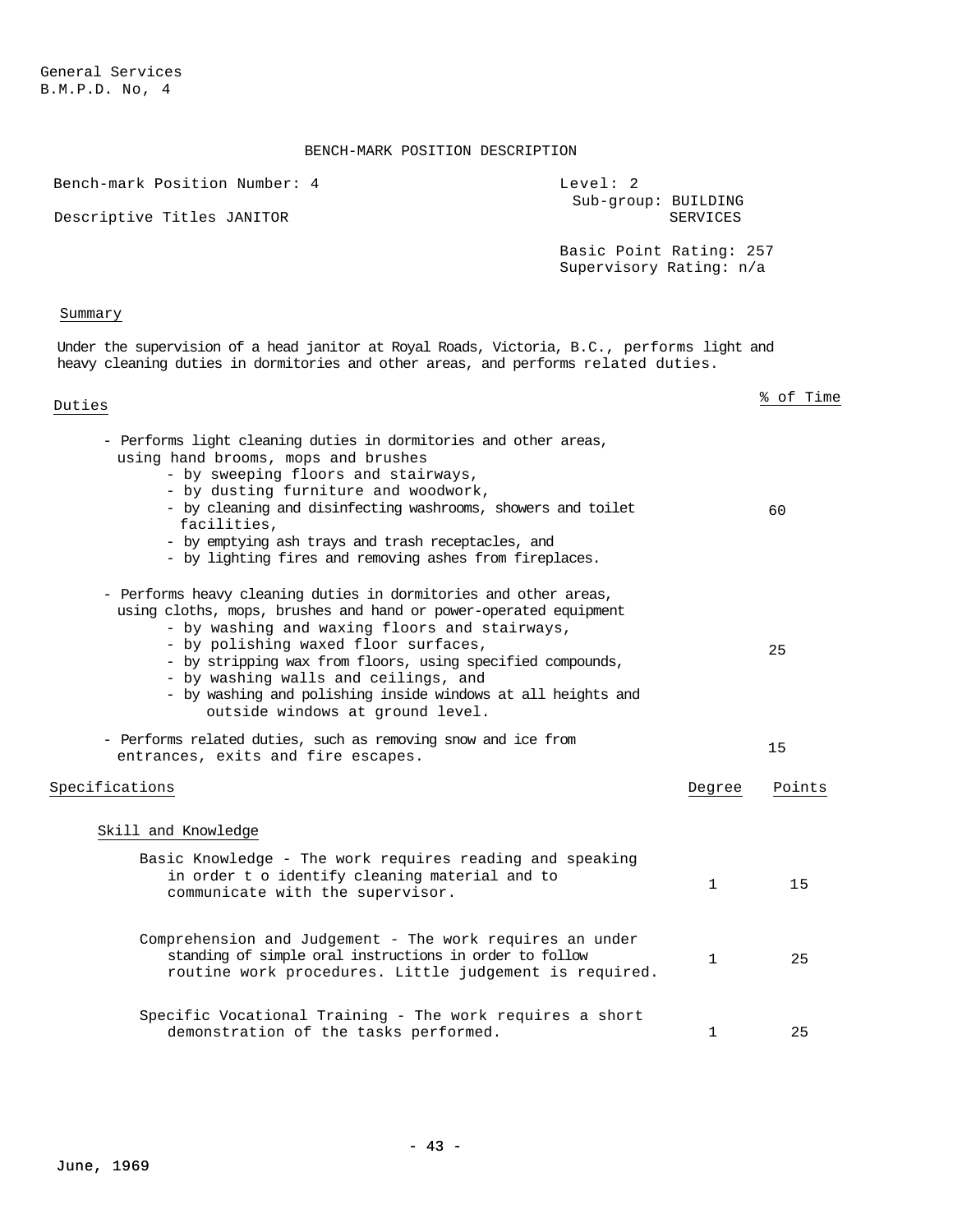General Services
B.M.P.D. No, 4

# BENCH-MARK POSITION DESCRIPTION

| | |
|---|---|
| Bench-mark Position Number: 4 | Level: 2 |
| Descriptive Titles JANITOR | Sub-group: BUILDING SERVICES |
| | Basic Point Rating: 257 |
| | Supervisory Rating: n/a |

## Summary

Under the supervision of a head janitor at Royal Roads, Victoria, B.C., performs light and heavy cleaning duties in dormitories and other areas, and performs related duties.

## Duties

| Duties | % of Time |
|---|---|
| - Performs light cleaning duties in dormitories and other areas, using hand brooms, mops and brushes<br>- by sweeping floors and stairways,<br>- by dusting furniture and woodwork,<br>- by cleaning and disinfecting washrooms, showers and toilet facilities,<br>- by emptying ash trays and trash receptacles, and<br>- by lighting fires and removing ashes from fireplaces. | 60 |
| - Performs heavy cleaning duties in dormitories and other areas, using cloths, mops, brushes and hand or power-operated equipment<br>- by washing and waxing floors and stairways,<br>- by polishing waxed floor surfaces,<br>- by stripping wax from floors, using specified compounds,<br>- by washing walls and ceilings, and<br>- by washing and polishing inside windows at all heights and outside windows at ground level. | 25 |
| - Performs related duties, such as removing snow and ice from entrances, exits and fire escapes. | 15 |

## Specifications

| Specifications | Degree | Points |
|---|---|---|
| **Skill and Knowledge** | | |
| Basic Knowledge - The work requires reading and speaking in order t o identify cleaning material and to communicate with the supervisor. | 1 | 15 |
| Comprehension and Judgement - The work requires an under standing of simple oral instructions in order to follow routine work procedures. Little judgement is required. | 1 | 25 |
| Specific Vocational Training - The work requires a short demonstration of the tasks performed. | 1 | 25 |

June, 1969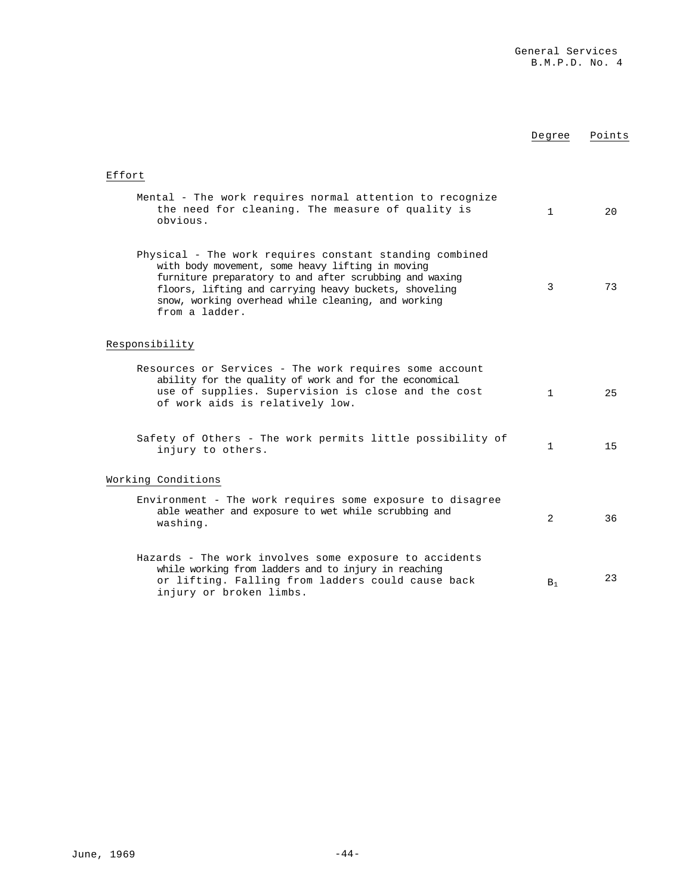| | Degree | Points |
|---|---|---|
| **Effort** | | |
| Mental - The work requires normal attention to recognize the need for cleaning. The measure of quality is obvious. | 1 | 20 |
| Physical - The work requires constant standing combined with body movement, some heavy lifting in moving furniture preparatory to and after scrubbing and waxing floors, lifting and carrying heavy buckets, shoveling snow, working overhead while cleaning, and working from a ladder. | 3 | 73 |
| **Responsibility** | | |
| Resources or Services - The work requires some accountability for the quality of work and for the economical use of supplies. Supervision is close and the cost of work aids is relatively low. | 1 | 25 |
| Safety of Others - The work permits little possibility of injury to others. | 1 | 15 |
| **Working Conditions** | | |
| Environment - The work requires some exposure to disagreeable weather and exposure to wet while scrubbing and washing. | 2 | 36 |
| Hazards - The work involves some exposure to accidents while working from ladders and to injury in reaching or lifting. Falling from ladders could cause back injury or broken limbs. | $B_1$ | 23 |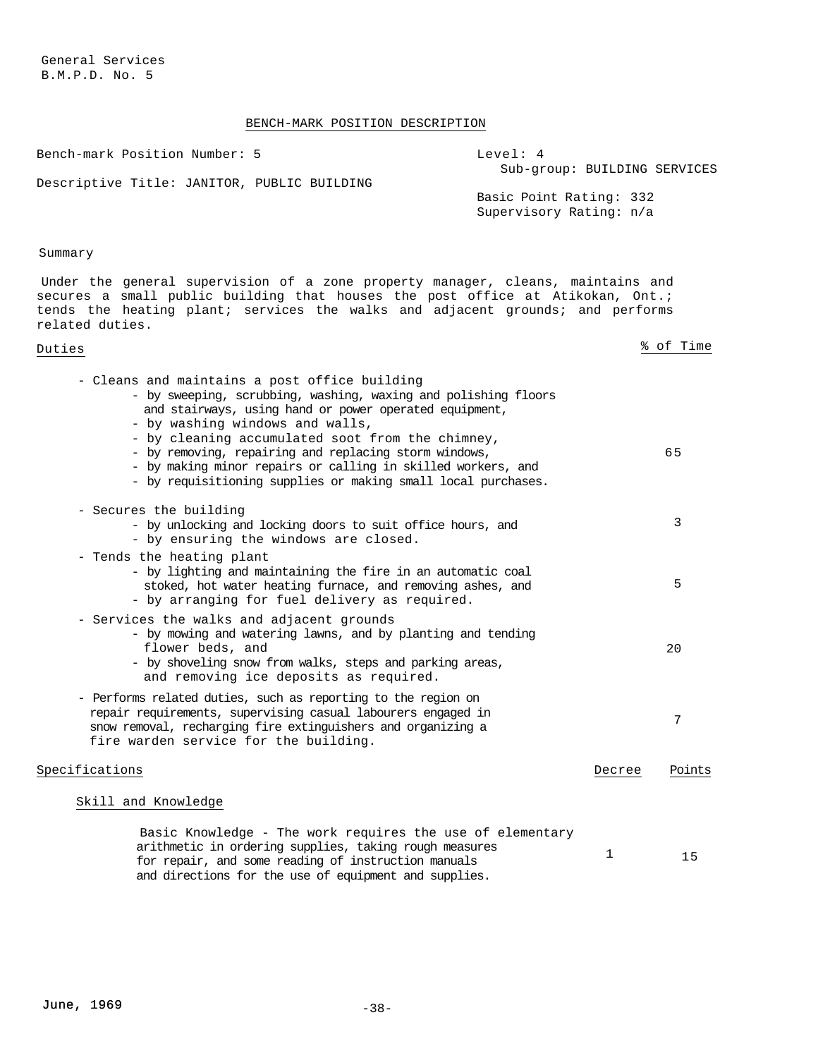General Services
B.M.P.D. No. 5

## BENCH-MARK POSITION DESCRIPTION

| | |
|---|---|
| Bench-mark Position Number: 5 | Level: 4 |
| | Sub-group: BUILDING SERVICES |
| Descriptive Title: JANITOR, PUBLIC BUILDING | |
| | Basic Point Rating: 332 |
| | Supervisory Rating: n/a |

### Summary

Under the general supervision of a zone property manager, cleans, maintains and secures a small public building that houses the post office at Atikokan, Ont.; tends the heating plant; services the walks and adjacent grounds; and performs related duties.

| Duties | % of Time |
|---|---|
| - Cleans and maintains a post office building<br>- by sweeping, scrubbing, washing, waxing and polishing floors and stairways, using hand or power operated equipment,<br>- by washing windows and walls,<br>- by cleaning accumulated soot from the chimney,<br>- by removing, repairing and replacing storm windows,<br>- by making minor repairs or calling in skilled workers, and<br>- by requisitioning supplies or making small local purchases. | 65 |
| - Secures the building<br>- by unlocking and locking doors to suit office hours, and<br>- by ensuring the windows are closed. | 3 |
| - Tends the heating plant<br>- by lighting and maintaining the fire in an automatic coal stoked, hot water heating furnace, and removing ashes, and<br>- by arranging for fuel delivery as required. | 5 |
| - Services the walks and adjacent grounds<br>- by mowing and watering lawns, and by planting and tending flower beds, and<br>- by shoveling snow from walks, steps and parking areas, and removing ice deposits as required. | 20 |
| - Performs related duties, such as reporting to the region on repair requirements, supervising casual labourers engaged in snow removal, recharging fire extinguishers and organizing a fire warden service for the building. | 7 |

| Specifications | Degree | Points |
|---|---|---|
| **Skill and Knowledge** | | |
| Basic Knowledge - The work requires the use of elementary arithmetic in ordering supplies, taking rough measures for repair, and some reading of instruction manuals and directions for the use of equipment and supplies. | 1 | 15 |

June, 1969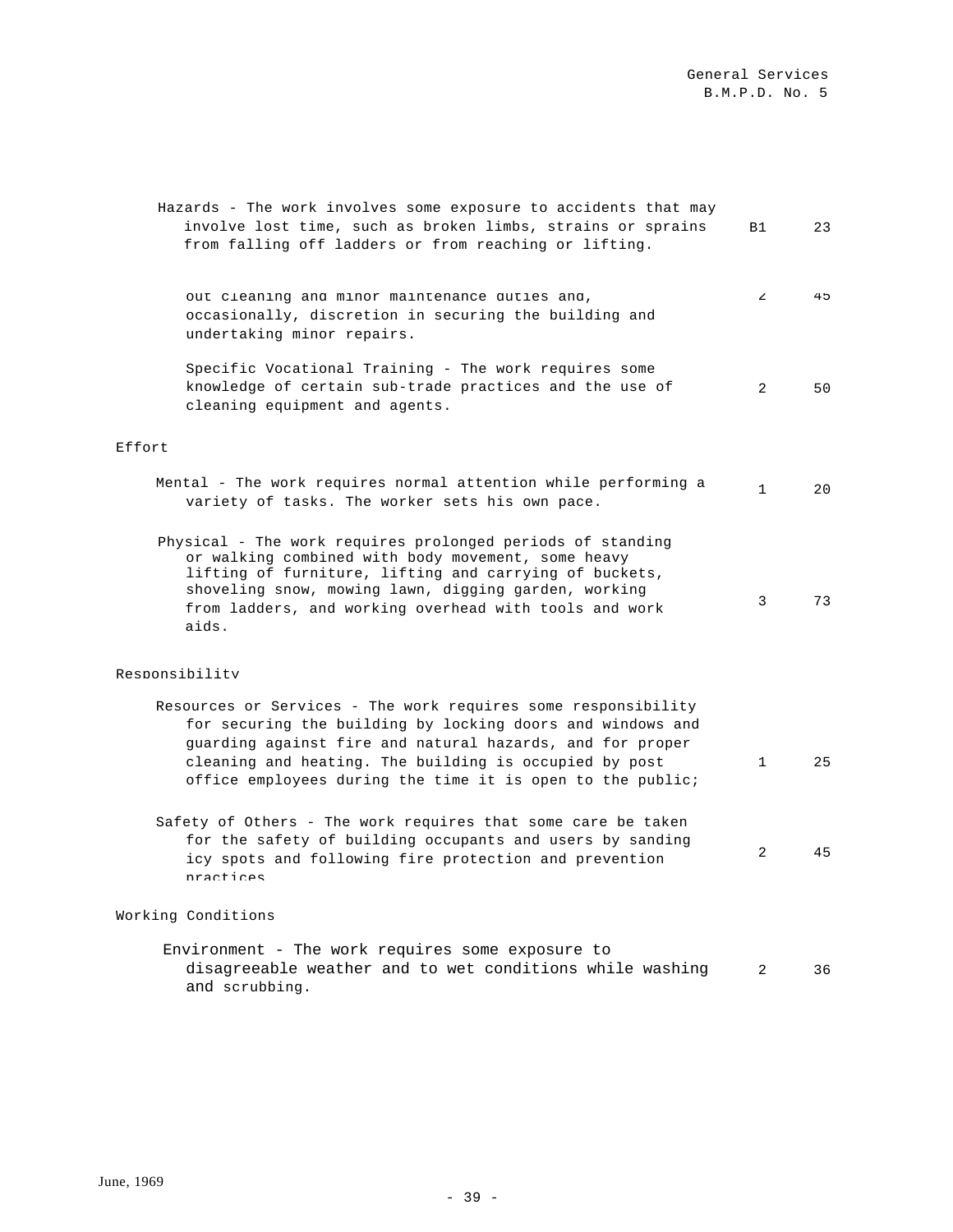| | | |
|---|---|---|
| Hazards - The work involves some exposure to accidents that may involve lost time, such as broken limbs, strains or sprains from falling off ladders or from reaching or lifting. | B1 | 23 |
| out cleaning and minor maintenance duties and, occasionally, discretion in securing the building and undertaking minor repairs. | 2 | 45 |
| Specific Vocational Training - The work requires some knowledge of certain sub-trade practices and the use of cleaning equipment and agents. | 2 | 50 |

Effort

| | | |
|---|---|---|
| Mental - The work requires normal attention while performing a variety of tasks. The worker sets his own pace. | 1 | 20 |
| Physical - The work requires prolonged periods of standing or walking combined with body movement, some heavy lifting of furniture, lifting and carrying of buckets, shoveling snow, mowing lawn, digging garden, working from ladders, and working overhead with tools and work aids. | 3 | 73 |

Responsibility

| | | |
|---|---|---|
| Resources or Services - The work requires some responsibility for securing the building by locking doors and windows and guarding against fire and natural hazards, and for proper cleaning and heating. The building is occupied by post office employees during the time it is open to the public; | 1 | 25 |
| Safety of Others - The work requires that some care be taken for the safety of building occupants and users by sanding icy spots and following fire protection and prevention practices | 2 | 45 |

Working Conditions

| | | |
|---|---|---|
| Environment - The work requires some exposure to disagreeable weather and to wet conditions while washing and scrubbing. | 2 | 36 |

June, 1969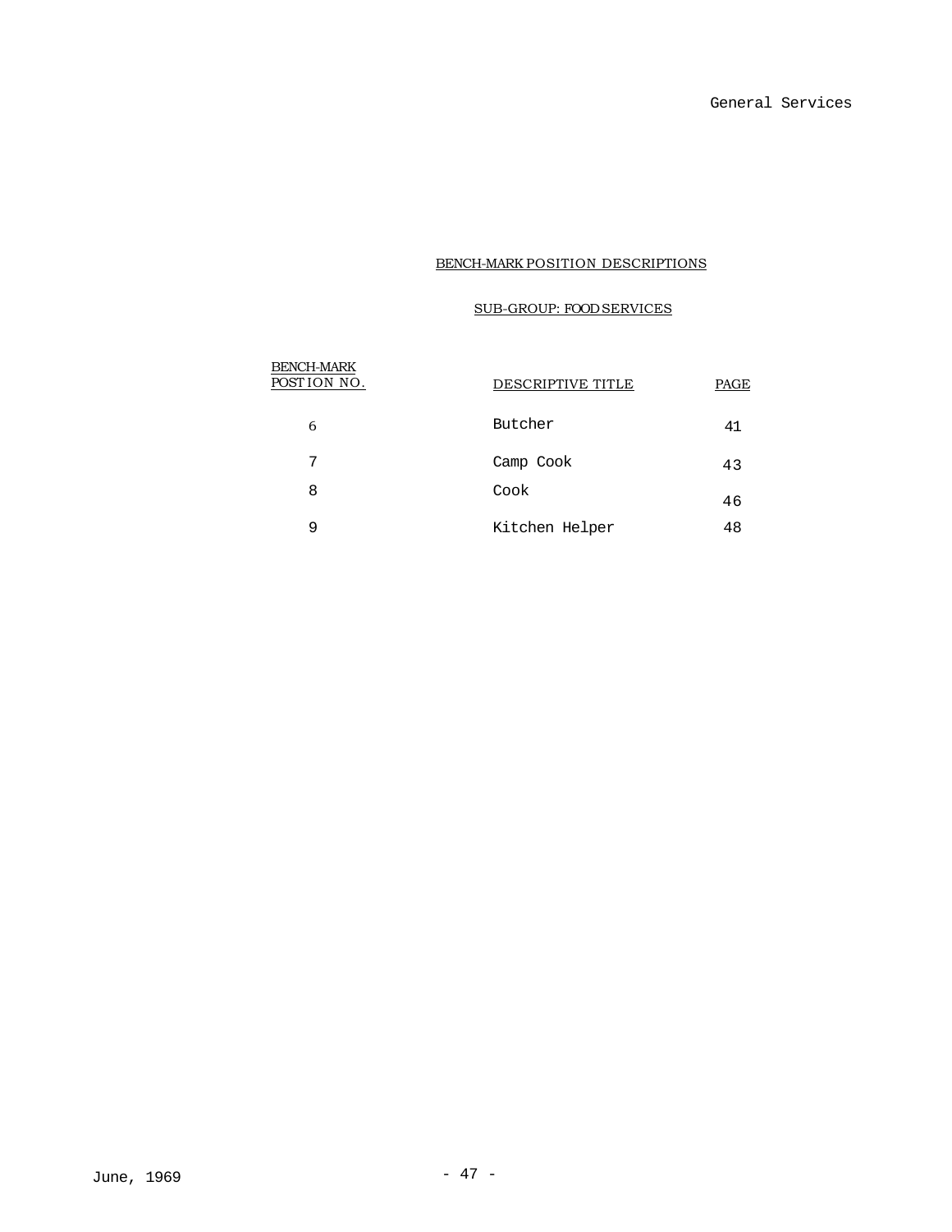## BENCH-MARK POSITION DESCRIPTIONS

### SUB-GROUP: FOOD SERVICES

| BENCH-MARK POSITION NO. | DESCRIPTIVE TITLE | PAGE |
|---|---|---|
| 6 | Butcher | 41 |
| 7 | Camp Cook | 43 |
| 8 | Cook | 46 |
| 9 | Kitchen Helper | 48 |

June, 1969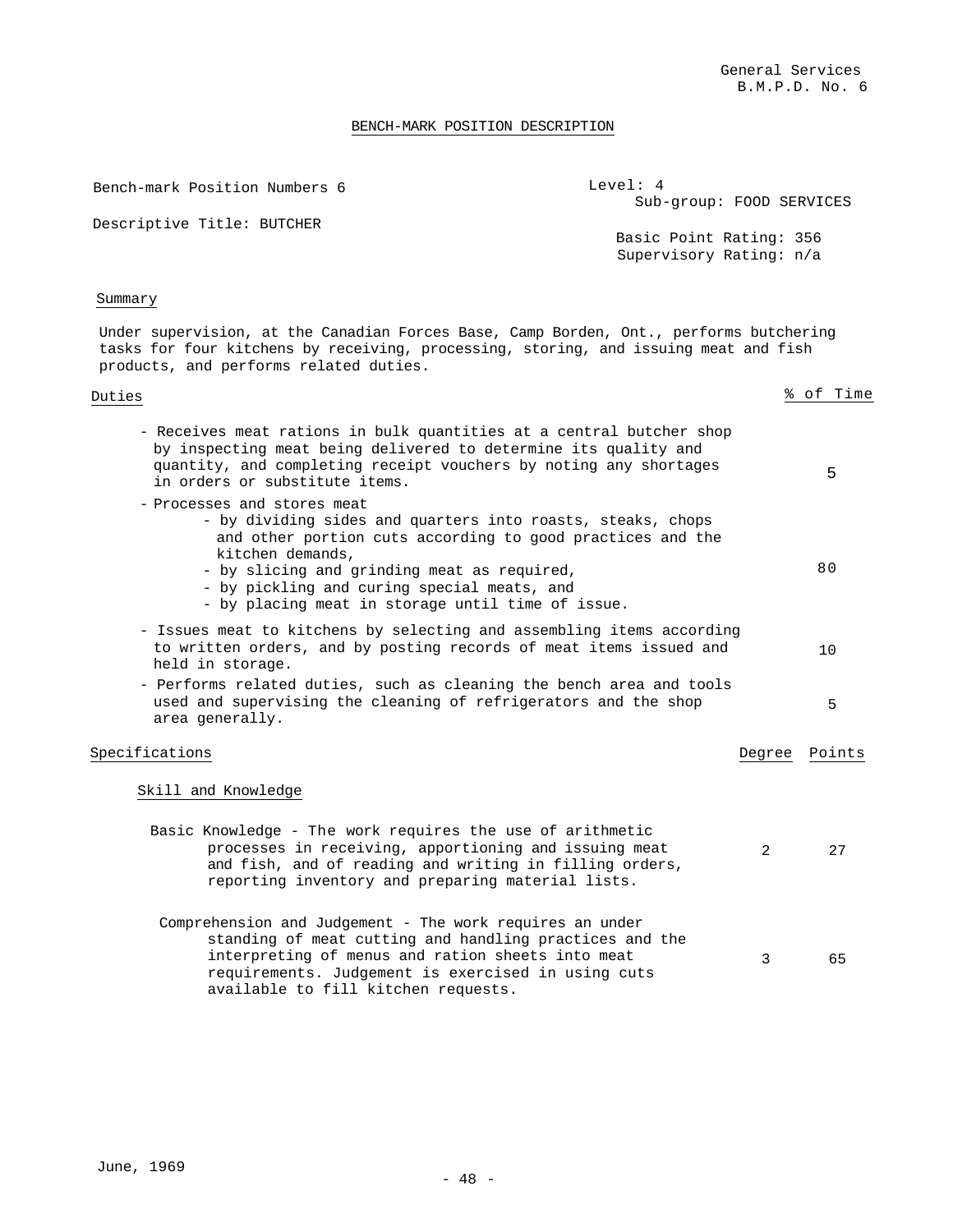General Services
B.M.P.D. No. 6

## BENCH-MARK POSITION DESCRIPTION

Bench-mark Position Numbers 6

Level: 4
Sub-group: FOOD SERVICES

Descriptive Title: BUTCHER

Basic Point Rating: 356
Supervisory Rating: n/a

### Summary

Under supervision, at the Canadian Forces Base, Camp Borden, Ont., performs butchering tasks for four kitchens by receiving, processing, storing, and issuing meat and fish products, and performs related duties.

| Duties | % of Time |
|---|---|
| - Receives meat rations in bulk quantities at a central butcher shop by inspecting meat being delivered to determine its quality and quantity, and completing receipt vouchers by noting any shortages in orders or substitute items. | 5 |
| - Processes and stores meat<br>- by dividing sides and quarters into roasts, steaks, chops and other portion cuts according to good practices and the kitchen demands,<br>- by slicing and grinding meat as required,<br>- by pickling and curing special meats, and<br>- by placing meat in storage until time of issue. | 80 |
| - Issues meat to kitchens by selecting and assembling items according to written orders, and by posting records of meat items issued and held in storage. | 10 |
| - Performs related duties, such as cleaning the bench area and tools used and supervising the cleaning of refrigerators and the shop area generally. | 5 |

| Specifications | Degree | Points |
|---|---|---|
| **Skill and Knowledge** | | |
| Basic Knowledge - The work requires the use of arithmetic processes in receiving, apportioning and issuing meat and fish, and of reading and writing in filling orders, reporting inventory and preparing material lists. | 2 | 27 |
| Comprehension and Judgement - The work requires an under standing of meat cutting and handling practices and the interpreting of menus and ration sheets into meat requirements. Judgement is exercised in using cuts available to fill kitchen requests. | 3 | 65 |

June, 1969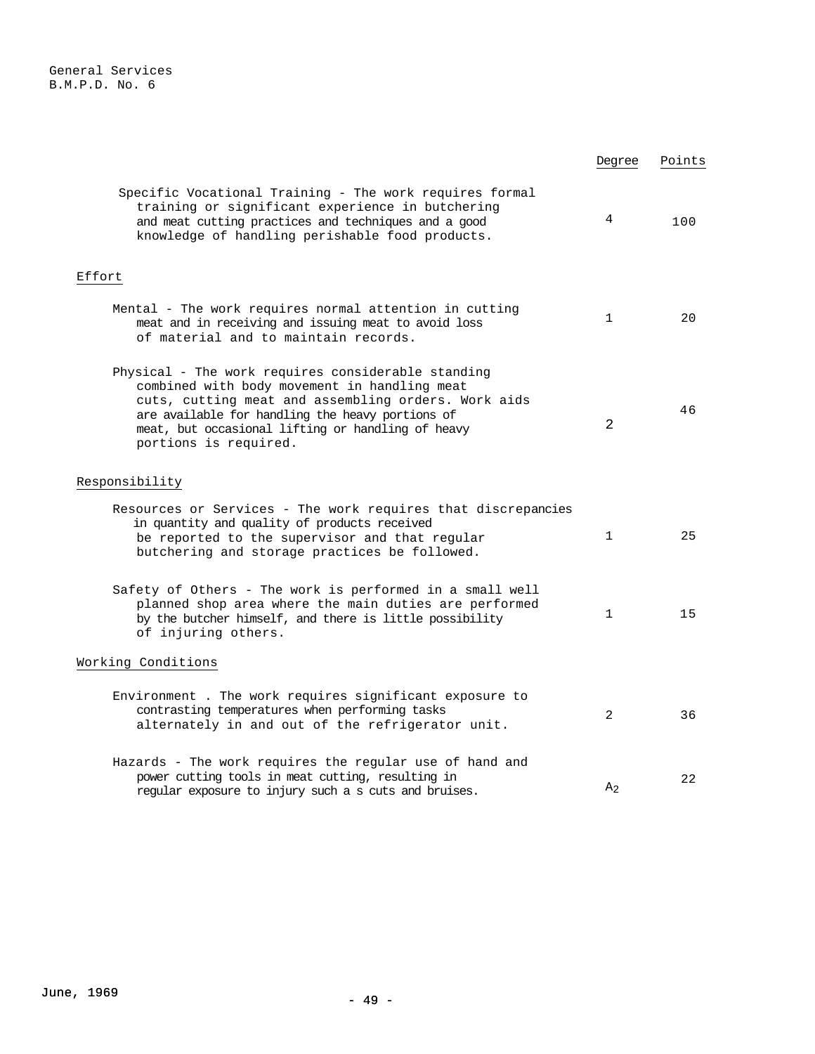| | Degree | Points |
|---|---|---|
| Specific Vocational Training - The work requires formal training or significant experience in butchering and meat cutting practices and techniques and a good knowledge of handling perishable food products. | 4 | 100 |
| **Effort** | | |
| Mental - The work requires normal attention in cutting meat and in receiving and issuing meat to avoid loss of material and to maintain records. | 1 | 20 |
| Physical - The work requires considerable standing combined with body movement in handling meat cuts, cutting meat and assembling orders. Work aids are available for handling the heavy portions of meat, but occasional lifting or handling of heavy portions is required. | 2 | 46 |
| **Responsibility** | | |
| Resources or Services - The work requires that discrepancies in quantity and quality of products received be reported to the supervisor and that regular butchering and storage practices be followed. | 1 | 25 |
| Safety of Others - The work is performed in a small well planned shop area where the main duties are performed by the butcher himself, and there is little possibility of injuring others. | 1 | 15 |
| **Working Conditions** | | |
| Environment . The work requires significant exposure to contrasting temperatures when performing tasks alternately in and out of the refrigerator unit. | 2 | 36 |
| Hazards - The work requires the regular use of hand and power cutting tools in meat cutting, resulting in regular exposure to injury such a s cuts and bruises. | $A_2$ | 22 |

June, 1969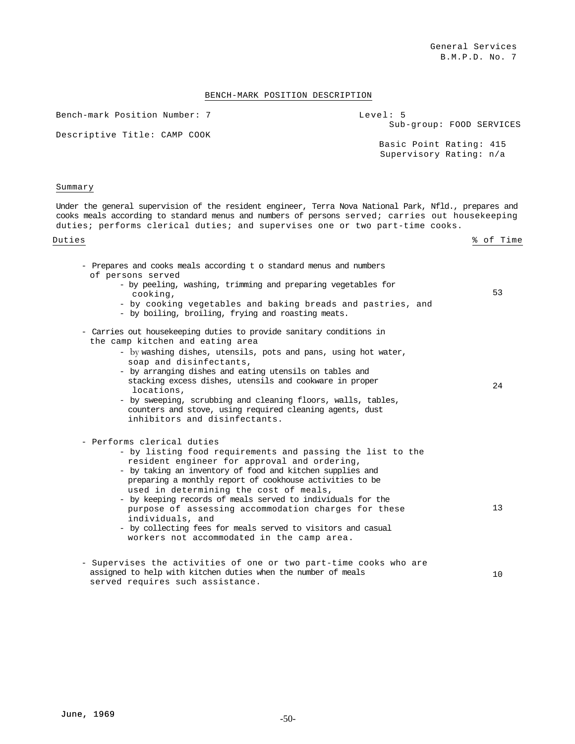General Services
B.M.P.D. No. 7

# BENCH-MARK POSITION DESCRIPTION

Bench-mark Position Number: 7

Level: 5
Sub-group: FOOD SERVICES

Descriptive Title: CAMP COOK

Basic Point Rating: 415
Supervisory Rating: n/a

## Summary

Under the general supervision of the resident engineer, Terra Nova National Park, Nfld., prepares and cooks meals according to standard menus and numbers of persons served; carries out housekeeping duties; performs clerical duties; and supervises one or two part-time cooks.

| Duties | % of Time |
|---|---|
| - Prepares and cooks meals according t o standard menus and numbers of persons served<br>- by peeling, washing, trimming and preparing vegetables for cooking,<br>- by cooking vegetables and baking breads and pastries, and<br>- by boiling, broiling, frying and roasting meats. | 53 |
| - Carries out housekeeping duties to provide sanitary conditions in the camp kitchen and eating area<br>- by washing dishes, utensils, pots and pans, using hot water, soap and disinfectants,<br>- by arranging dishes and eating utensils on tables and stacking excess dishes, utensils and cookware in proper locations,<br>- by sweeping, scrubbing and cleaning floors, walls, tables, counters and stove, using required cleaning agents, dust inhibitors and disinfectants. | 24 |
| - Performs clerical duties<br>- by listing food requirements and passing the list to the resident engineer for approval and ordering,<br>- by taking an inventory of food and kitchen supplies and preparing a monthly report of cookhouse activities to be used in determining the cost of meals,<br>- by keeping records of meals served to individuals for the purpose of assessing accommodation charges for these individuals, and<br>- by collecting fees for meals served to visitors and casual workers not accommodated in the camp area. | 13 |
| - Supervises the activities of one or two part-time cooks who are assigned to help with kitchen duties when the number of meals served requires such assistance. | 10 |

June, 1969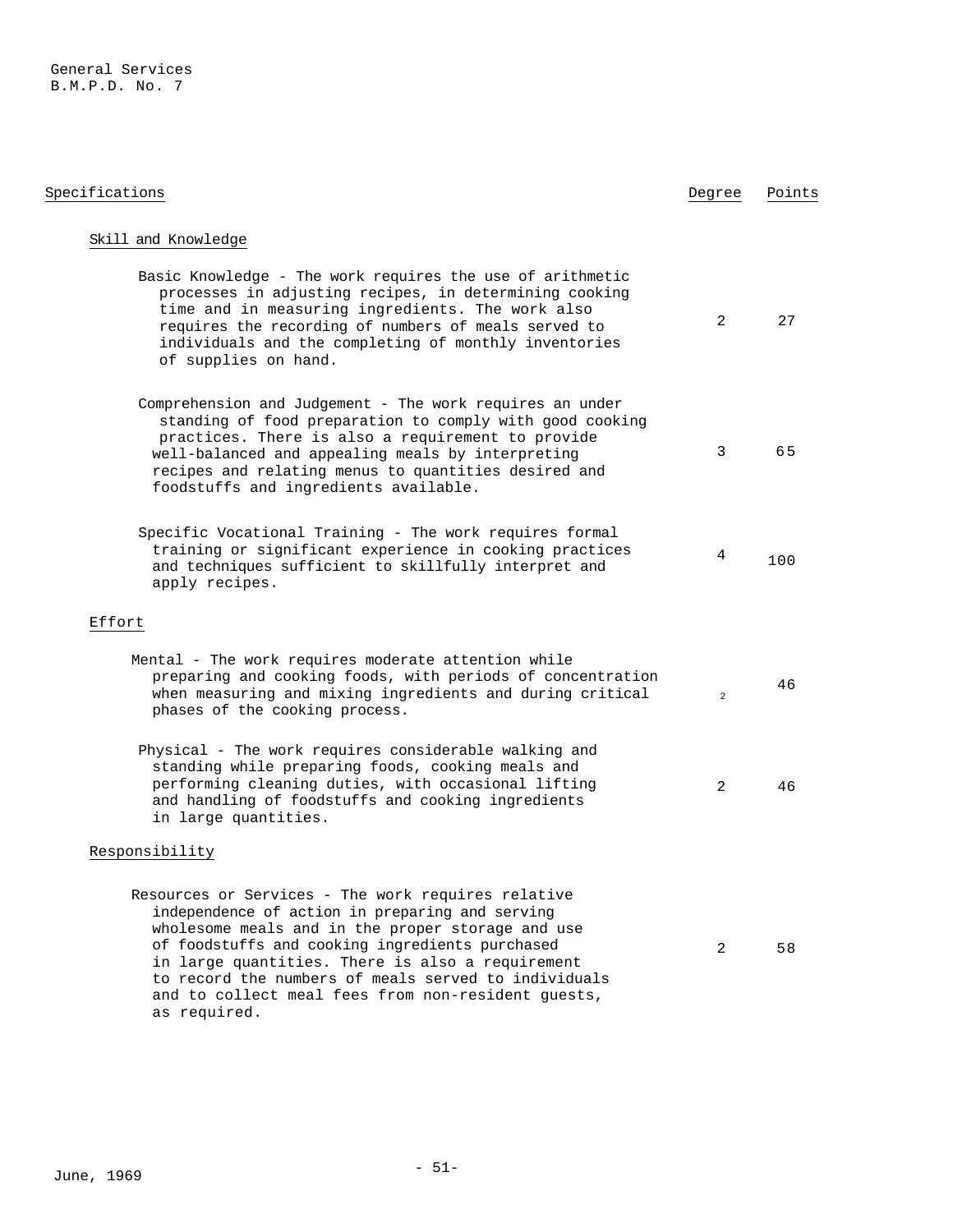| Specifications | Degree | Points |
|---|---|---|
| **Skill and Knowledge** | | |
| Basic Knowledge - The work requires the use of arithmetic processes in adjusting recipes, in determining cooking time and in measuring ingredients. The work also requires the recording of numbers of meals served to individuals and the completing of monthly inventories of supplies on hand. | 2 | 27 |
| Comprehension and Judgement - The work requires an under standing of food preparation to comply with good cooking practices. There is also a requirement to provide well-balanced and appealing meals by interpreting recipes and relating menus to quantities desired and foodstuffs and ingredients available. | 3 | 65 |
| Specific Vocational Training - The work requires formal training or significant experience in cooking practices and techniques sufficient to skillfully interpret and apply recipes. | 4 | 100 |
| **Effort** | | |
| Mental - The work requires moderate attention while preparing and cooking foods, with periods of concentration when measuring and mixing ingredients and during critical phases of the cooking process. | 2 | 46 |
| Physical - The work requires considerable walking and standing while preparing foods, cooking meals and performing cleaning duties, with occasional lifting and handling of foodstuffs and cooking ingredients in large quantities. | 2 | 46 |
| **Responsibility** | | |
| Resources or Services - The work requires relative independence of action in preparing and serving wholesome meals and in the proper storage and use of foodstuffs and cooking ingredients purchased in large quantities. There is also a requirement to record the numbers of meals served to individuals and to collect meal fees from non-resident guests, as required. | 2 | 58 |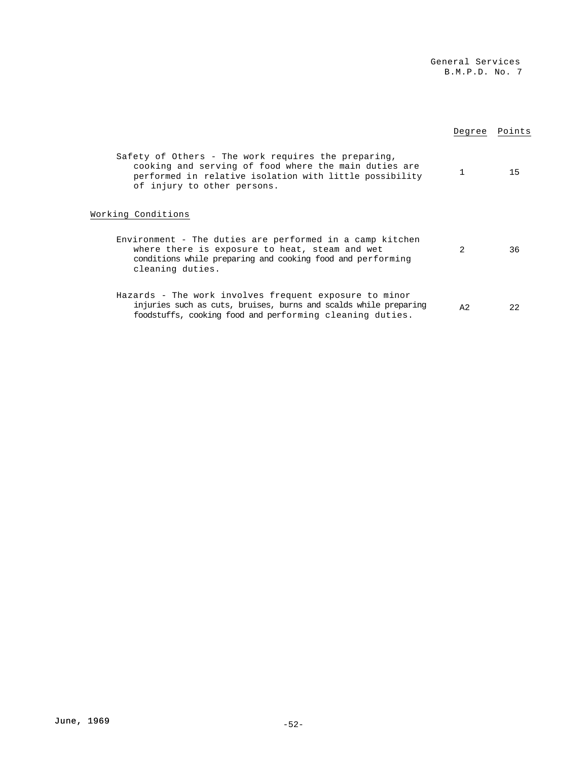| | Degree | Points |
|---|---|---|
| Safety of Others - The work requires the preparing, cooking and serving of food where the main duties are performed in relative isolation with little possibility of injury to other persons. | 1 | 15 |

Working Conditions

| | Degree | Points |
|---|---|---|
| Environment - The duties are performed in a camp kitchen where there is exposure to heat, steam and wet conditions while preparing and cooking food and performing cleaning duties. | 2 | 36 |
| Hazards - The work involves frequent exposure to minor injuries such as cuts, bruises, burns and scalds while preparing foodstuffs, cooking food and performing cleaning duties. | A2 | 22 |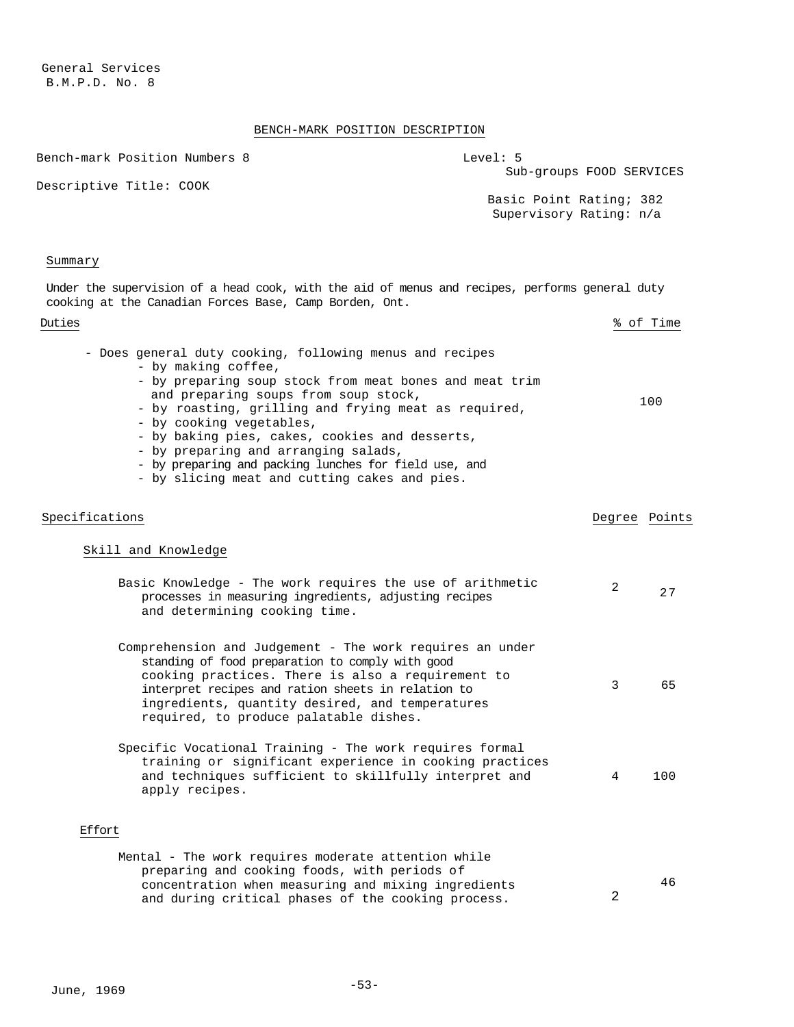General Services
B.M.P.D. No. 8

## BENCH-MARK POSITION DESCRIPTION

Bench-mark Position Numbers 8

Level: 5

Sub-groups FOOD SERVICES

Descriptive Title: COOK

Basic Point Rating; 382

Supervisory Rating: n/a

### Summary

Under the supervision of a head cook, with the aid of menus and recipes, performs general duty cooking at the Canadian Forces Base, Camp Borden, Ont.

| Duties | % of Time |
|---|---|
| - Does general duty cooking, following menus and recipes<br>- by making coffee,<br>- by preparing soup stock from meat bones and meat trim and preparing soups from soup stock,<br>- by roasting, grilling and frying meat as required,<br>- by cooking vegetables,<br>- by baking pies, cakes, cookies and desserts,<br>- by preparing and arranging salads,<br>- by preparing and packing lunches for field use, and<br>- by slicing meat and cutting cakes and pies. | 100 |

| Specifications | Degree | Points |
|---|---|---|
| **Skill and Knowledge** | | |
| Basic Knowledge - The work requires the use of arithmetic processes in measuring ingredients, adjusting recipes and determining cooking time. | 2 | 27 |
| Comprehension and Judgement - The work requires an under standing of food preparation to comply with good cooking practices. There is also a requirement to interpret recipes and ration sheets in relation to ingredients, quantity desired, and temperatures required, to produce palatable dishes. | 3 | 65 |
| Specific Vocational Training - The work requires formal training or significant experience in cooking practices and techniques sufficient to skillfully interpret and apply recipes. | 4 | 100 |
| **Effort** | | |
| Mental - The work requires moderate attention while preparing and cooking foods, with periods of concentration when measuring and mixing ingredients and during critical phases of the cooking process. | 2 | 46 |

June, 1969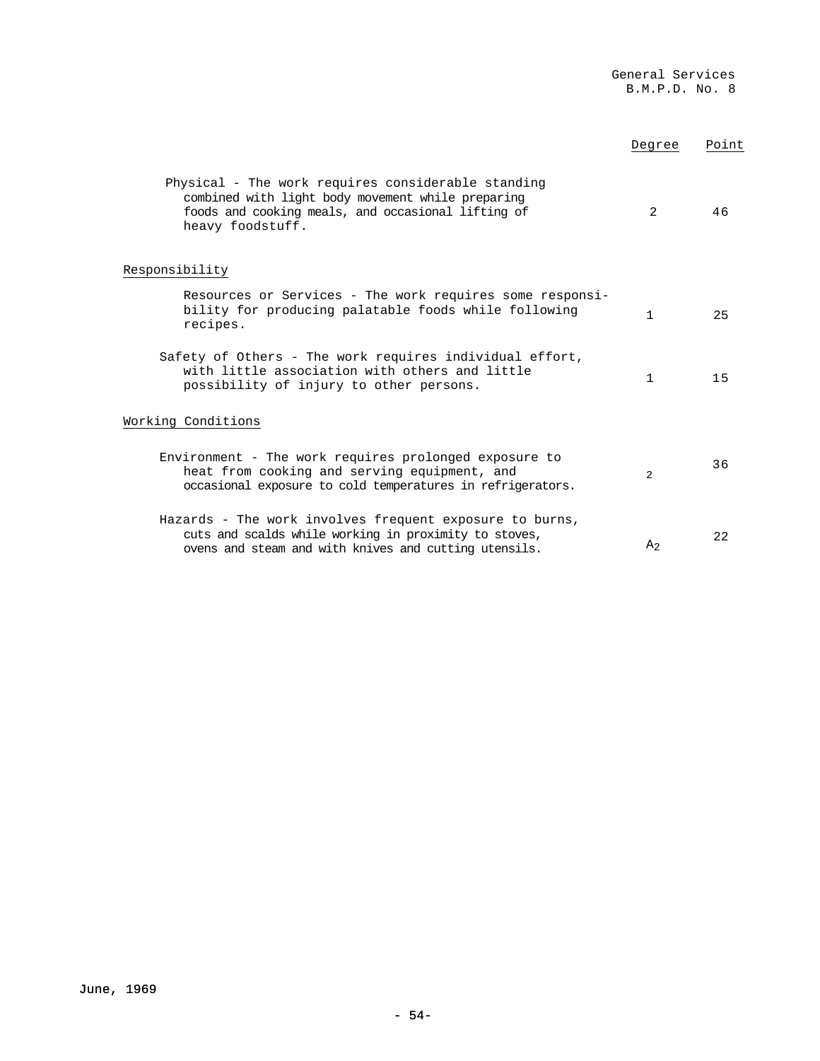| | Degree | Point |
|---|---|---|
| Physical - The work requires considerable standing combined with light body movement while preparing foods and cooking meals, and occasional lifting of heavy foodstuff. | 2 | 46 |
| **Responsibility** | | |
| Resources or Services - The work requires some responsibility for producing palatable foods while following recipes. | 1 | 25 |
| Safety of Others - The work requires individual effort, with little association with others and little possibility of injury to other persons. | 1 | 15 |
| **Working Conditions** | | |
| Environment - The work requires prolonged exposure to heat from cooking and serving equipment, and occasional exposure to cold temperatures in refrigerators. | 2 | 36 |
| Hazards - The work involves frequent exposure to burns, cuts and scalds while working in proximity to stoves, ovens and steam and with knives and cutting utensils. | $A_2$ | 22 |

June, 1969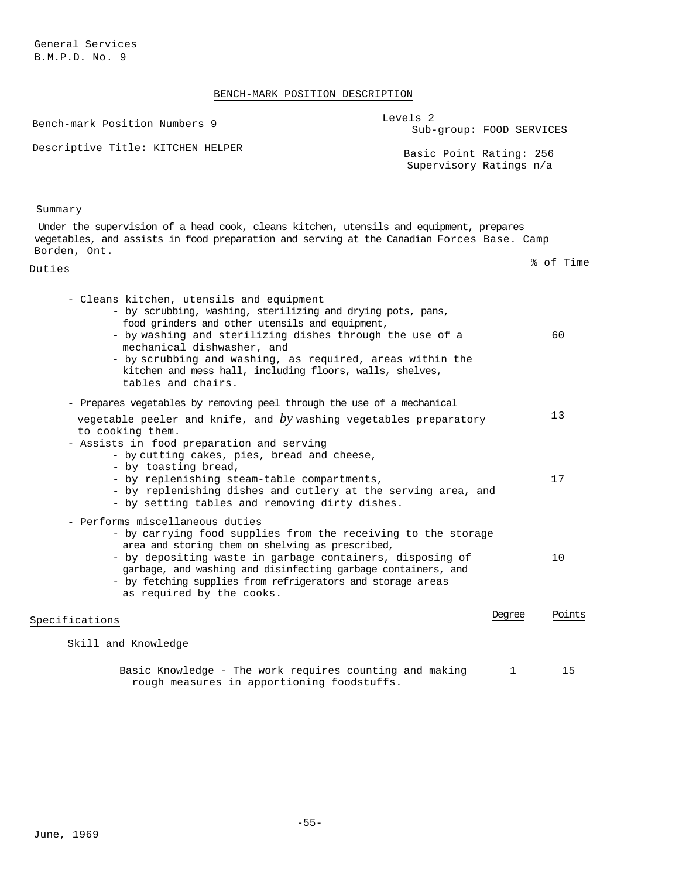General Services
B.M.P.D. No. 9

## BENCH-MARK POSITION DESCRIPTION

Bench-mark Position Numbers 9

Descriptive Title: KITCHEN HELPER

Levels 2
Sub-group: FOOD SERVICES

Basic Point Rating: 256
Supervisory Ratings n/a

### Summary

Under the supervision of a head cook, cleans kitchen, utensils and equipment, prepares vegetables, and assists in food preparation and serving at the Canadian Forces Base. Camp Borden, Ont.

### Duties

| Duties | % of Time |
|---|---|
| - Cleans kitchen, utensils and equipment<br>- by scrubbing, washing, sterilizing and drying pots, pans, food grinders and other utensils and equipment,<br>- by washing and sterilizing dishes through the use of a mechanical dishwasher, and<br>- by scrubbing and washing, as required, areas within the kitchen and mess hall, including floors, walls, shelves, tables and chairs. | 60 |
| - Prepares vegetables by removing peel through the use of a mechanical vegetable peeler and knife, and by washing vegetables preparatory to cooking them. | 13 |
| - Assists in food preparation and serving<br>- by cutting cakes, pies, bread and cheese,<br>- by toasting bread,<br>- by replenishing steam-table compartments,<br>- by replenishing dishes and cutlery at the serving area, and<br>- by setting tables and removing dirty dishes. | 17 |
| - Performs miscellaneous duties<br>- by carrying food supplies from the receiving to the storage area and storing them on shelving as prescribed,<br>- by depositing waste in garbage containers, disposing of garbage, and washing and disinfecting garbage containers, and<br>- by fetching supplies from refrigerators and storage areas as required by the cooks. | 10 |

### Specifications

| Specifications | Degree | Points |
|---|---|---|
| **Skill and Knowledge** | | |
| Basic Knowledge - The work requires counting and making rough measures in apportioning foodstuffs. | 1 | 15 |

June, 1969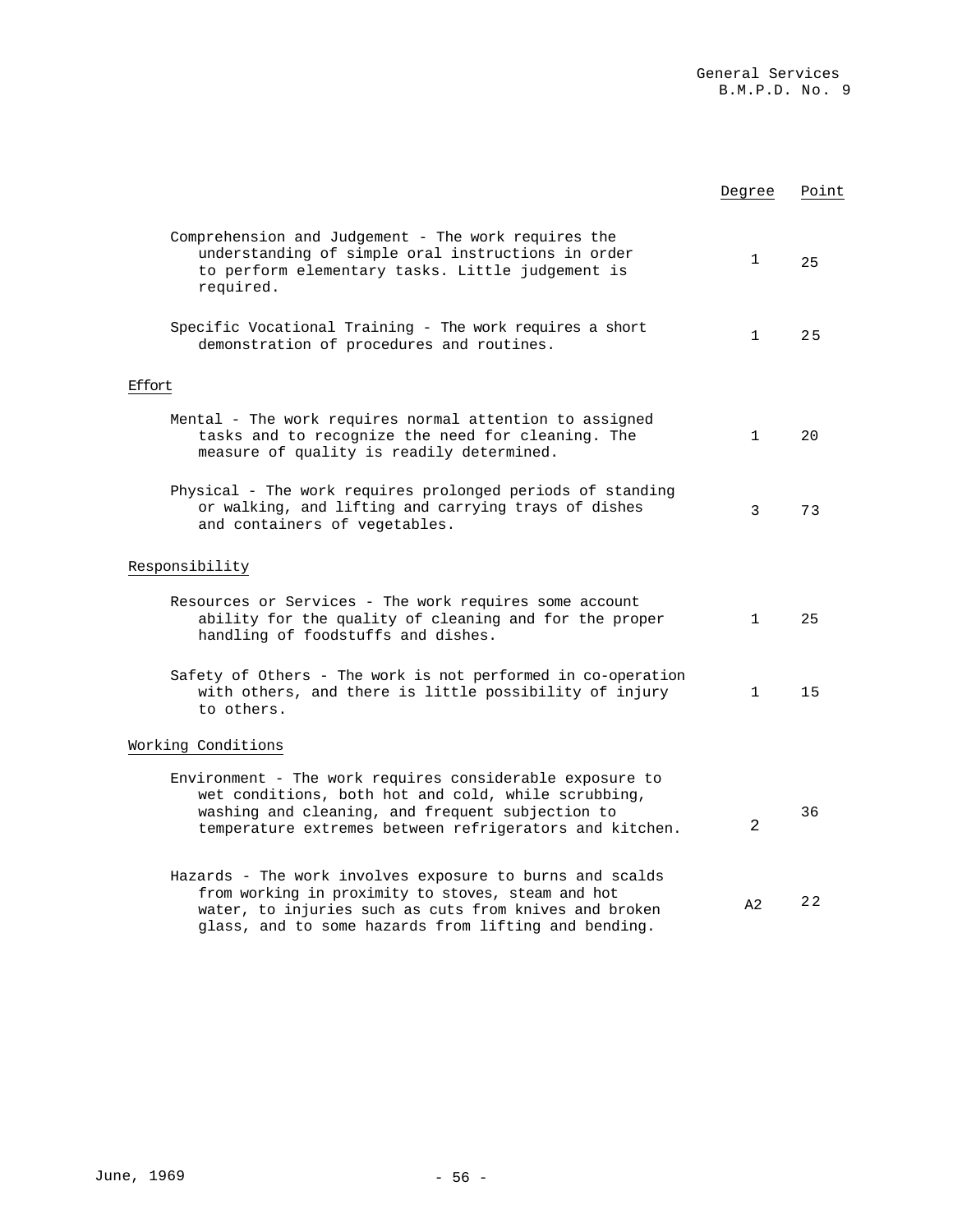| | Degree | Point |
|---|---|---|
| Comprehension and Judgement - The work requires the understanding of simple oral instructions in order to perform elementary tasks. Little judgement is required. | 1 | 25 |
| Specific Vocational Training - The work requires a short demonstration of procedures and routines. | 1 | 25 |
| **Effort** | | |
| Mental - The work requires normal attention to assigned tasks and to recognize the need for cleaning. The measure of quality is readily determined. | 1 | 20 |
| Physical - The work requires prolonged periods of standing or walking, and lifting and carrying trays of dishes and containers of vegetables. | 3 | 73 |
| **Responsibility** | | |
| Resources or Services - The work requires some account ability for the quality of cleaning and for the proper handling of foodstuffs and dishes. | 1 | 25 |
| Safety of Others - The work is not performed in co-operation with others, and there is little possibility of injury to others. | 1 | 15 |
| **Working Conditions** | | |
| Environment - The work requires considerable exposure to wet conditions, both hot and cold, while scrubbing, washing and cleaning, and frequent subjection to temperature extremes between refrigerators and kitchen. | 2 | 36 |
| Hazards - The work involves exposure to burns and scalds from working in proximity to stoves, steam and hot water, to injuries such as cuts from knives and broken glass, and to some hazards from lifting and bending. | A2 | 22 |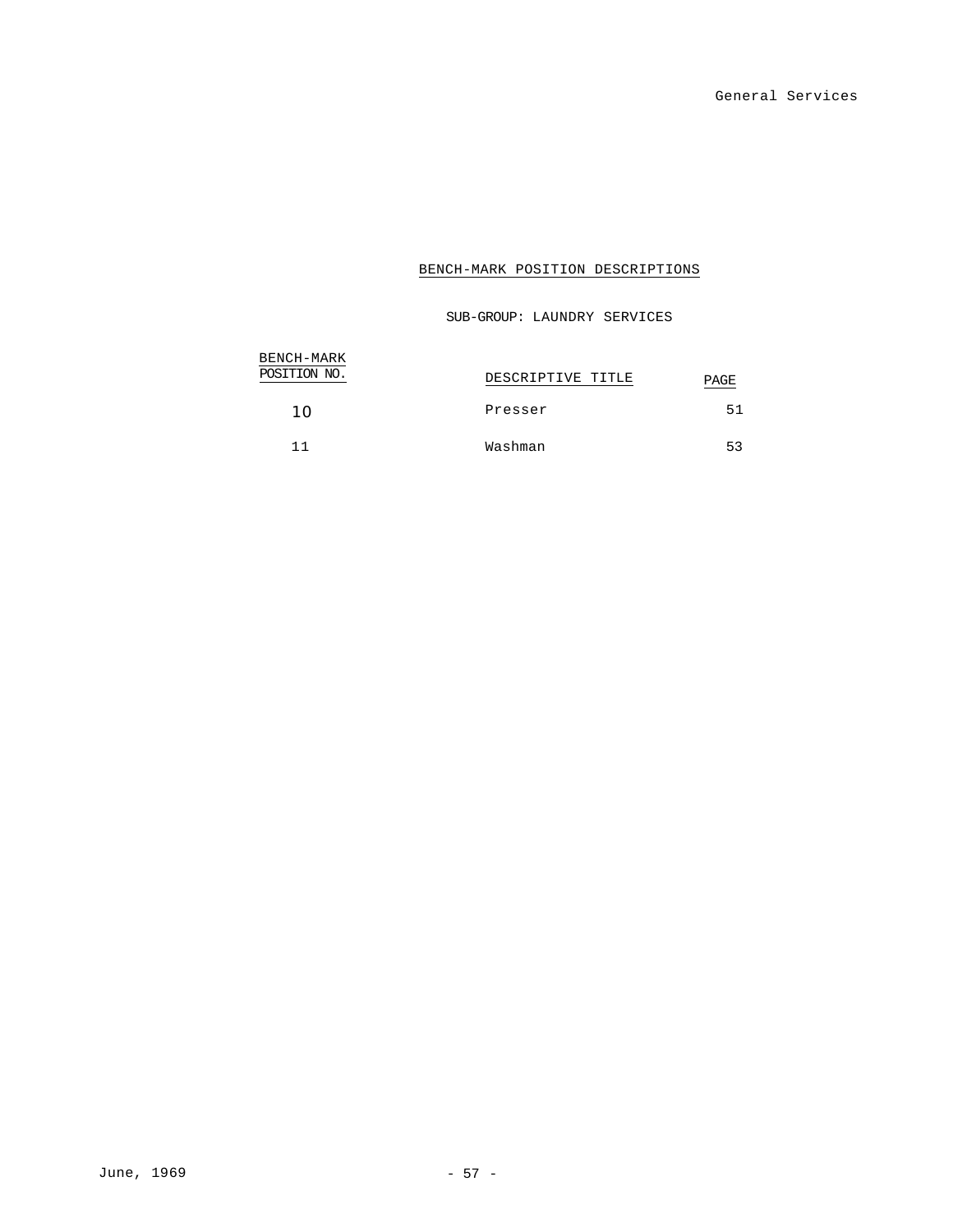## BENCH-MARK POSITION DESCRIPTIONS

### SUB-GROUP: LAUNDRY SERVICES

| BENCH-MARK POSITION NO. | DESCRIPTIVE TITLE | PAGE |
|---|---|---|
| 10 | Presser | 51 |
| 11 | Washman | 53 |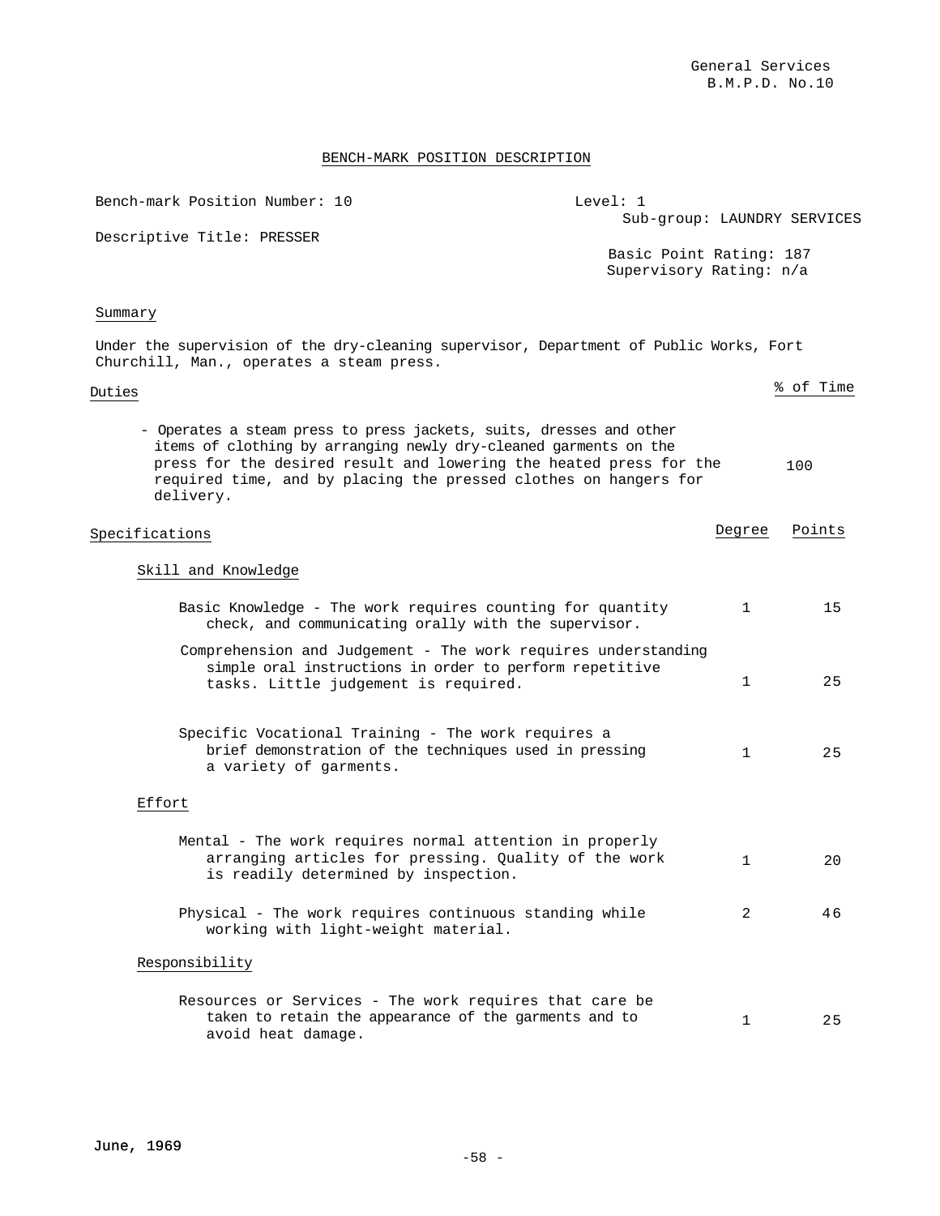General Services
B.M.P.D. No.10

## BENCH-MARK POSITION DESCRIPTION

Bench-mark Position Number: 10

Level: 1

Sub-group: LAUNDRY SERVICES

Descriptive Title: PRESSER

Basic Point Rating: 187

Supervisory Rating: n/a

### Summary

Under the supervision of the dry-cleaning supervisor, Department of Public Works, Fort Churchill, Man., operates a steam press.

### Duties

| Duties | % of Time |
|---|---|
| - Operates a steam press to press jackets, suits, dresses and other items of clothing by arranging newly dry-cleaned garments on the press for the desired result and lowering the heated press for the required time, and by placing the pressed clothes on hangers for delivery. | 100 |

### Specifications

| Specifications | Degree | Points |
|---|---|---|
| **Skill and Knowledge** | | |
| Basic Knowledge - The work requires counting for quantity check, and communicating orally with the supervisor. | 1 | 15 |
| Comprehension and Judgement - The work requires understanding simple oral instructions in order to perform repetitive tasks. Little judgement is required. | 1 | 25 |
| Specific Vocational Training - The work requires a brief demonstration of the techniques used in pressing a variety of garments. | 1 | 25 |
| **Effort** | | |
| Mental - The work requires normal attention in properly arranging articles for pressing. Quality of the work is readily determined by inspection. | 1 | 20 |
| Physical - The work requires continuous standing while working with light-weight material. | 2 | 46 |
| **Responsibility** | | |
| Resources or Services - The work requires that care be taken to retain the appearance of the garments and to avoid heat damage. | 1 | 25 |

June, 1969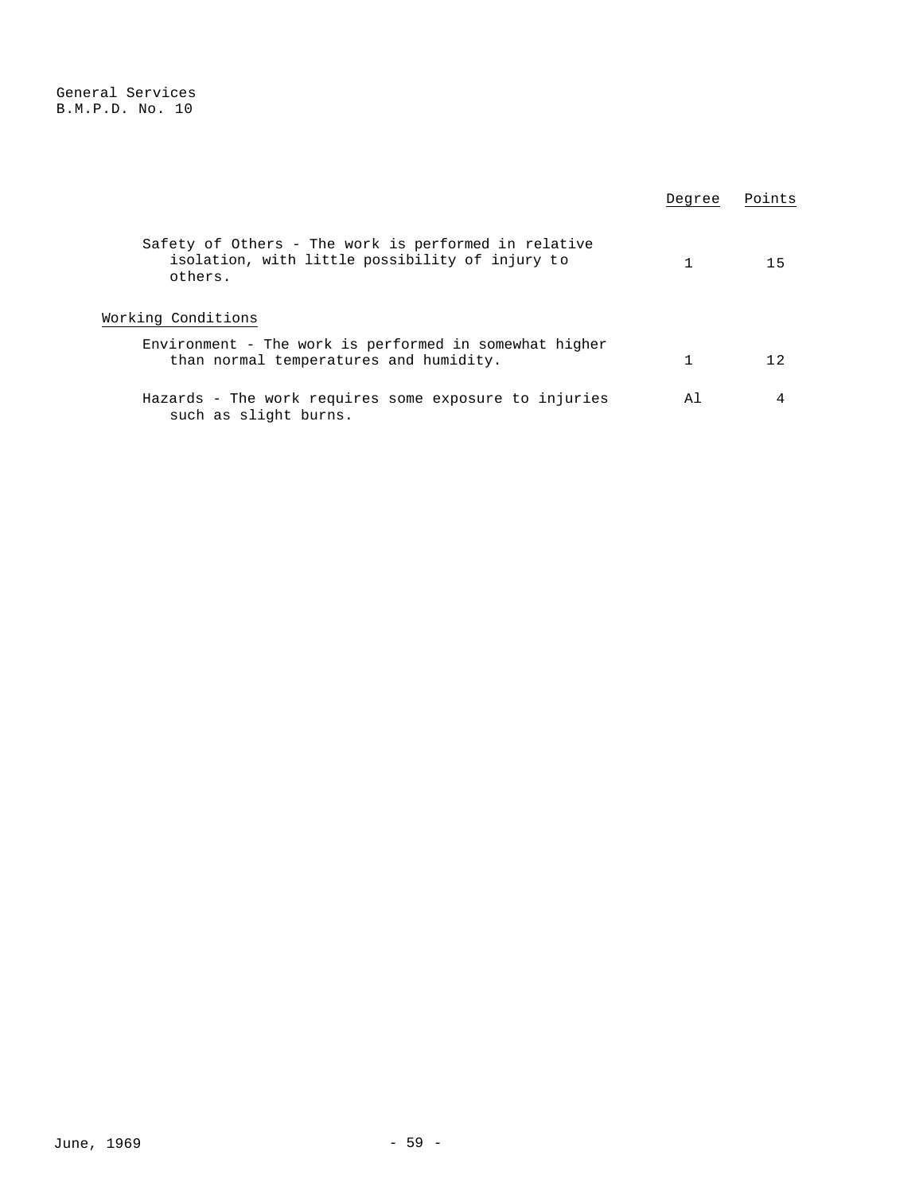| | Degree | Points |
|---|---|---|
| Safety of Others - The work is performed in relative isolation, with little possibility of injury to others. | 1 | 15 |
| **Working Conditions** | | |
| Environment - The work is performed in somewhat higher than normal temperatures and humidity. | 1 | 12 |
| Hazards - The work requires some exposure to injuries such as slight burns. | A1 | 4 |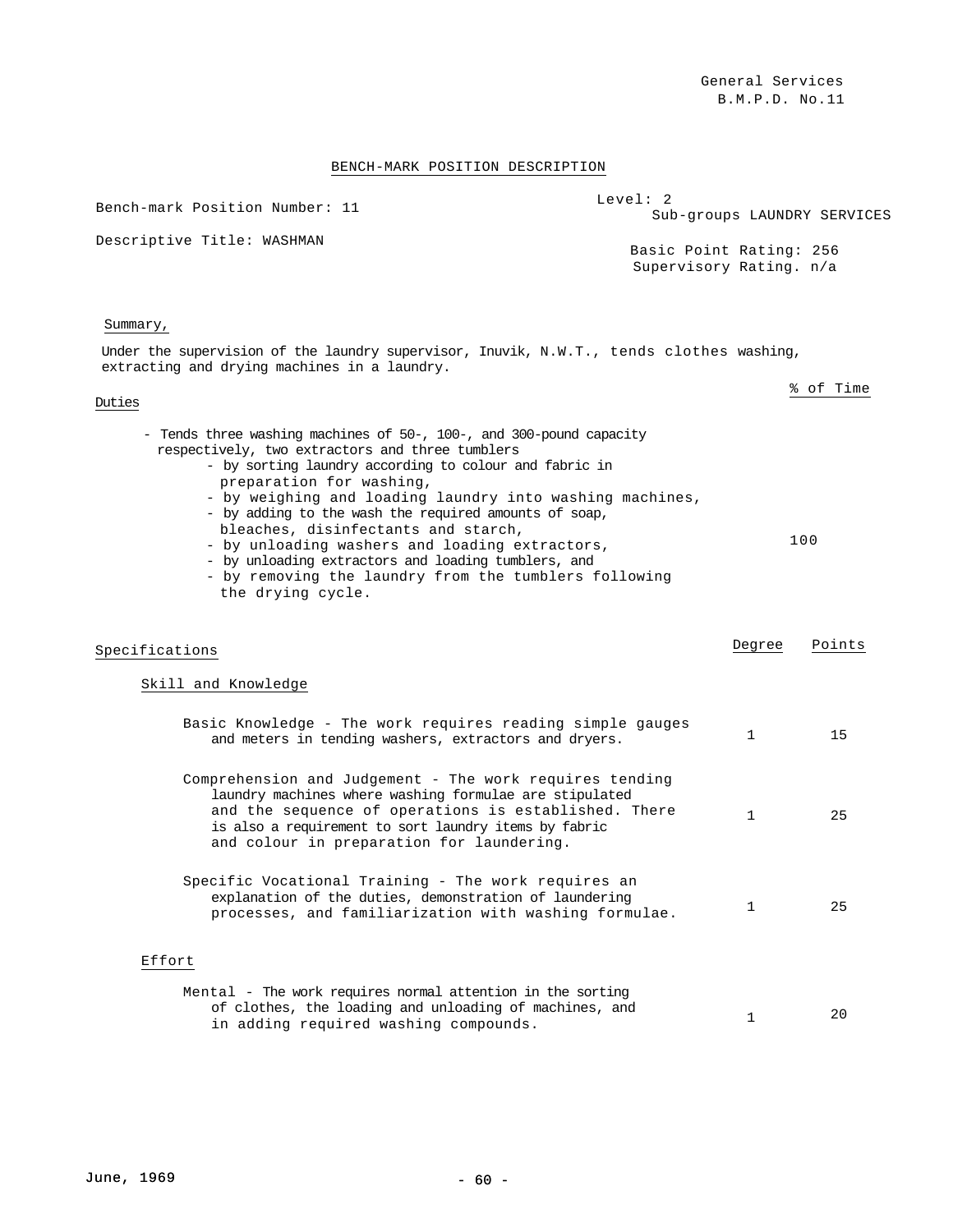General Services
B.M.P.D. No.11

## BENCH-MARK POSITION DESCRIPTION

Bench-mark Position Number: 11

Level: 2
Sub-groups LAUNDRY SERVICES

Descriptive Title: WASHMAN

Basic Point Rating: 256
Supervisory Rating. n/a

### Summary,

Under the supervision of the laundry supervisor, Inuvik, N.W.T., tends clothes washing, extracting and drying machines in a laundry.

### Duties

| Duties | % of Time |
|---|---|
| - Tends three washing machines of 50-, 100-, and 300-pound capacity respectively, two extractors and three tumblers<br>- by sorting laundry according to colour and fabric in preparation for washing,<br>- by weighing and loading laundry into washing machines,<br>- by adding to the wash the required amounts of soap, bleaches, disinfectants and starch,<br>- by unloading washers and loading extractors,<br>- by unloading extractors and loading tumblers, and<br>- by removing the laundry from the tumblers following the drying cycle. | 100 |

### Specifications

| Specifications | Degree | Points |
|---|---|---|
| **Skill and Knowledge** | | |
| Basic Knowledge - The work requires reading simple gauges and meters in tending washers, extractors and dryers. | 1 | 15 |
| Comprehension and Judgement - The work requires tending laundry machines where washing formulae are stipulated and the sequence of operations is established. There is also a requirement to sort laundry items by fabric and colour in preparation for laundering. | 1 | 25 |
| Specific Vocational Training - The work requires an explanation of the duties, demonstration of laundering processes, and familiarization with washing formulae. | 1 | 25 |
| **Effort** | | |
| Mental - The work requires normal attention in the sorting of clothes, the loading and unloading of machines, and in adding required washing compounds. | 1 | 20 |

June, 1969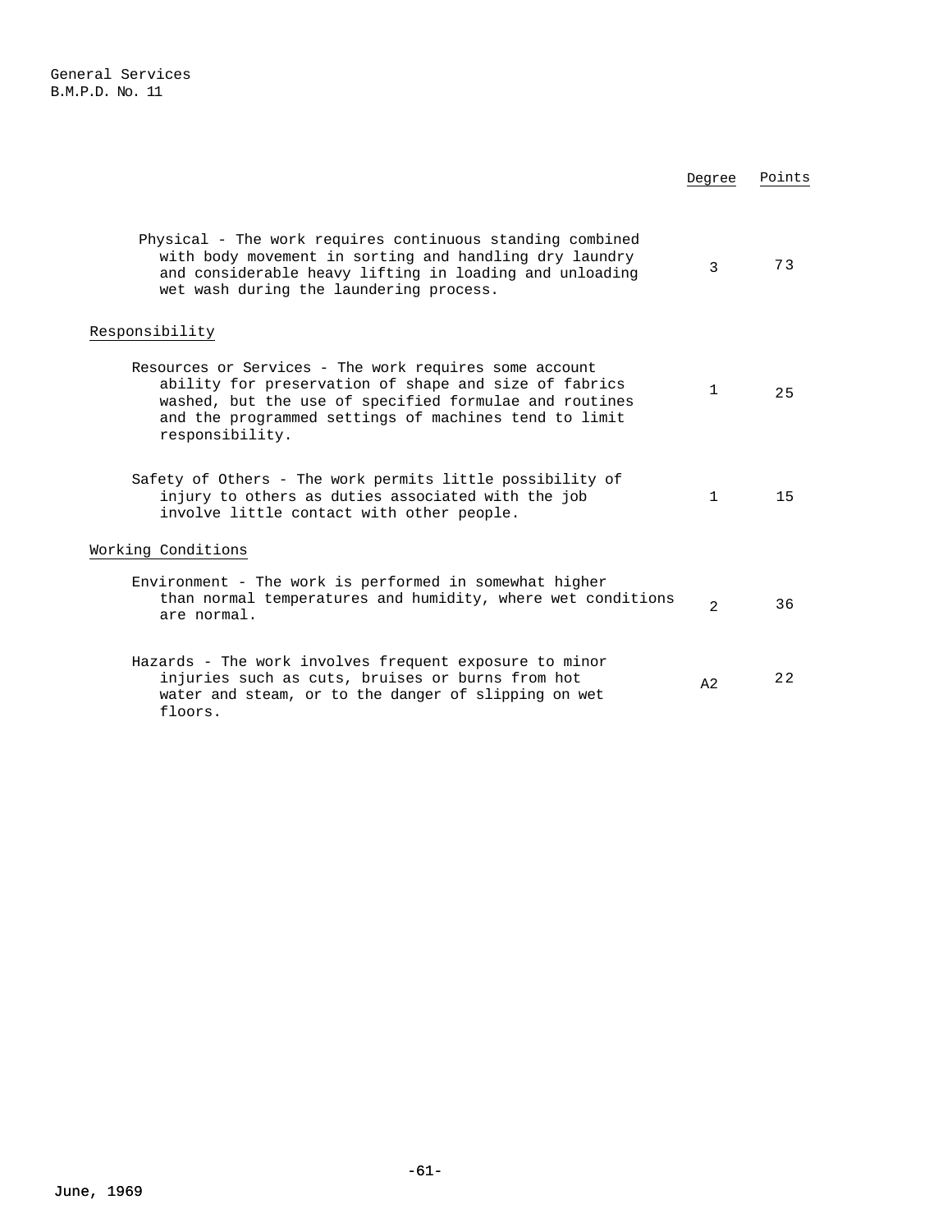| | Degree | Points |
|---|---|---|
| Physical - The work requires continuous standing combined with body movement in sorting and handling dry laundry and considerable heavy lifting in loading and unloading wet wash during the laundering process. | 3 | 73 |
| **Responsibility** | | |
| Resources or Services - The work requires some account ability for preservation of shape and size of fabrics washed, but the use of specified formulae and routines and the programmed settings of machines tend to limit responsibility. | 1 | 25 |
| Safety of Others - The work permits little possibility of injury to others as duties associated with the job involve little contact with other people. | 1 | 15 |
| **Working Conditions** | | |
| Environment - The work is performed in somewhat higher than normal temperatures and humidity, where wet conditions are normal. | 2 | 36 |
| Hazards - The work involves frequent exposure to minor injuries such as cuts, bruises or burns from hot water and steam, or to the danger of slipping on wet floors. | A2 | 22 |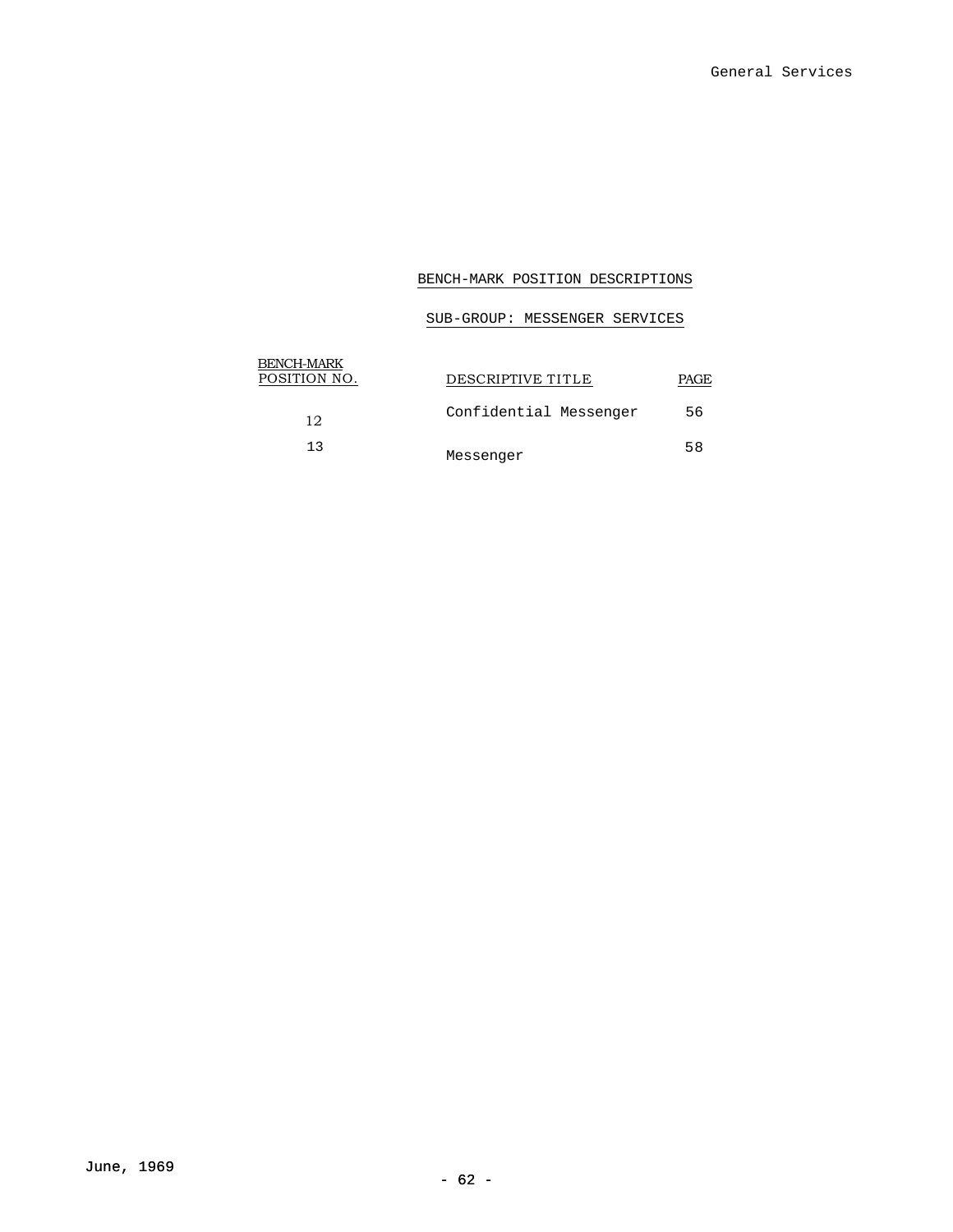## BENCH-MARK POSITION DESCRIPTIONS

### SUB-GROUP: MESSENGER SERVICES

| BENCH-MARK POSITION NO. | DESCRIPTIVE TITLE | PAGE |
|---|---|---|
| 12 | Confidential Messenger | 56 |
| 13 | Messenger | 58 |

June, 1969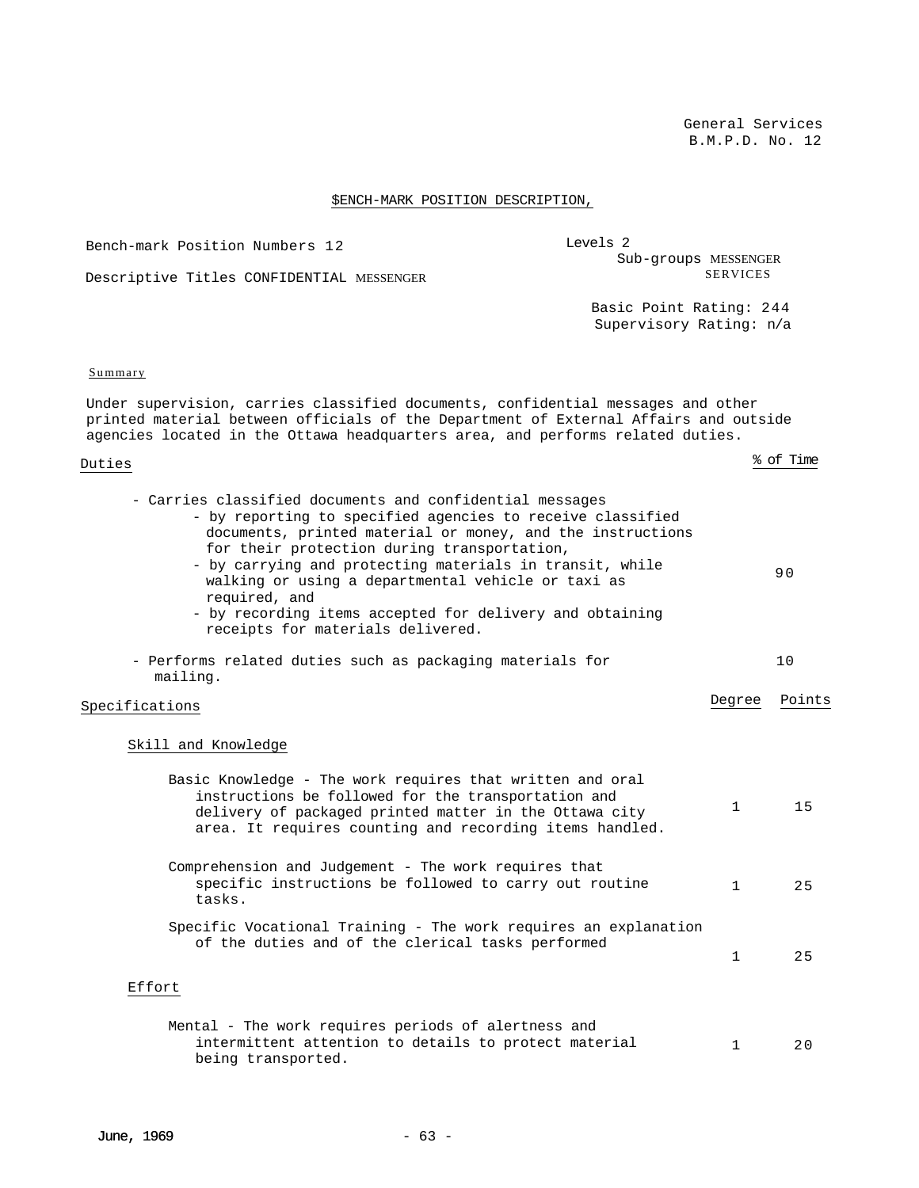General Services
B.M.P.D. No. 12

## $ENCH-MARK POSITION DESCRIPTION,

Bench-mark Position Numbers 12

Descriptive Titles CONFIDENTIAL MESSENGER

Levels 2
Sub-groups MESSENGER SERVICES

Basic Point Rating: 244
Supervisory Rating: n/a

### Summary

Under supervision, carries classified documents, confidential messages and other printed material between officials of the Department of External Affairs and outside agencies located in the Ottawa headquarters area, and performs related duties.

| Duties | % of Time |
|---|---|
| - Carries classified documents and confidential messages<br>- by reporting to specified agencies to receive classified documents, printed material or money, and the instructions for their protection during transportation,<br>- by carrying and protecting materials in transit, while walking or using a departmental vehicle or taxi as required, and<br>- by recording items accepted for delivery and obtaining receipts for materials delivered. | 90 |
| - Performs related duties such as packaging materials for mailing. | 10 |

| Specifications | Degree | Points |
|---|---|---|
| **Skill and Knowledge** | | |
| Basic Knowledge - The work requires that written and oral instructions be followed for the transportation and delivery of packaged printed matter in the Ottawa city area. It requires counting and recording items handled. | 1 | 15 |
| Comprehension and Judgement - The work requires that specific instructions be followed to carry out routine tasks. | 1 | 25 |
| Specific Vocational Training - The work requires an explanation of the duties and of the clerical tasks performed | 1 | 25 |
| **Effort** | | |
| Mental - The work requires periods of alertness and intermittent attention to details to protect material being transported. | 1 | 20 |

June, 1969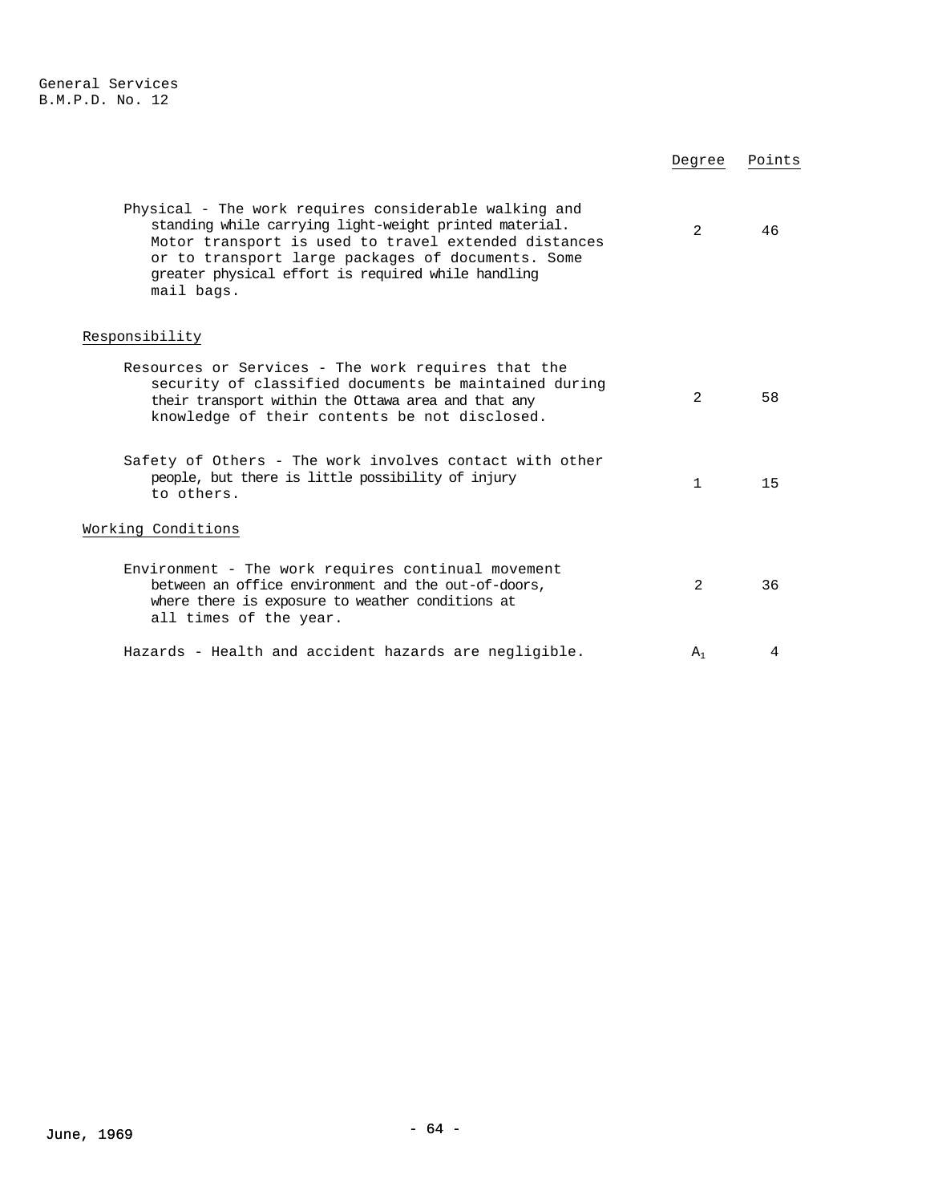| | Degree | Points |
|---|---|---|
| Physical - The work requires considerable walking and standing while carrying light-weight printed material. Motor transport is used to travel extended distances or to transport large packages of documents. Some greater physical effort is required while handling mail bags. | 2 | 46 |
| **Responsibility** | | |
| Resources or Services - The work requires that the security of classified documents be maintained during their transport within the Ottawa area and that any knowledge of their contents be not disclosed. | 2 | 58 |
| Safety of Others - The work involves contact with other people, but there is little possibility of injury to others. | 1 | 15 |
| **Working Conditions** | | |
| Environment - The work requires continual movement between an office environment and the out-of-doors, where there is exposure to weather conditions at all times of the year. | 2 | 36 |
| Hazards - Health and accident hazards are negligible. | $A_1$ | 4 |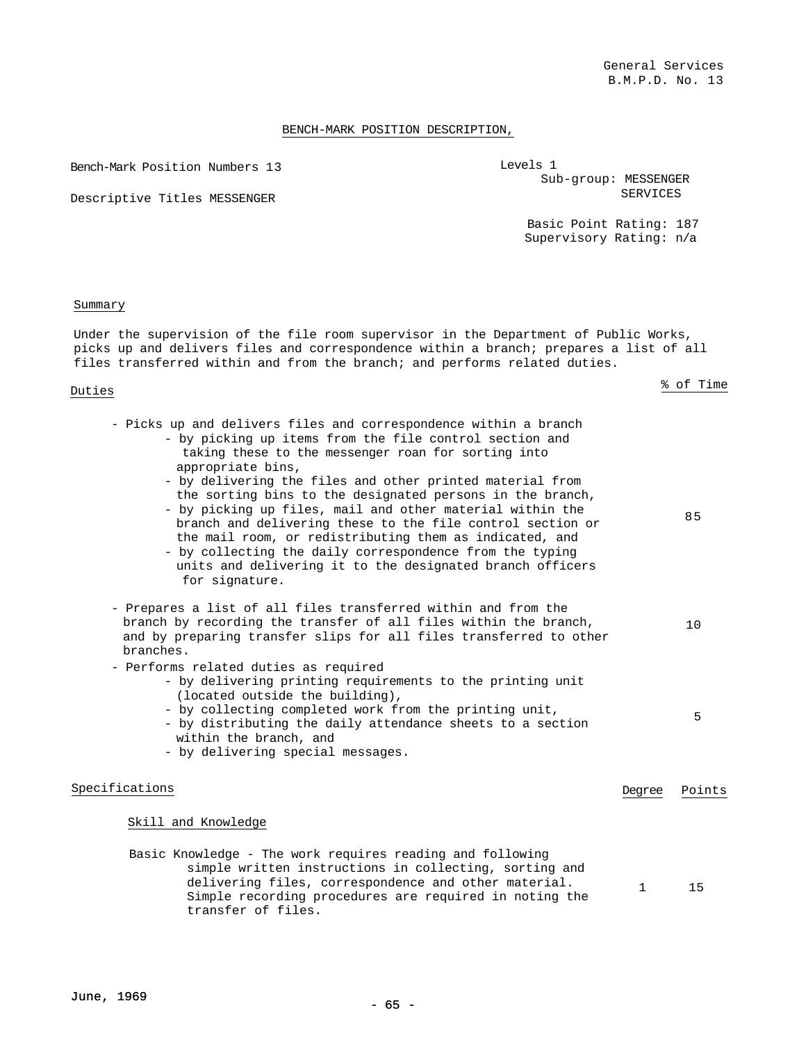General Services
B.M.P.D. No. 13

## BENCH-MARK POSITION DESCRIPTION,

Bench-Mark Position Numbers 13

Descriptive Titles MESSENGER

Levels 1
Sub-group: MESSENGER SERVICES

Basic Point Rating: 187
Supervisory Rating: n/a

### Summary

Under the supervision of the file room supervisor in the Department of Public Works, picks up and delivers files and correspondence within a branch; prepares a list of all files transferred within and from the branch; and performs related duties.

### Duties

| Duties | % of Time |
|---|---|
| - Picks up and delivers files and correspondence within a branch<br>- by picking up items from the file control section and taking these to the messenger roan for sorting into appropriate bins,<br>- by delivering the files and other printed material from the sorting bins to the designated persons in the branch,<br>- by picking up files, mail and other material within the branch and delivering these to the file control section or the mail room, or redistributing them as indicated, and<br>- by collecting the daily correspondence from the typing units and delivering it to the designated branch officers for signature. | 85 |
| - Prepares a list of all files transferred within and from the branch by recording the transfer of all files within the branch, and by preparing transfer slips for all files transferred to other branches. | 10 |
| - Performs related duties as required<br>- by delivering printing requirements to the printing unit (located outside the building),<br>- by collecting completed work from the printing unit,<br>- by distributing the daily attendance sheets to a section within the branch, and<br>- by delivering special messages. | 5 |

### Specifications

| Specifications | Degree | Points |
|---|---|---|
| **Skill and Knowledge** | | |
| Basic Knowledge - The work requires reading and following simple written instructions in collecting, sorting and delivering files, correspondence and other material. Simple recording procedures are required in noting the transfer of files. | 1 | 15 |

June, 1969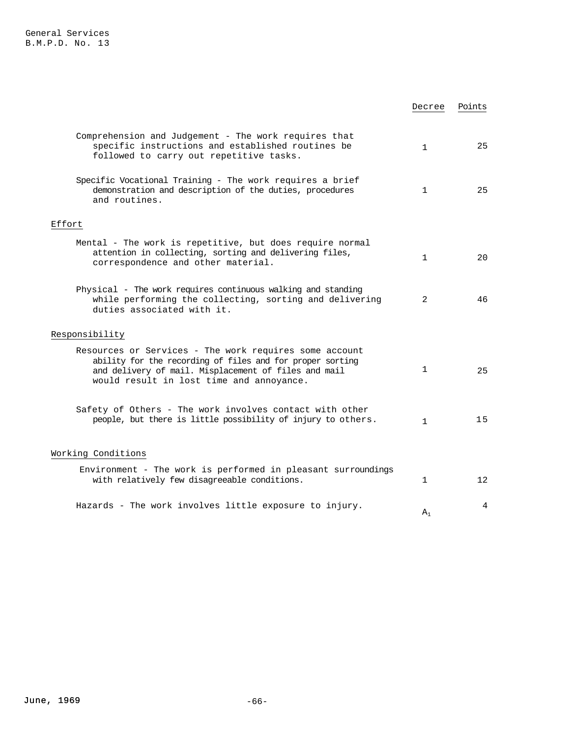| | Decree | Points |
|---|---|---|
| Comprehension and Judgement - The work requires that specific instructions and established routines be followed to carry out repetitive tasks. | 1 | 25 |
| Specific Vocational Training - The work requires a brief demonstration and description of the duties, procedures and routines. | 1 | 25 |
| **Effort** | | |
| Mental - The work is repetitive, but does require normal attention in collecting, sorting and delivering files, correspondence and other material. | 1 | 20 |
| Physical - The work requires continuous walking and standing while performing the collecting, sorting and delivering duties associated with it. | 2 | 46 |
| **Responsibility** | | |
| Resources or Services - The work requires some account ability for the recording of files and for proper sorting and delivery of mail. Misplacement of files and mail would result in lost time and annoyance. | 1 | 25 |
| Safety of Others - The work involves contact with other people, but there is little possibility of injury to others. | 1 | 15 |
| **Working Conditions** | | |
| Environment - The work is performed in pleasant surroundings with relatively few disagreeable conditions. | 1 | 12 |
| Hazards - The work involves little exposure to injury. | $A_1$ | 4 |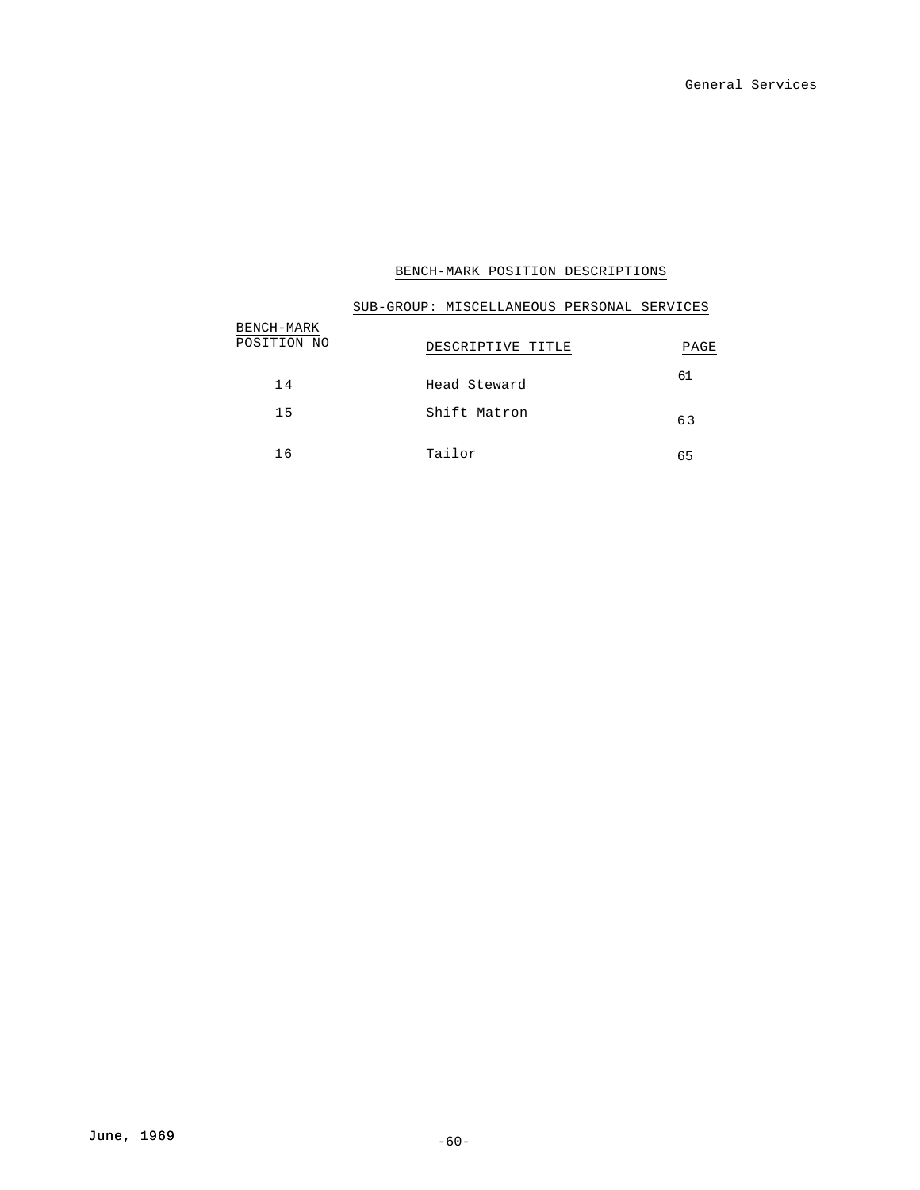## BENCH-MARK POSITION DESCRIPTIONS

### SUB-GROUP: MISCELLANEOUS PERSONAL SERVICES

| BENCH-MARK POSITION NO | DESCRIPTIVE TITLE | PAGE |
|---|---|---|
| 14 | Head Steward | 61 |
| 15 | Shift Matron | 63 |
| 16 | Tailor | 65 |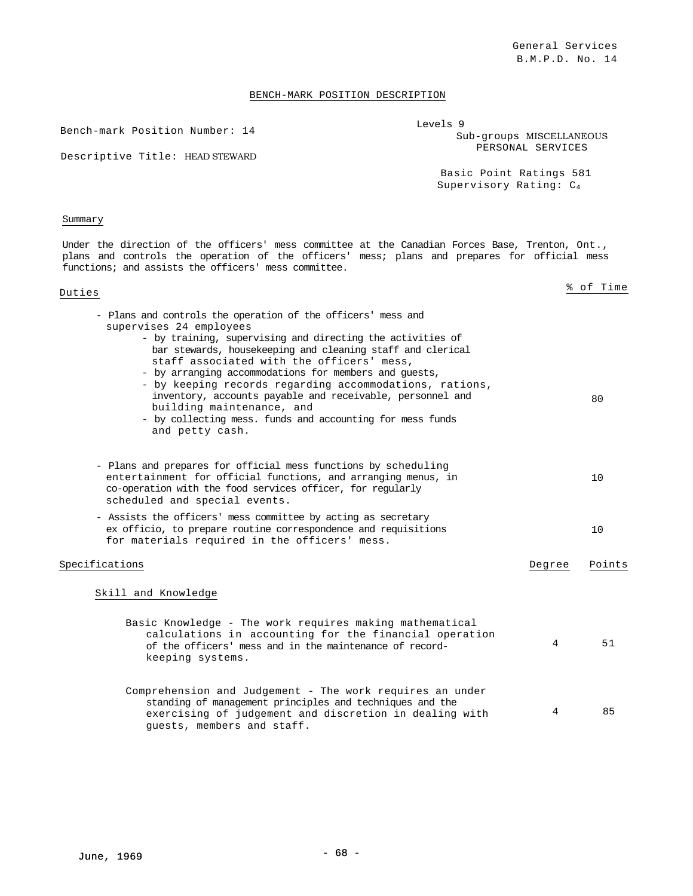General Services
B.M.P.D. No. 14

## BENCH-MARK POSITION DESCRIPTION

Bench-mark Position Number: 14

Descriptive Title: HEAD STEWARD

Levels 9
Sub-groups MISCELLANEOUS PERSONAL SERVICES

Basic Point Ratings 581
Supervisory Rating: $C_4$

### Summary

Under the direction of the officers' mess committee at the Canadian Forces Base, Trenton, Ont., plans and controls the operation of the officers' mess; plans and prepares for official mess functions; and assists the officers' mess committee.

| Duties | % of Time |
|---|---|
| - Plans and controls the operation of the officers' mess and supervises 24 employees<br>- by training, supervising and directing the activities of bar stewards, housekeeping and cleaning staff and clerical staff associated with the officers' mess,<br>- by arranging accommodations for members and guests,<br>- by keeping records regarding accommodations, rations, inventory, accounts payable and receivable, personnel and building maintenance, and<br>- by collecting mess. funds and accounting for mess funds and petty cash. | 80 |
| - Plans and prepares for official mess functions by scheduling entertainment for official functions, and arranging menus, in co-operation with the food services officer, for regularly scheduled and special events. | 10 |
| - Assists the officers' mess committee by acting as secretary ex officio, to prepare routine correspondence and requisitions for materials required in the officers' mess. | 10 |

| Specifications | Degree | Points |
|---|---|---|
| **Skill and Knowledge** | | |
| Basic Knowledge - The work requires making mathematical calculations in accounting for the financial operation of the officers' mess and in the maintenance of record-keeping systems. | 4 | 51 |
| Comprehension and Judgement - The work requires an under standing of management principles and techniques and the exercising of judgement and discretion in dealing with guests, members and staff. | 4 | 85 |

June, 1969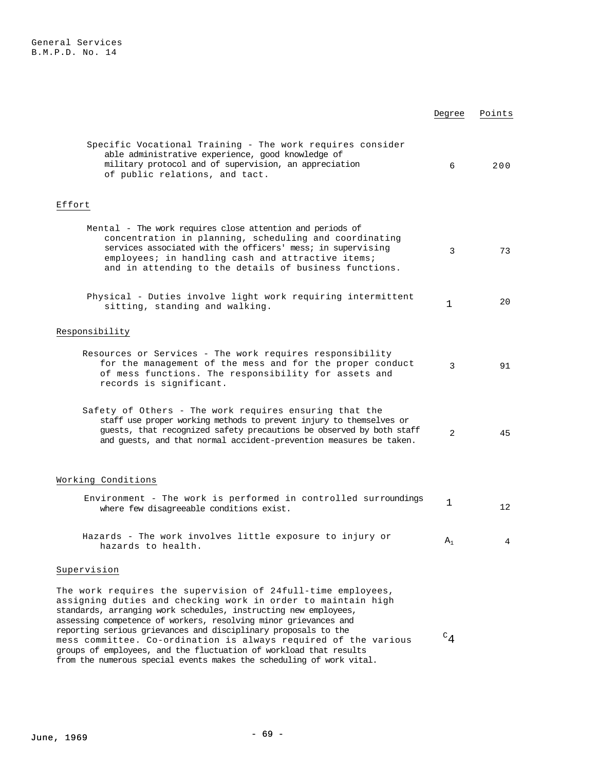| | Degree | Points |
|---|---|---|
| Specific Vocational Training - The work requires considerable administrative experience, good knowledge of military protocol and of supervision, an appreciation of public relations, and tact. | 6 | 200 |
| **Effort** | | |
| Mental - The work requires close attention and periods of concentration in planning, scheduling and coordinating services associated with the officers' mess; in supervising employees; in handling cash and attractive items; and in attending to the details of business functions. | 3 | 73 |
| Physical - Duties involve light work requiring intermittent sitting, standing and walking. | 1 | 20 |
| **Responsibility** | | |
| Resources or Services - The work requires responsibility for the management of the mess and for the proper conduct of mess functions. The responsibility for assets and records is significant. | 3 | 91 |
| Safety of Others - The work requires ensuring that the staff use proper working methods to prevent injury to themselves or guests, that recognized safety precautions be observed by both staff and guests, and that normal accident-prevention measures be taken. | 2 | 45 |
| **Working Conditions** | | |
| Environment - The work is performed in controlled surroundings where few disagreeable conditions exist. | 1 | 12 |
| Hazards - The work involves little exposure to injury or hazards to health. | $A_1$ | 4 |
| **Supervision** | | |
| The work requires the supervision of 24full-time employees, assigning duties and checking work in order to maintain high standards, arranging work schedules, instructing new employees, assessing competence of workers, resolving minor grievances and reporting serious grievances and disciplinary proposals to the mess committee. Co-ordination is always required of the various groups of employees, and the fluctuation of workload that results from the numerous special events makes the scheduling of work vital. | $^{C}4$ | |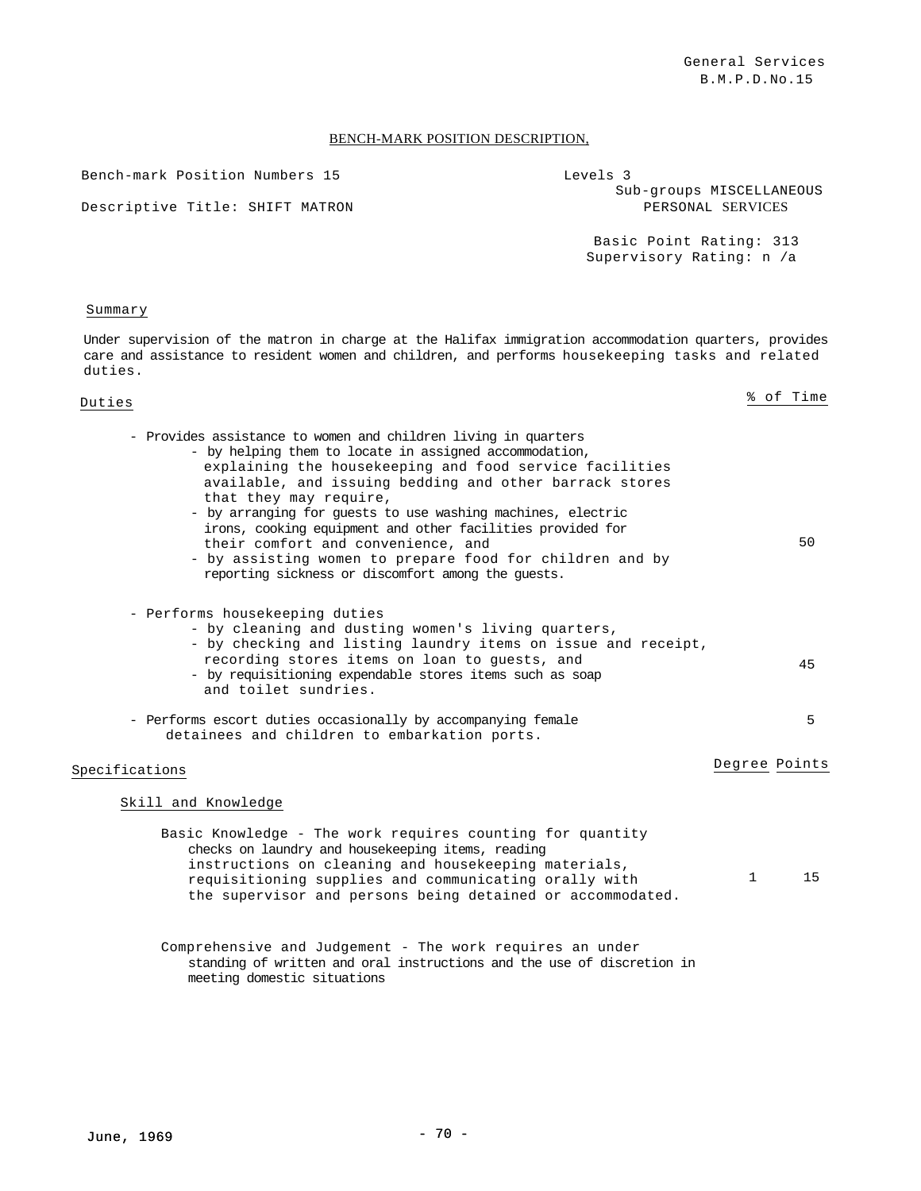General Services
B.M.P.D.No.15

## BENCH-MARK POSITION DESCRIPTION,

Bench-mark Position Numbers 15

Levels 3

Sub-groups MISCELLANEOUS PERSONAL SERVICES

Descriptive Title: SHIFT MATRON

Basic Point Rating: 313
Supervisory Rating: n /a

### Summary

Under supervision of the matron in charge at the Halifax immigration accommodation quarters, provides care and assistance to resident women and children, and performs housekeeping tasks and related duties.

### Duties

| Duties | % of Time |
|---|---|
| - Provides assistance to women and children living in quarters<br>- by helping them to locate in assigned accommodation, explaining the housekeeping and food service facilities available, and issuing bedding and other barrack stores that they may require,<br>- by arranging for guests to use washing machines, electric irons, cooking equipment and other facilities provided for their comfort and convenience, and<br>- by assisting women to prepare food for children and by reporting sickness or discomfort among the guests. | 50 |
| - Performs housekeeping duties<br>- by cleaning and dusting women's living quarters,<br>- by checking and listing laundry items on issue and receipt, recording stores items on loan to guests, and<br>- by requisitioning expendable stores items such as soap and toilet sundries. | 45 |
| - Performs escort duties occasionally by accompanying female detainees and children to embarkation ports. | 5 |

### Specifications

#### Skill and Knowledge

| | Degree | Points |
|---|---|---|
| Basic Knowledge - The work requires counting for quantity checks on laundry and housekeeping items, reading instructions on cleaning and housekeeping materials, requisitioning supplies and communicating orally with the supervisor and persons being detained or accommodated. | 1 | 15 |

Comprehensive and Judgement - The work requires an under standing of written and oral instructions and the use of discretion in meeting domestic situations

June, 1969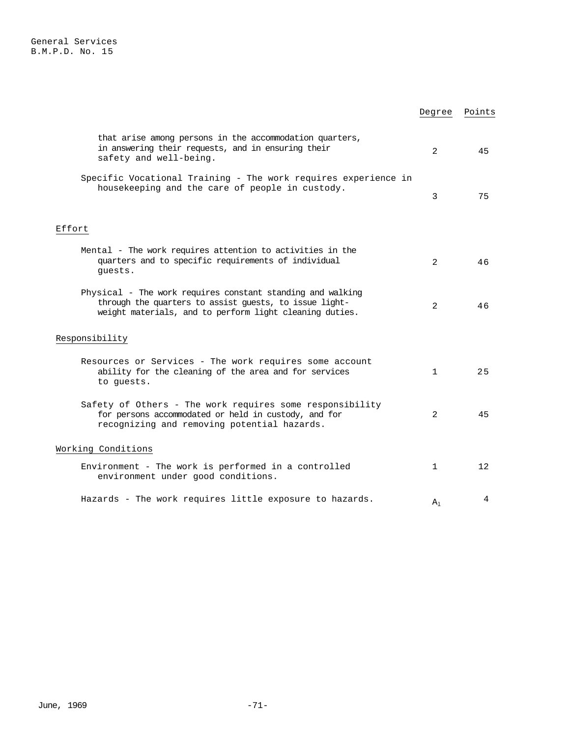| | Degree | Points |
|---|---|---|
| that arise among persons in the accommodation quarters, in answering their requests, and in ensuring their safety and well-being. | 2 | 45 |
| Specific Vocational Training - The work requires experience in housekeeping and the care of people in custody. | 3 | 75 |
| **Effort** | | |
| Mental - The work requires attention to activities in the quarters and to specific requirements of individual guests. | 2 | 46 |
| Physical - The work requires constant standing and walking through the quarters to assist guests, to issue light-weight materials, and to perform light cleaning duties. | 2 | 46 |
| **Responsibility** | | |
| Resources or Services - The work requires some account ability for the cleaning of the area and for services to guests. | 1 | 25 |
| Safety of Others - The work requires some responsibility for persons accommodated or held in custody, and for recognizing and removing potential hazards. | 2 | 45 |
| **Working Conditions** | | |
| Environment - The work is performed in a controlled environment under good conditions. | 1 | 12 |
| Hazards - The work requires little exposure to hazards. | $A_1$ | 4 |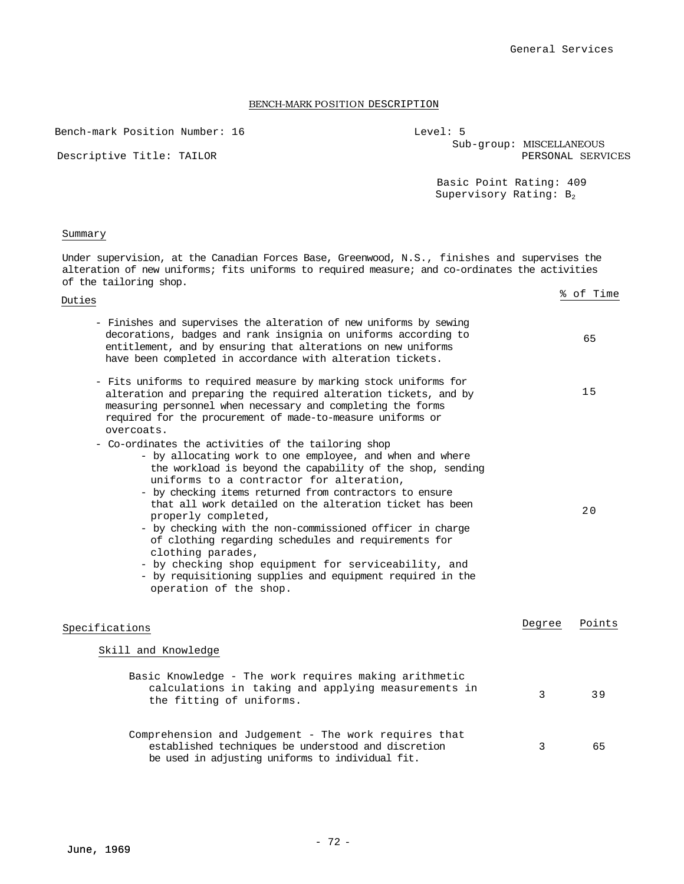## BENCH-MARK POSITION DESCRIPTION

Bench-mark Position Number: 16

Level: 5

Sub-group: MISCELLANEOUS PERSONAL SERVICES

Descriptive Title: TAILOR

Basic Point Rating: 409

Supervisory Rating: $B_2$

### Summary

Under supervision, at the Canadian Forces Base, Greenwood, N.S., finishes and supervises the alteration of new uniforms; fits uniforms to required measure; and co-ordinates the activities of the tailoring shop.

| Duties | % of Time |
|---|---|
| - Finishes and supervises the alteration of new uniforms by sewing decorations, badges and rank insignia on uniforms according to entitlement, and by ensuring that alterations on new uniforms have been completed in accordance with alteration tickets. | 65 |
| - Fits uniforms to required measure by marking stock uniforms for alteration and preparing the required alteration tickets, and by measuring personnel when necessary and completing the forms required for the procurement of made-to-measure uniforms or overcoats. | 15 |
| - Co-ordinates the activities of the tailoring shop<br>- by allocating work to one employee, and when and where the workload is beyond the capability of the shop, sending uniforms to a contractor for alteration,<br>- by checking items returned from contractors to ensure that all work detailed on the alteration ticket has been properly completed,<br>- by checking with the non-commissioned officer in charge of clothing regarding schedules and requirements for clothing parades,<br>- by checking shop equipment for serviceability, and<br>- by requisitioning supplies and equipment required in the operation of the shop. | 20 |

| Specifications | Degree | Points |
|---|---|---|
| **Skill and Knowledge** | | |
| Basic Knowledge - The work requires making arithmetic calculations in taking and applying measurements in the fitting of uniforms. | 3 | 39 |
| Comprehension and Judgement - The work requires that established techniques be understood and discretion be used in adjusting uniforms to individual fit. | 3 | 65 |

June, 1969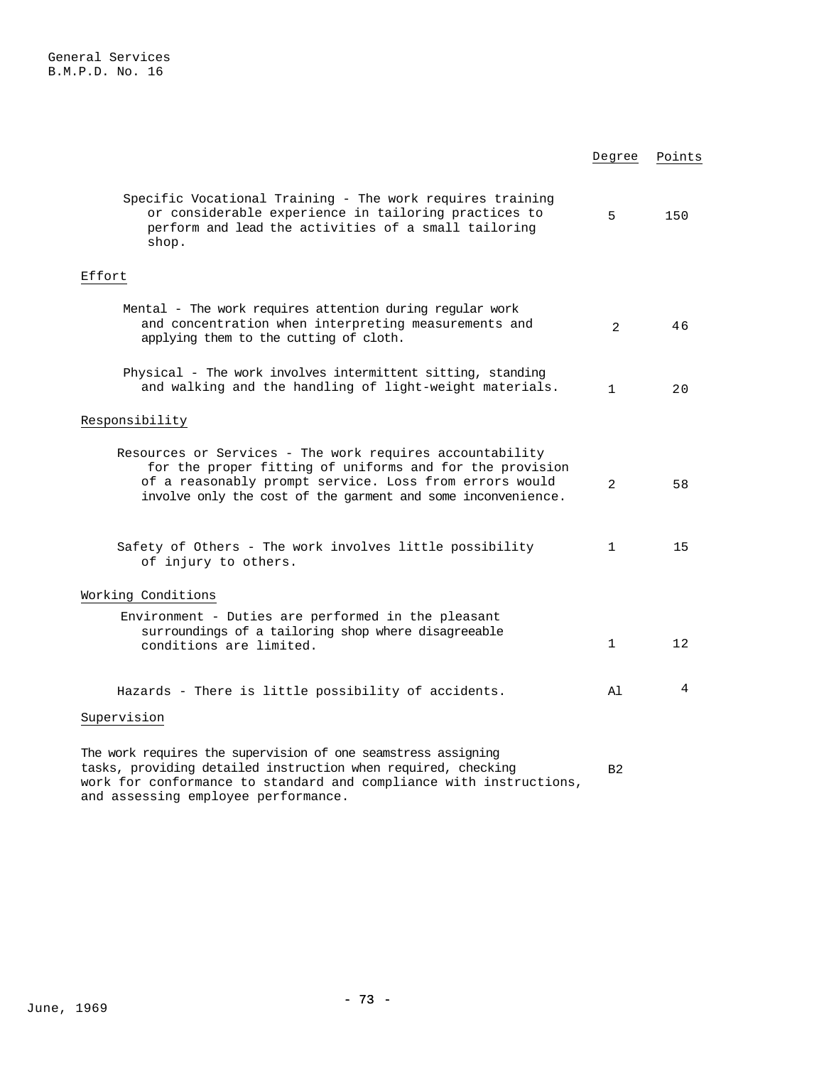| | Degree | Points |
|---|---|---|
| Specific Vocational Training - The work requires training or considerable experience in tailoring practices to perform and lead the activities of a small tailoring shop. | 5 | 150 |
| **Effort** | | |
| Mental - The work requires attention during regular work and concentration when interpreting measurements and applying them to the cutting of cloth. | 2 | 46 |
| Physical - The work involves intermittent sitting, standing and walking and the handling of light-weight materials. | 1 | 20 |
| **Responsibility** | | |
| Resources or Services - The work requires accountability for the proper fitting of uniforms and for the provision of a reasonably prompt service. Loss from errors would involve only the cost of the garment and some inconvenience. | 2 | 58 |
| Safety of Others - The work involves little possibility of injury to others. | 1 | 15 |
| **Working Conditions** | | |
| Environment - Duties are performed in the pleasant surroundings of a tailoring shop where disagreeable conditions are limited. | 1 | 12 |
| Hazards - There is little possibility of accidents. | A1 | 4 |
| **Supervision** | | |
| The work requires the supervision of one seamstress assigning tasks, providing detailed instruction when required, checking work for conformance to standard and compliance with instructions, and assessing employee performance. | B2 | |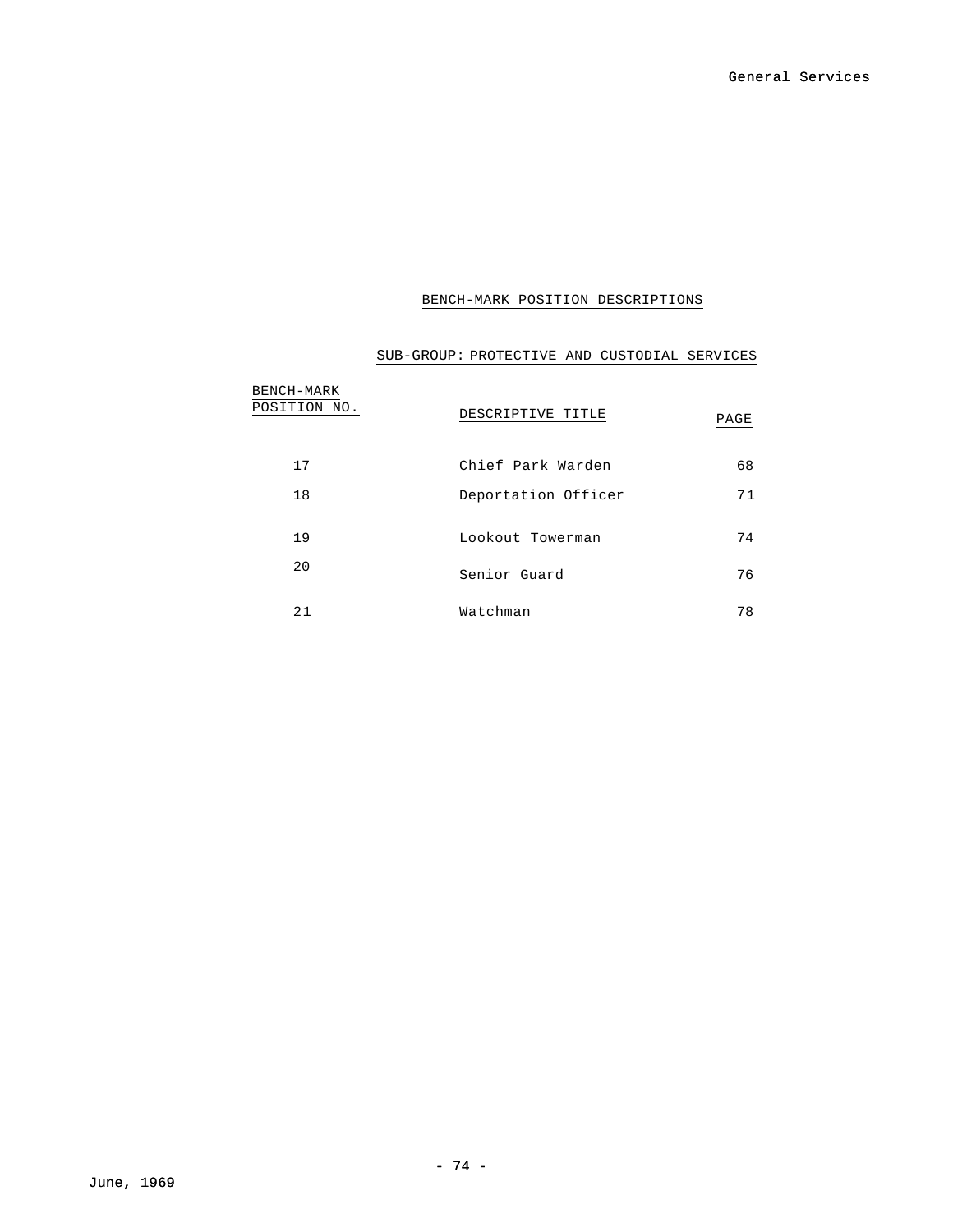## BENCH-MARK POSITION DESCRIPTIONS

### SUB-GROUP: PROTECTIVE AND CUSTODIAL SERVICES

| BENCH-MARK POSITION NO. | DESCRIPTIVE TITLE | PAGE |
|---|---|---|
| 17 | Chief Park Warden | 68 |
| 18 | Deportation Officer | 71 |
| 19 | Lookout Towerman | 74 |
| 20 | Senior Guard | 76 |
| 21 | Watchman | 78 |

June, 1969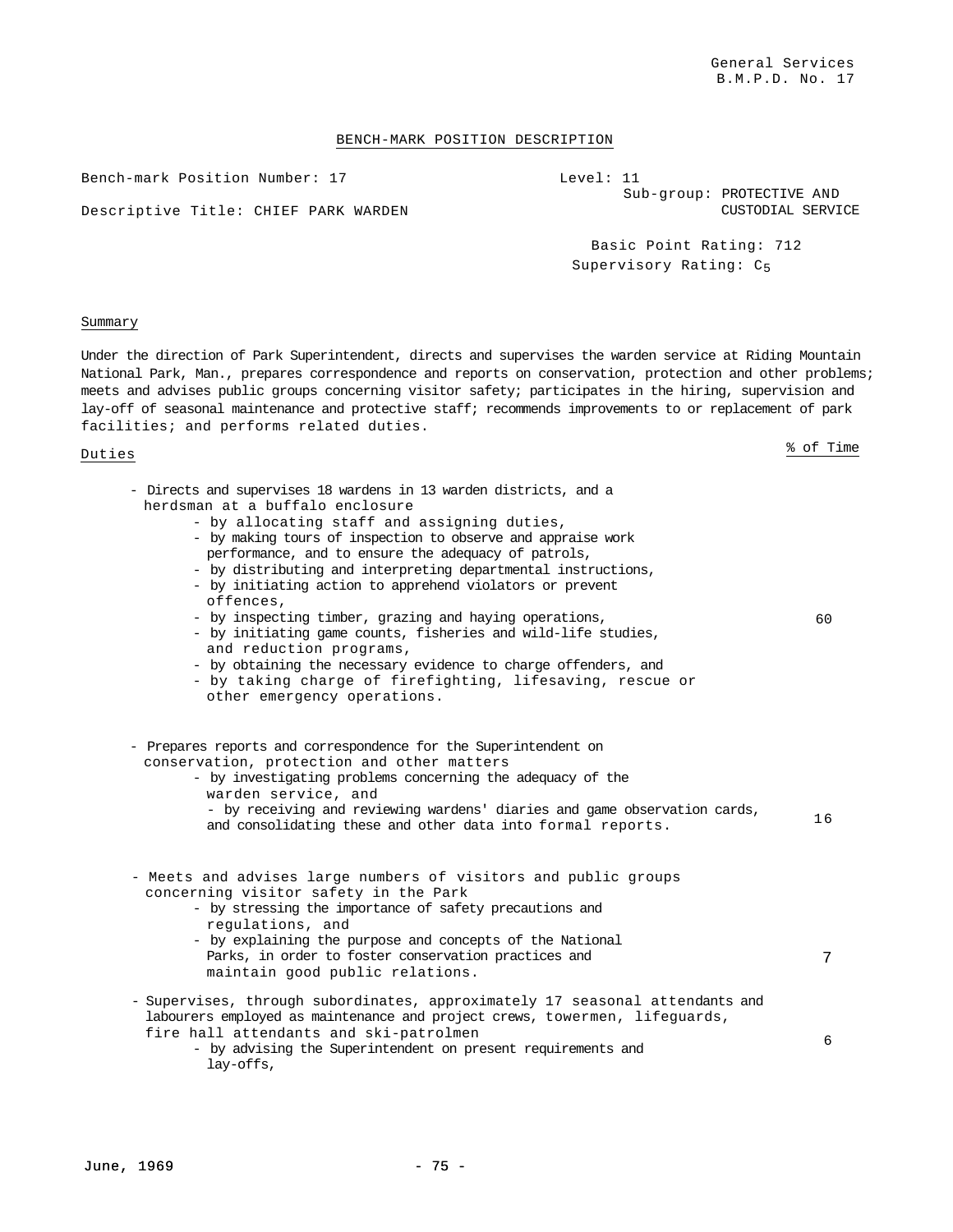General Services
B.M.P.D. No. 17

## BENCH-MARK POSITION DESCRIPTION

Bench-mark Position Number: 17

Level: 11

Sub-group: PROTECTIVE AND CUSTODIAL SERVICE

Descriptive Title: CHIEF PARK WARDEN

Basic Point Rating: 712

Supervisory Rating: $C_5$

### Summary

Under the direction of Park Superintendent, directs and supervises the warden service at Riding Mountain National Park, Man., prepares correspondence and reports on conservation, protection and other problems; meets and advises public groups concerning visitor safety; participates in the hiring, supervision and lay-off of seasonal maintenance and protective staff; recommends improvements to or replacement of park facilities; and performs related duties.

### Duties

| Duties | % of Time |
|---|---|
| - Directs and supervises 18 wardens in 13 warden districts, and a herdsman at a buffalo enclosure<br>- by allocating staff and assigning duties,<br>- by making tours of inspection to observe and appraise work performance, and to ensure the adequacy of patrols,<br>- by distributing and interpreting departmental instructions,<br>- by initiating action to apprehend violators or prevent offences,<br>- by inspecting timber, grazing and haying operations,<br>- by initiating game counts, fisheries and wild-life studies, and reduction programs,<br>- by obtaining the necessary evidence to charge offenders, and<br>- by taking charge of firefighting, lifesaving, rescue or other emergency operations. | 60 |
| - Prepares reports and correspondence for the Superintendent on conservation, protection and other matters<br>- by investigating problems concerning the adequacy of the warden service, and<br>- by receiving and reviewing wardens' diaries and game observation cards, and consolidating these and other data into formal reports. | 16 |
| - Meets and advises large numbers of visitors and public groups concerning visitor safety in the Park<br>- by stressing the importance of safety precautions and regulations, and<br>- by explaining the purpose and concepts of the National Parks, in order to foster conservation practices and maintain good public relations. | 7 |
| - Supervises, through subordinates, approximately 17 seasonal attendants and labourers employed as maintenance and project crews, towermen, lifeguards, fire hall attendants and ski-patrolmen<br>- by advising the Superintendent on present requirements and lay-offs, | 6 |

June, 1969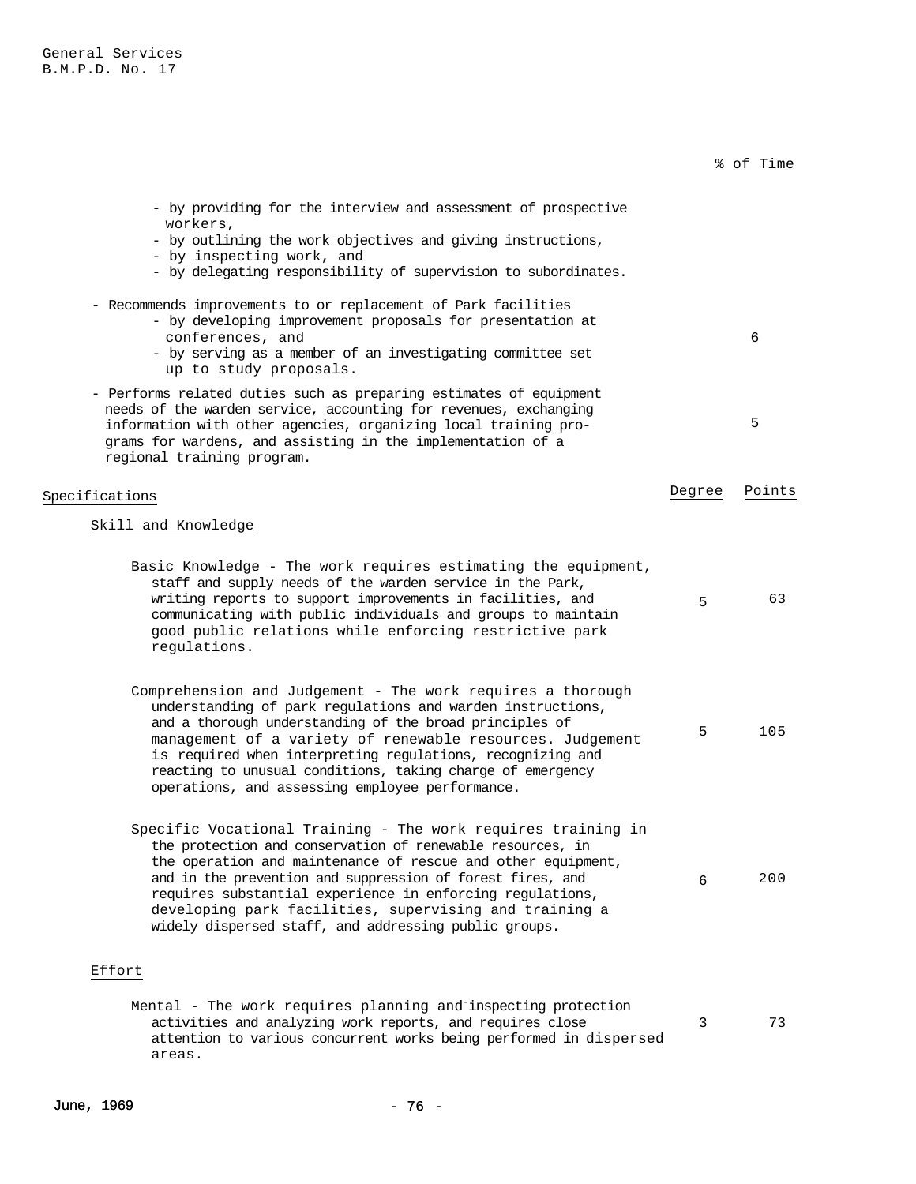% of Time

- by providing for the interview and assessment of prospective workers,
- by outlining the work objectives and giving instructions,
- by inspecting work, and
- by delegating responsibility of supervision to subordinates.

| | % of Time |
|---|---|
| - Recommends improvements to or replacement of Park facilities<br>- by developing improvement proposals for presentation at conferences, and<br>- by serving as a member of an investigating committee set up to study proposals. | 6 |
| - Performs related duties such as preparing estimates of equipment needs of the warden service, accounting for revenues, exchanging information with other agencies, organizing local training programs for wardens, and assisting in the implementation of a regional training program. | 5 |

## Specifications

| | Degree | Points |
|---|---|---|
| **Skill and Knowledge** | | |
| Basic Knowledge - The work requires estimating the equipment, staff and supply needs of the warden service in the Park, writing reports to support improvements in facilities, and communicating with public individuals and groups to maintain good public relations while enforcing restrictive park regulations. | 5 | 63 |
| Comprehension and Judgement - The work requires a thorough understanding of park regulations and warden instructions, and a thorough understanding of the broad principles of management of a variety of renewable resources. Judgement is required when interpreting regulations, recognizing and reacting to unusual conditions, taking charge of emergency operations, and assessing employee performance. | 5 | 105 |
| Specific Vocational Training - The work requires training in the protection and conservation of renewable resources, in the operation and maintenance of rescue and other equipment, and in the prevention and suppression of forest fires, and requires substantial experience in enforcing regulations, developing park facilities, supervising and training a widely dispersed staff, and addressing public groups. | 6 | 200 |
| **Effort** | | |
| Mental - The work requires planning and inspecting protection activities and analyzing work reports, and requires close attention to various concurrent works being performed in dispersed areas. | 3 | 73 |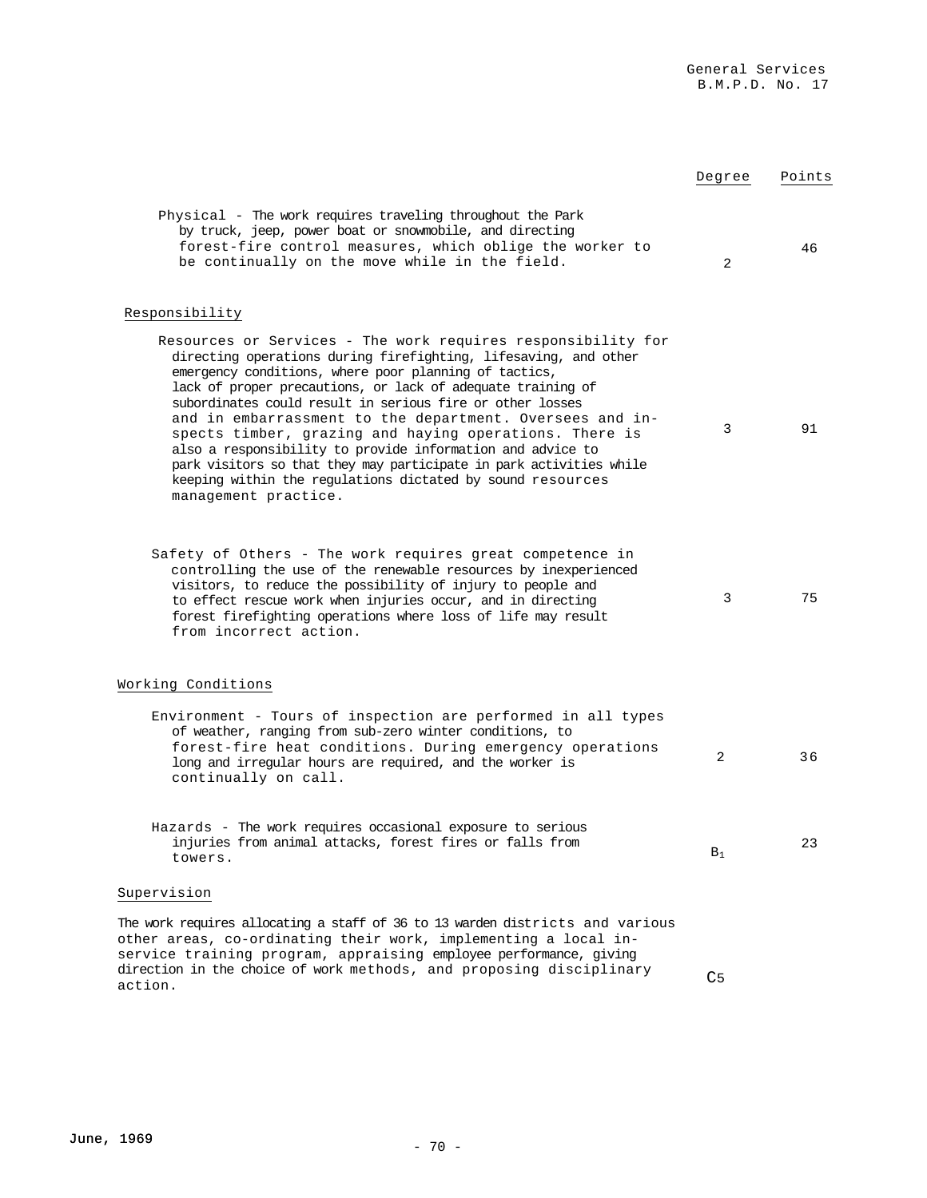| | Degree | Points |
|---|---|---|
| Physical - The work requires traveling throughout the Park by truck, jeep, power boat or snowmobile, and directing forest-fire control measures, which oblige the worker to be continually on the move while in the field. | 2 | 46 |
| **Responsibility** | | |
| Resources or Services - The work requires responsibility for directing operations during firefighting, lifesaving, and other emergency conditions, where poor planning of tactics, lack of proper precautions, or lack of adequate training of subordinates could result in serious fire or other losses and in embarrassment to the department. Oversees and inspects timber, grazing and haying operations. There is also a responsibility to provide information and advice to park visitors so that they may participate in park activities while keeping within the regulations dictated by sound resources management practice. | 3 | 91 |
| Safety of Others - The work requires great competence in controlling the use of the renewable resources by inexperienced visitors, to reduce the possibility of injury to people and to effect rescue work when injuries occur, and in directing forest firefighting operations where loss of life may result from incorrect action. | 3 | 75 |
| **Working Conditions** | | |
| Environment - Tours of inspection are performed in all types of weather, ranging from sub-zero winter conditions, to forest-fire heat conditions. During emergency operations long and irregular hours are required, and the worker is continually on call. | 2 | 36 |
| Hazards - The work requires occasional exposure to serious injuries from animal attacks, forest fires or falls from towers. | $B_1$ | 23 |
| **Supervision** | | |
| The work requires allocating a staff of 36 to 13 warden districts and various other areas, co-ordinating their work, implementing a local in-service training program, appraising employee performance, giving direction in the choice of work methods, and proposing disciplinary action. | $C_5$ | |

June, 1969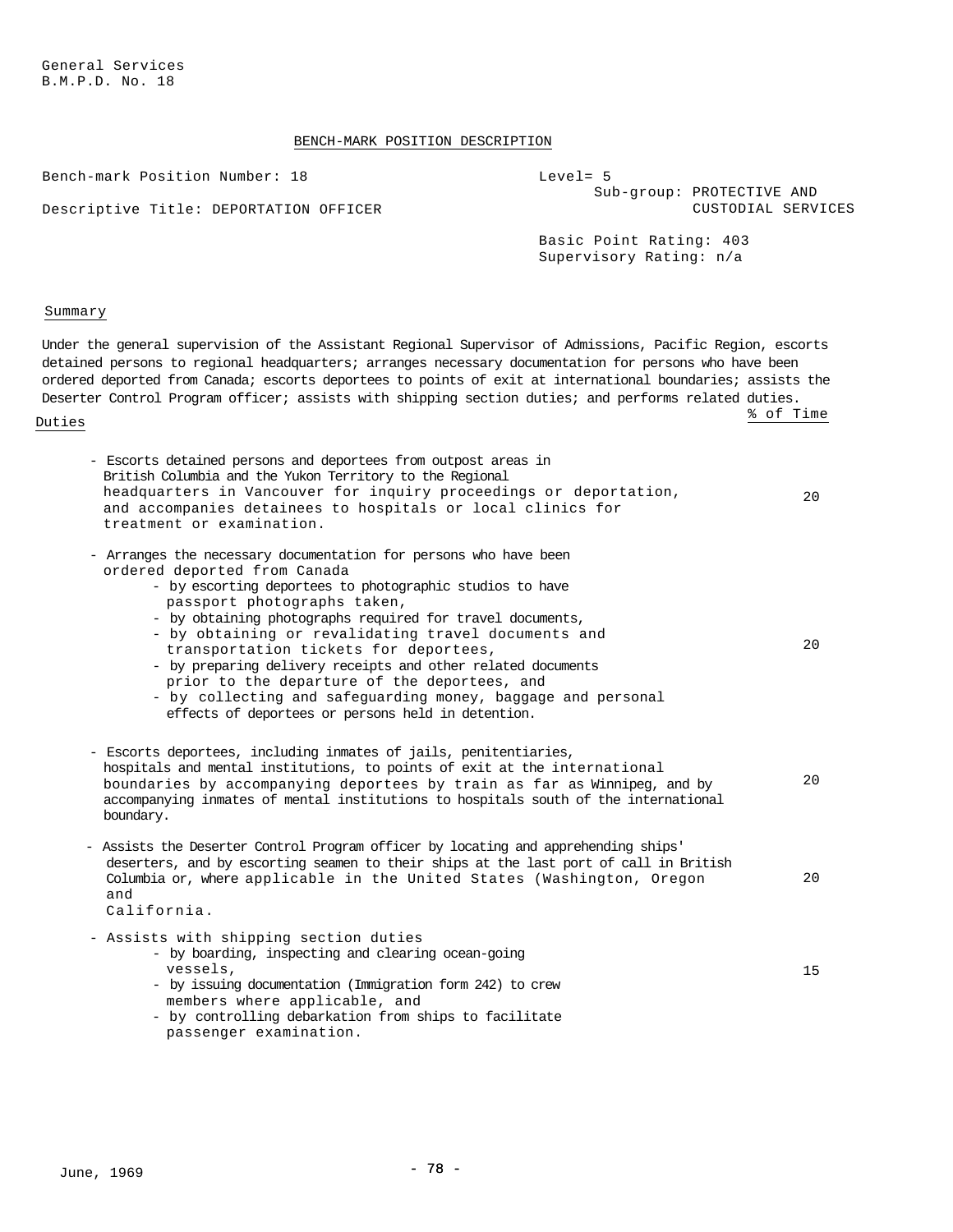General Services
B.M.P.D. No. 18

## BENCH-MARK POSITION DESCRIPTION

| | |
|---|---|
| Bench-mark Position Number: 18 | Level= 5 |
| Descriptive Title: DEPORTATION OFFICER | Sub-group: PROTECTIVE AND CUSTODIAL SERVICES |
| | Basic Point Rating: 403 |
| | Supervisory Rating: n/a |

### Summary

Under the general supervision of the Assistant Regional Supervisor of Admissions, Pacific Region, escorts detained persons to regional headquarters; arranges necessary documentation for persons who have been ordered deported from Canada; escorts deportees to points of exit at international boundaries; assists the Deserter Control Program officer; assists with shipping section duties; and performs related duties.

| Duties | % of Time |
|---|---|
| - Escorts detained persons and deportees from outpost areas in British Columbia and the Yukon Territory to the Regional headquarters in Vancouver for inquiry proceedings or deportation, and accompanies detainees to hospitals or local clinics for treatment or examination. | 20 |
| - Arranges the necessary documentation for persons who have been ordered deported from Canada<br>- by escorting deportees to photographic studios to have passport photographs taken,<br>- by obtaining photographs required for travel documents,<br>- by obtaining or revalidating travel documents and transportation tickets for deportees,<br>- by preparing delivery receipts and other related documents prior to the departure of the deportees, and<br>- by collecting and safeguarding money, baggage and personal effects of deportees or persons held in detention. | 20 |
| - Escorts deportees, including inmates of jails, penitentiaries, hospitals and mental institutions, to points of exit at the international boundaries by accompanying deportees by train as far as Winnipeg, and by accompanying inmates of mental institutions to hospitals south of the international boundary. | 20 |
| - Assists the Deserter Control Program officer by locating and apprehending ships' deserters, and by escorting seamen to their ships at the last port of call in British Columbia or, where applicable in the United States (Washington, Oregon and California. | 20 |
| - Assists with shipping section duties<br>- by boarding, inspecting and clearing ocean-going vessels,<br>- by issuing documentation (Immigration form 242) to crew members where applicable, and<br>- by controlling debarkation from ships to facilitate passenger examination. | 15 |

June, 1969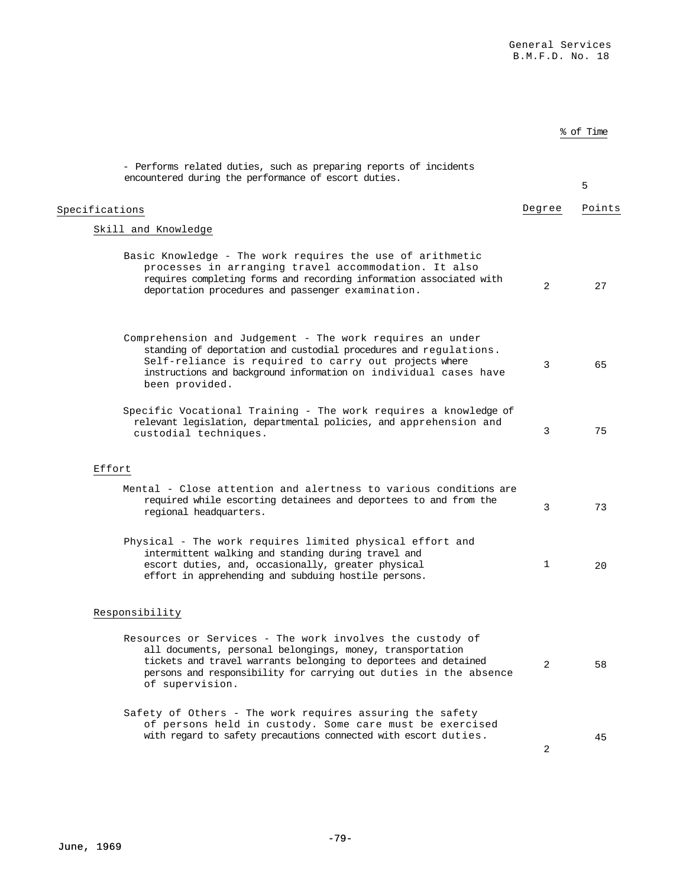% of Time

- Performs related duties, such as preparing reports of incidents encountered during the performance of escort duties. — 5

| Specifications | Degree | Points |
|---|---|---|
| **Skill and Knowledge** | | |
| Basic Knowledge - The work requires the use of arithmetic processes in arranging travel accommodation. It also requires completing forms and recording information associated with deportation procedures and passenger examination. | 2 | 27 |
| Comprehension and Judgement - The work requires an under standing of deportation and custodial procedures and regulations. Self-reliance is required to carry out projects where instructions and background information on individual cases have been provided. | 3 | 65 |
| Specific Vocational Training - The work requires a knowledge of relevant legislation, departmental policies, and apprehension and custodial techniques. | 3 | 75 |
| **Effort** | | |
| Mental - Close attention and alertness to various conditions are required while escorting detainees and deportees to and from the regional headquarters. | 3 | 73 |
| Physical - The work requires limited physical effort and intermittent walking and standing during travel and escort duties, and, occasionally, greater physical effort in apprehending and subduing hostile persons. | 1 | 20 |
| **Responsibility** | | |
| Resources or Services - The work involves the custody of all documents, personal belongings, money, transportation tickets and travel warrants belonging to deportees and detained persons and responsibility for carrying out duties in the absence of supervision. | 2 | 58 |
| Safety of Others - The work requires assuring the safety of persons held in custody. Some care must be exercised with regard to safety precautions connected with escort duties. | 2 | 45 |

June, 1969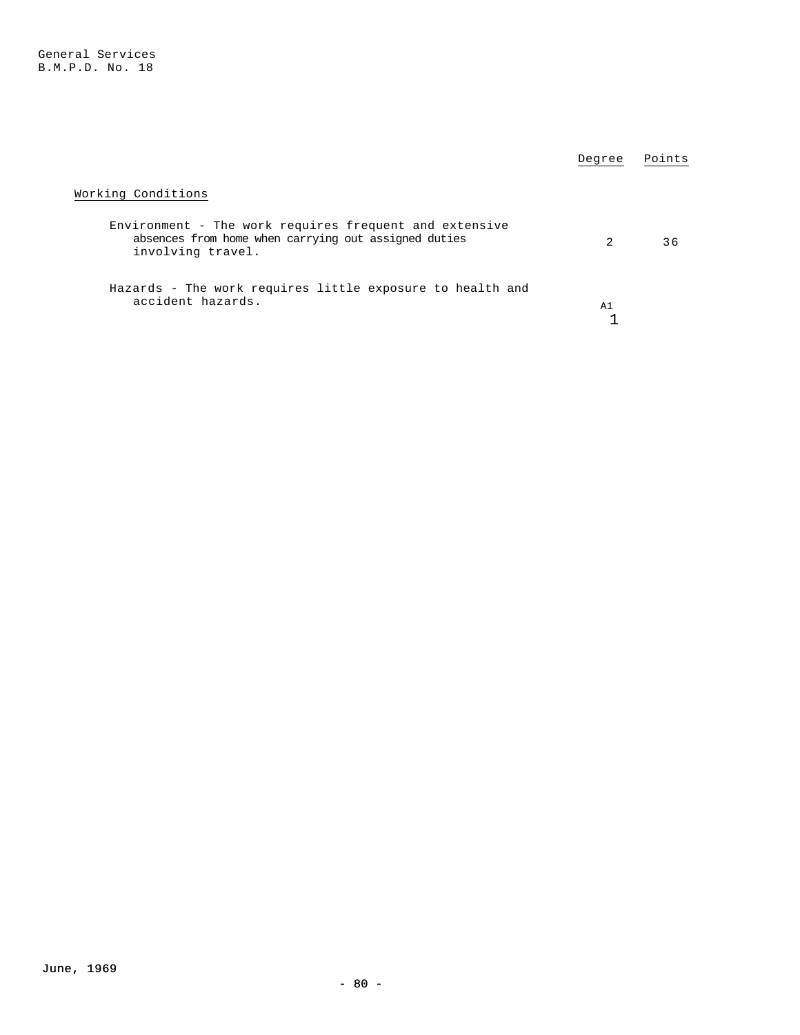| | Degree | Points |
|---|---|---|
| **Working Conditions** | | |
| Environment - The work requires frequent and extensive absences from home when carrying out assigned duties involving travel. | 2 | 36 |
| Hazards - The work requires little exposure to health and accident hazards. | A1 1 | |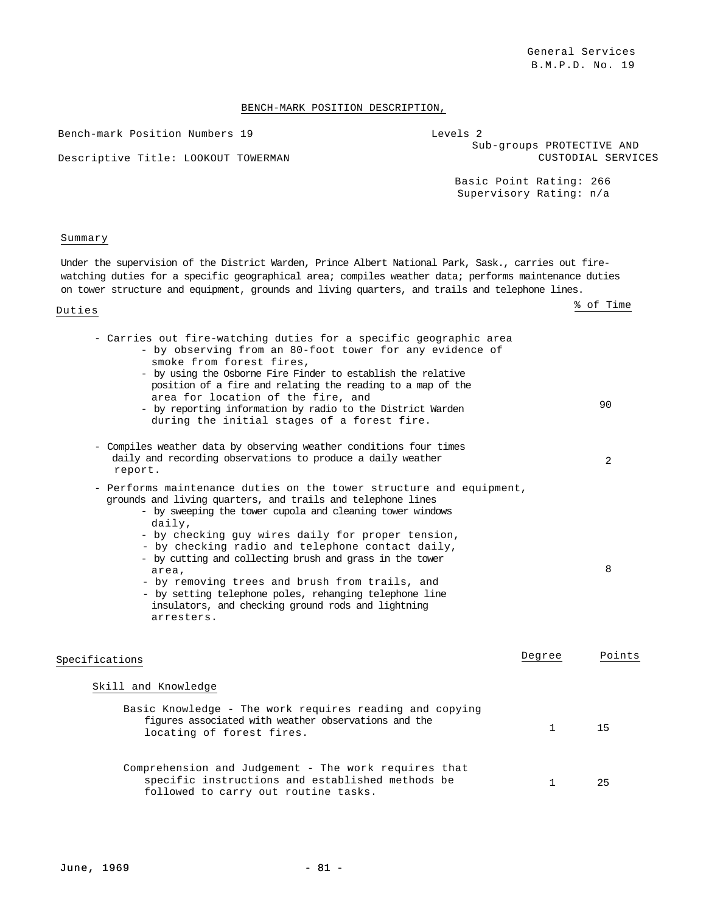General Services
B.M.P.D. No. 19

# BENCH-MARK POSITION DESCRIPTION,

Bench-mark Position Numbers 19

Descriptive Title: LOOKOUT TOWERMAN

Levels 2
Sub-groups PROTECTIVE AND CUSTODIAL SERVICES

Basic Point Rating: 266
Supervisory Rating: n/a

## Summary

Under the supervision of the District Warden, Prince Albert National Park, Sask., carries out fire-watching duties for a specific geographical area; compiles weather data; performs maintenance duties on tower structure and equipment, grounds and living quarters, and trails and telephone lines.

## Duties

| Duties | % of Time |
|---|---|
| - Carries out fire-watching duties for a specific geographic area<br>- by observing from an 80-foot tower for any evidence of smoke from forest fires,<br>- by using the Osborne Fire Finder to establish the relative position of a fire and relating the reading to a map of the area for location of the fire, and<br>- by reporting information by radio to the District Warden during the initial stages of a forest fire. | 90 |
| - Compiles weather data by observing weather conditions four times daily and recording observations to produce a daily weather report. | 2 |
| - Performs maintenance duties on the tower structure and equipment, grounds and living quarters, and trails and telephone lines<br>- by sweeping the tower cupola and cleaning tower windows daily,<br>- by checking guy wires daily for proper tension,<br>- by checking radio and telephone contact daily,<br>- by cutting and collecting brush and grass in the tower area,<br>- by removing trees and brush from trails, and<br>- by setting telephone poles, rehanging telephone line insulators, and checking ground rods and lightning arresters. | 8 |

## Specifications

| Specifications | Degree | Points |
|---|---|---|
| **Skill and Knowledge** | | |
| Basic Knowledge - The work requires reading and copying figures associated with weather observations and the locating of forest fires. | 1 | 15 |
| Comprehension and Judgement - The work requires that specific instructions and established methods be followed to carry out routine tasks. | 1 | 25 |

June, 1969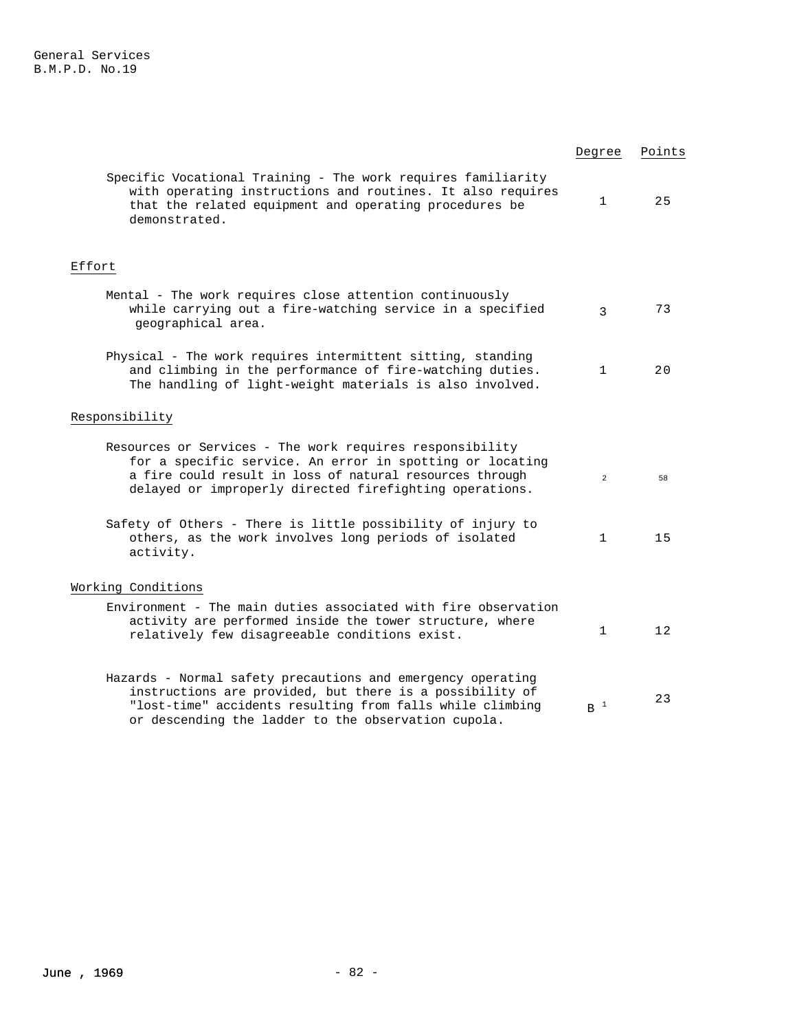| | Degree | Points |
|---|---|---|
| Specific Vocational Training - The work requires familiarity with operating instructions and routines. It also requires that the related equipment and operating procedures be demonstrated. | 1 | 25 |
| **Effort** | | |
| Mental - The work requires close attention continuously while carrying out a fire-watching service in a specified geographical area. | 3 | 73 |
| Physical - The work requires intermittent sitting, standing and climbing in the performance of fire-watching duties. The handling of light-weight materials is also involved. | 1 | 20 |
| **Responsibility** | | |
| Resources or Services - The work requires responsibility for a specific service. An error in spotting or locating a fire could result in loss of natural resources through delayed or improperly directed firefighting operations. | 2 | 58 |
| Safety of Others - There is little possibility of injury to others, as the work involves long periods of isolated activity. | 1 | 15 |
| **Working Conditions** | | |
| Environment - The main duties associated with fire observation activity are performed inside the tower structure, where relatively few disagreeable conditions exist. | 1 | 12 |
| Hazards - Normal safety precautions and emergency operating instructions are provided, but there is a possibility of "lost-time" accidents resulting from falls while climbing or descending the ladder to the observation cupola. | B 1 | 23 |

June , 1969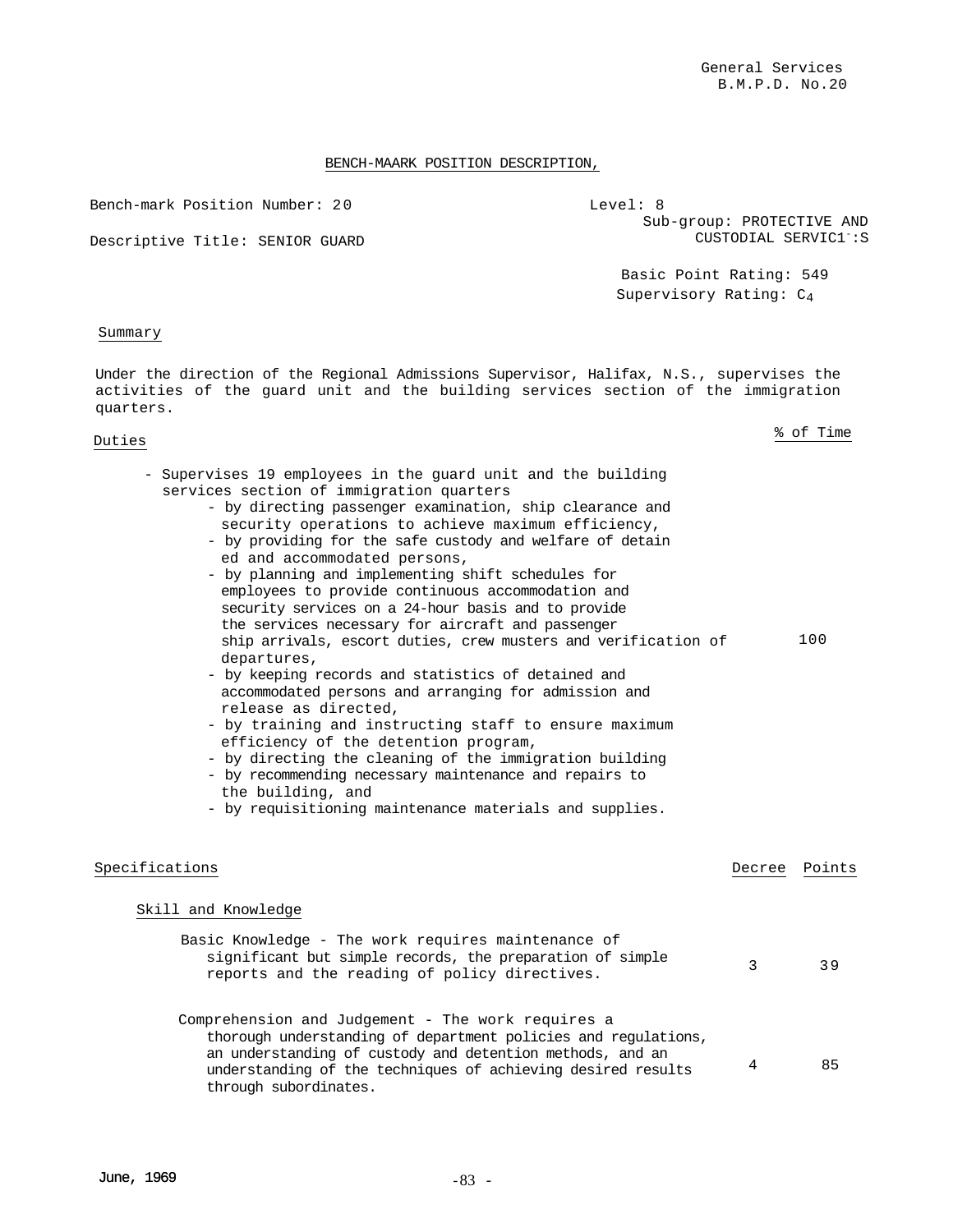General Services
B.M.P.D. No.20

BENCH-MAARK POSITION DESCRIPTION,

Bench-mark Position Number: 20

Descriptive Title: SENIOR GUARD

Level: 8
Sub-group: PROTECTIVE AND CUSTODIAL SERVIC1ˉ:S

Basic Point Rating: 549
Supervisory Rating: $C_4$

Summary

Under the direction of the Regional Admissions Supervisor, Halifax, N.S., supervises the activities of the guard unit and the building services section of the immigration quarters.

| Duties | % of Time |
|---|---|
| - Supervises 19 employees in the guard unit and the building services section of immigration quarters<br>- by directing passenger examination, ship clearance and security operations to achieve maximum efficiency,<br>- by providing for the safe custody and welfare of detained and accommodated persons,<br>- by planning and implementing shift schedules for employees to provide continuous accommodation and security services on a 24-hour basis and to provide the services necessary for aircraft and passenger ship arrivals, escort duties, crew musters and verification of departures,<br>- by keeping records and statistics of detained and accommodated persons and arranging for admission and release as directed,<br>- by training and instructing staff to ensure maximum efficiency of the detention program,<br>- by directing the cleaning of the immigration building<br>- by recommending necessary maintenance and repairs to the building, and<br>- by requisitioning maintenance materials and supplies. | 100 |

| Specifications | Decree | Points |
|---|---|---|
| **Skill and Knowledge** | | |
| Basic Knowledge - The work requires maintenance of significant but simple records, the preparation of simple reports and the reading of policy directives. | 3 | 39 |
| Comprehension and Judgement - The work requires a thorough understanding of department policies and regulations, an understanding of custody and detention methods, and an understanding of the techniques of achieving desired results through subordinates. | 4 | 85 |

June, 1969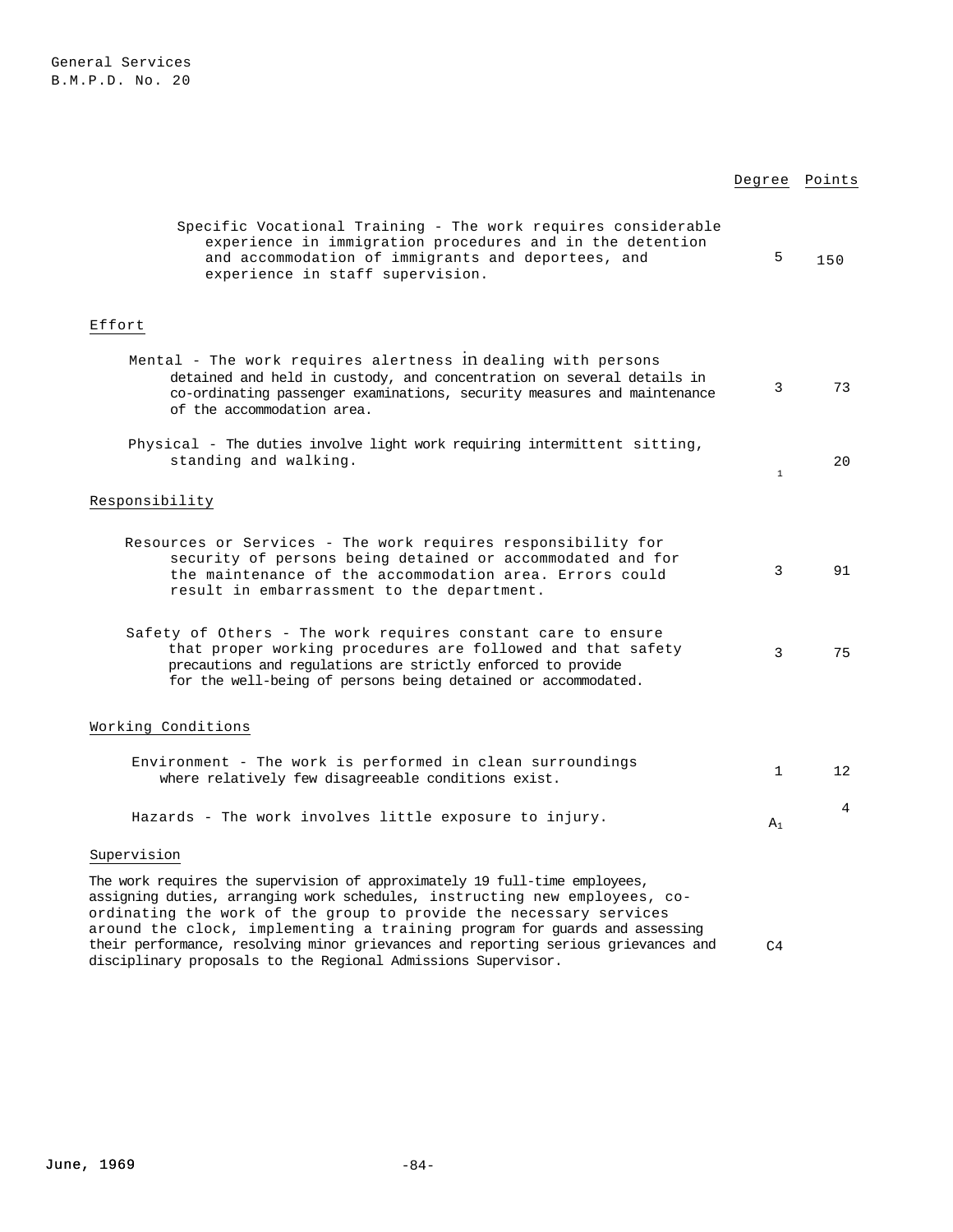| | Degree | Points |
|---|---|---|
| Specific Vocational Training - The work requires considerable experience in immigration procedures and in the detention and accommodation of immigrants and deportees, and experience in staff supervision. | 5 | 150 |
| **Effort** | | |
| Mental - The work requires alertness in dealing with persons detained and held in custody, and concentration on several details in co-ordinating passenger examinations, security measures and maintenance of the accommodation area. | 3 | 73 |
| Physical - The duties involve light work requiring intermittent sitting, standing and walking. | 1 | 20 |
| **Responsibility** | | |
| Resources or Services - The work requires responsibility for security of persons being detained or accommodated and for the maintenance of the accommodation area. Errors could result in embarrassment to the department. | 3 | 91 |
| Safety of Others - The work requires constant care to ensure that proper working procedures are followed and that safety precautions and regulations are strictly enforced to provide for the well-being of persons being detained or accommodated. | 3 | 75 |
| **Working Conditions** | | |
| Environment - The work is performed in clean surroundings where relatively few disagreeable conditions exist. | 1 | 12 |
| Hazards - The work involves little exposure to injury. | $A_1$ | 4 |
| **Supervision** | | |
| The work requires the supervision of approximately 19 full-time employees, assigning duties, arranging work schedules, instructing new employees, co-ordinating the work of the group to provide the necessary services around the clock, implementing a training program for guards and assessing their performance, resolving minor grievances and reporting serious grievances and disciplinary proposals to the Regional Admissions Supervisor. | C4 | |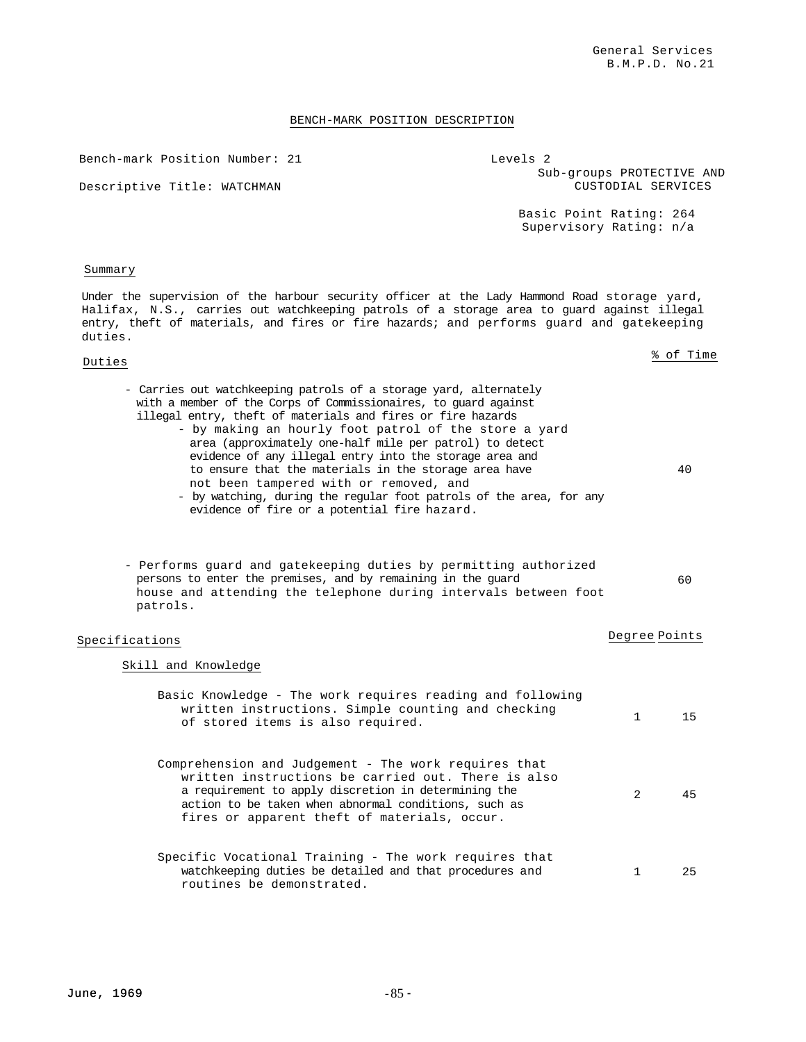General Services
B.M.P.D. No.21

## BENCH-MARK POSITION DESCRIPTION

Bench-mark Position Number: 21

Descriptive Title: WATCHMAN

Levels 2

Sub-groups PROTECTIVE AND CUSTODIAL SERVICES

Basic Point Rating: 264

Supervisory Rating: n/a

### Summary

Under the supervision of the harbour security officer at the Lady Hammond Road storage yard, Halifax, N.S., carries out watchkeeping patrols of a storage area to guard against illegal entry, theft of materials, and fires or fire hazards; and performs guard and gatekeeping duties.

### Duties

| Duties | % of Time |
|---|---|
| - Carries out watchkeeping patrols of a storage yard, alternately with a member of the Corps of Commissionaires, to guard against illegal entry, theft of materials and fires or fire hazards<br>- by making an hourly foot patrol of the store a yard area (approximately one-half mile per patrol) to detect evidence of any illegal entry into the storage area and to ensure that the materials in the storage area have not been tampered with or removed, and<br>- by watching, during the regular foot patrols of the area, for any evidence of fire or a potential fire hazard. | 40 |
| - Performs guard and gatekeeping duties by permitting authorized persons to enter the premises, and by remaining in the guard house and attending the telephone during intervals between foot patrols. | 60 |

### Specifications

| Skill and Knowledge | Degree | Points |
|---|---|---|
| Basic Knowledge - The work requires reading and following written instructions. Simple counting and checking of stored items is also required. | 1 | 15 |
| Comprehension and Judgement - The work requires that written instructions be carried out. There is also a requirement to apply discretion in determining the action to be taken when abnormal conditions, such as fires or apparent theft of materials, occur. | 2 | 45 |
| Specific Vocational Training - The work requires that watchkeeping duties be detailed and that procedures and routines be demonstrated. | 1 | 25 |

June, 1969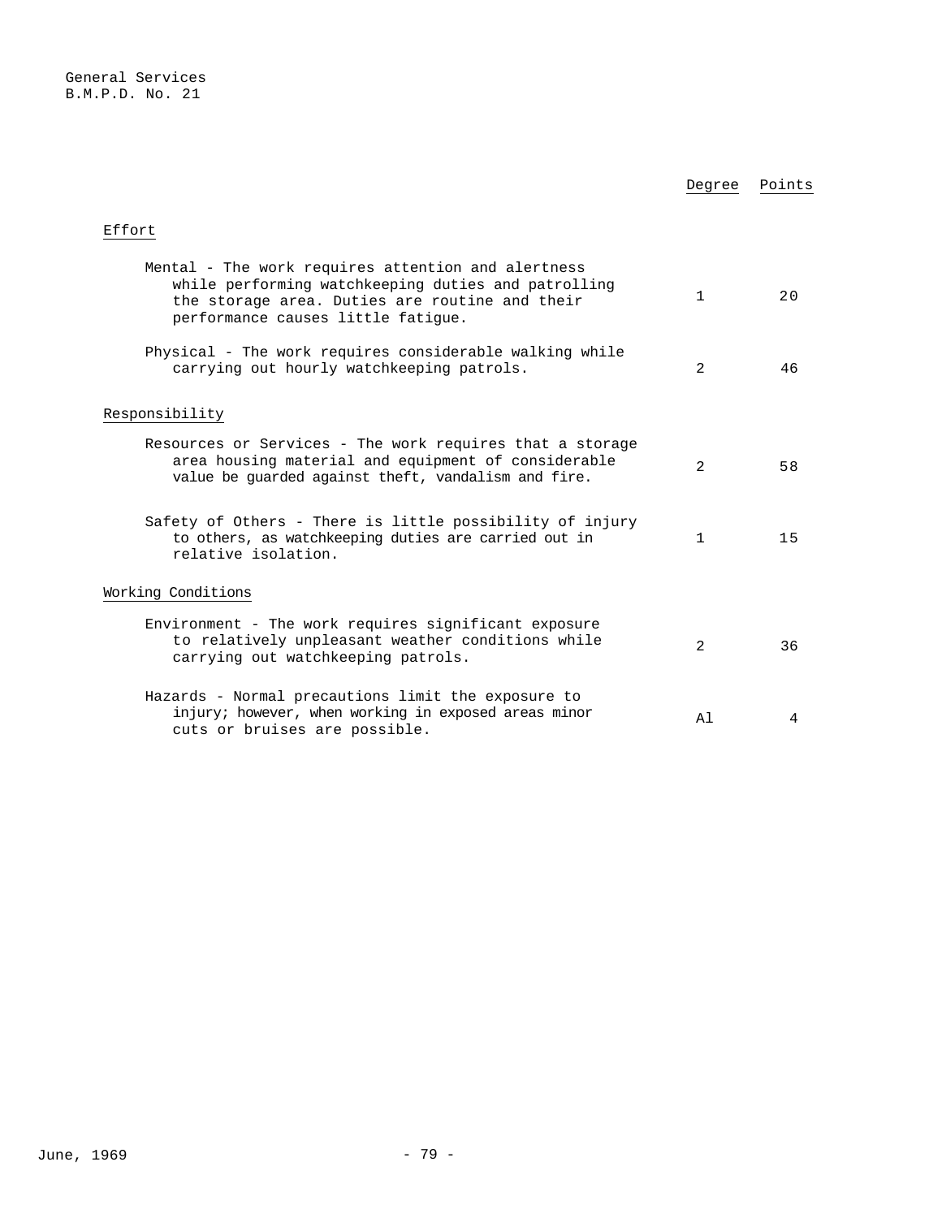| | Degree | Points |
|---|---|---|
| **Effort** | | |
| Mental - The work requires attention and alertness while performing watchkeeping duties and patrolling the storage area. Duties are routine and their performance causes little fatigue. | 1 | 20 |
| Physical - The work requires considerable walking while carrying out hourly watchkeeping patrols. | 2 | 46 |
| **Responsibility** | | |
| Resources or Services - The work requires that a storage area housing material and equipment of considerable value be guarded against theft, vandalism and fire. | 2 | 58 |
| Safety of Others - There is little possibility of injury to others, as watchkeeping duties are carried out in relative isolation. | 1 | 15 |
| **Working Conditions** | | |
| Environment - The work requires significant exposure to relatively unpleasant weather conditions while carrying out watchkeeping patrols. | 2 | 36 |
| Hazards - Normal precautions limit the exposure to injury; however, when working in exposed areas minor cuts or bruises are possible. | A1 | 4 |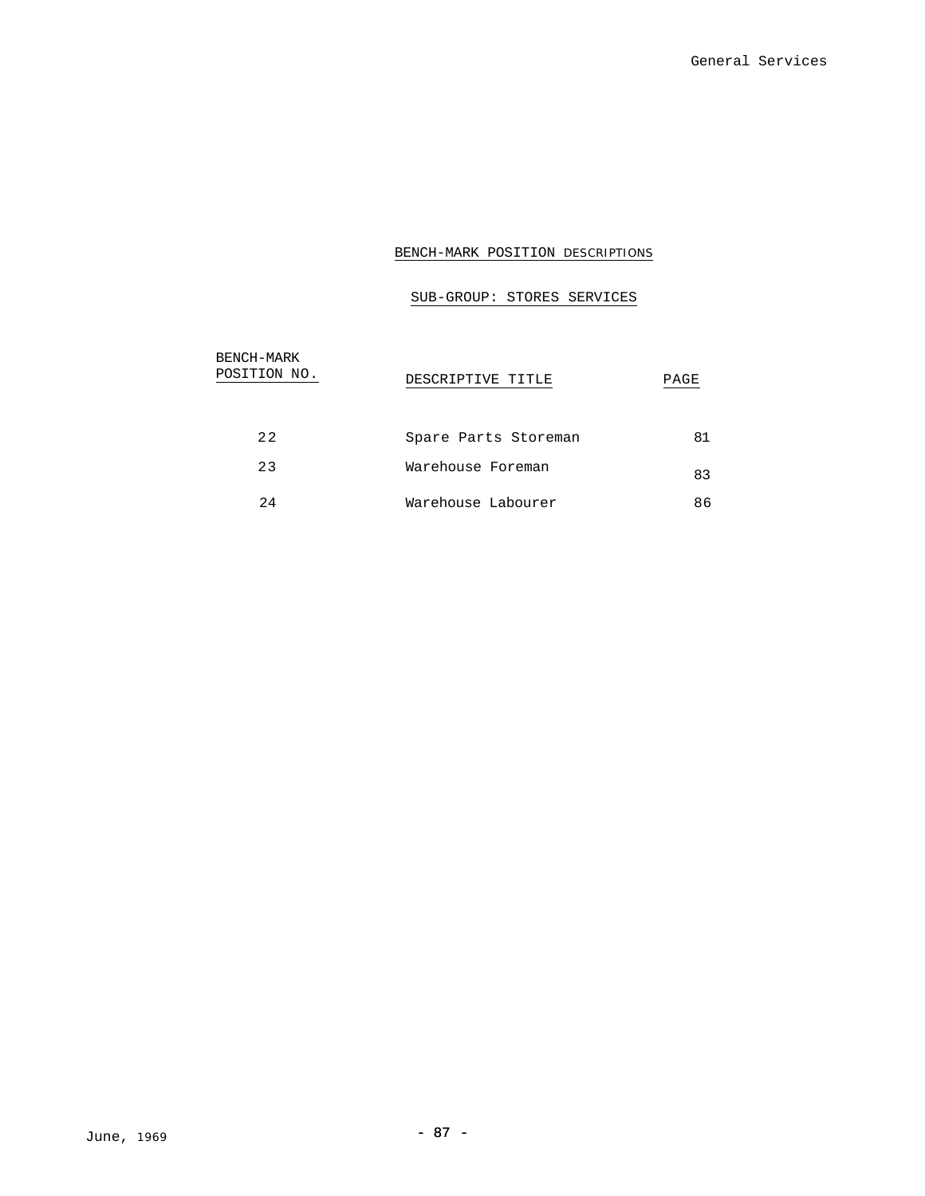## BENCH-MARK POSITION DESCRIPTIONS

### SUB-GROUP: STORES SERVICES

| BENCH-MARK POSITION NO. | DESCRIPTIVE TITLE | PAGE |
|---|---|---|
| 22 | Spare Parts Storeman | 81 |
| 23 | Warehouse Foreman | 83 |
| 24 | Warehouse Labourer | 86 |

June, 1969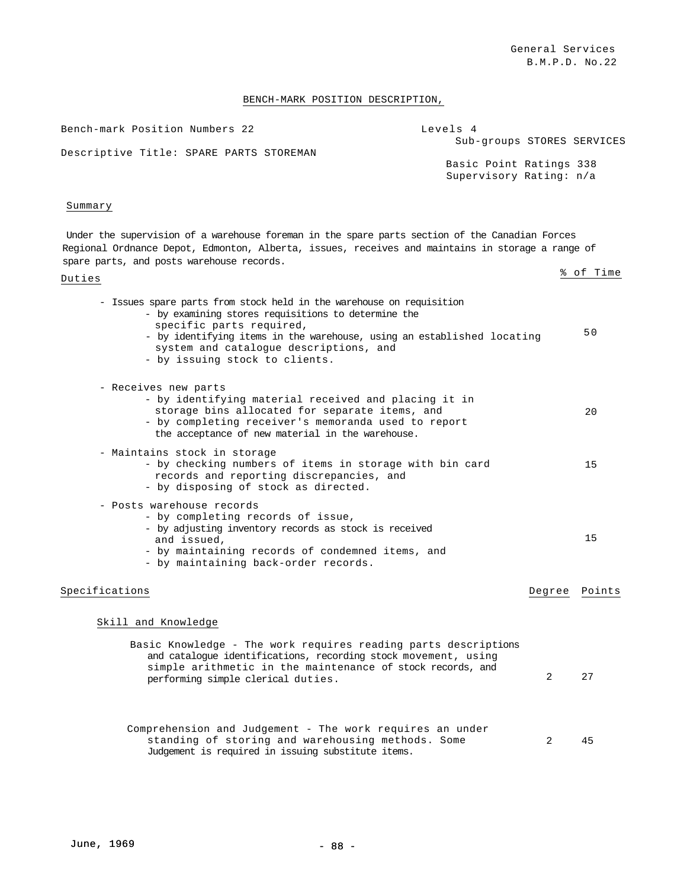General Services
B.M.P.D. No.22

## BENCH-MARK POSITION DESCRIPTION,

Bench-mark Position Numbers 22

Levels 4

Sub-groups STORES SERVICES

Descriptive Title: SPARE PARTS STOREMAN

Basic Point Ratings 338

Supervisory Rating: n/a

### Summary

Under the supervision of a warehouse foreman in the spare parts section of the Canadian Forces Regional Ordnance Depot, Edmonton, Alberta, issues, receives and maintains in storage a range of spare parts, and posts warehouse records.

### Duties

| Duties | % of Time |
|---|---|
| - Issues spare parts from stock held in the warehouse on requisition<br>- by examining stores requisitions to determine the specific parts required,<br>- by identifying items in the warehouse, using an established locating system and catalogue descriptions, and<br>- by issuing stock to clients. | 50 |
| - Receives new parts<br>- by identifying material received and placing it in storage bins allocated for separate items, and<br>- by completing receiver's memoranda used to report the acceptance of new material in the warehouse. | 20 |
| - Maintains stock in storage<br>- by checking numbers of items in storage with bin card records and reporting discrepancies, and<br>- by disposing of stock as directed. | 15 |
| - Posts warehouse records<br>- by completing records of issue,<br>- by adjusting inventory records as stock is received and issued,<br>- by maintaining records of condemned items, and<br>- by maintaining back-order records. | 15 |

### Specifications

| Specifications | Degree | Points |
|---|---|---|
| **Skill and Knowledge** | | |
| Basic Knowledge - The work requires reading parts descriptions and catalogue identifications, recording stock movement, using simple arithmetic in the maintenance of stock records, and performing simple clerical duties. | 2 | 27 |
| Comprehension and Judgement - The work requires an under standing of storing and warehousing methods. Some Judgement is required in issuing substitute items. | 2 | 45 |

June, 1969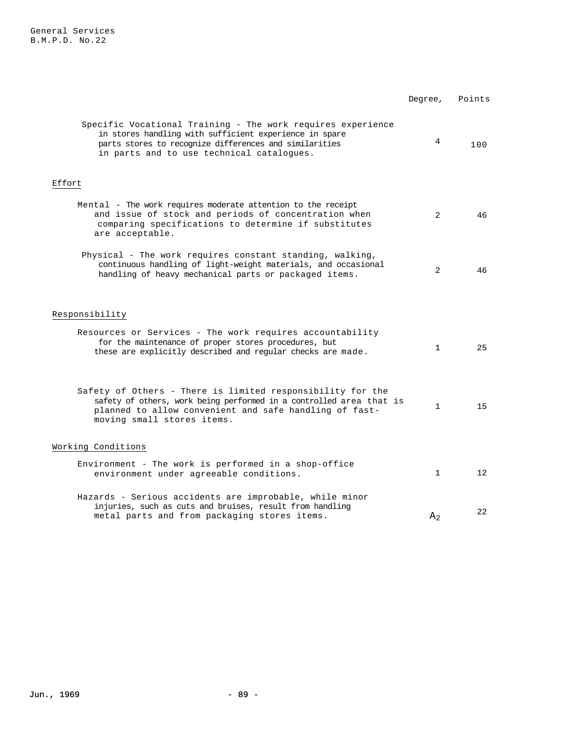| | Degree, | Points |
|---|---|---|
| Specific Vocational Training - The work requires experience in stores handling with sufficient experience in spare parts stores to recognize differences and similarities in parts and to use technical catalogues. | 4 | 100 |
| **Effort** | | |
| Mental - The work requires moderate attention to the receipt and issue of stock and periods of concentration when comparing specifications to determine if substitutes are acceptable. | 2 | 46 |
| Physical - The work requires constant standing, walking, continuous handling of light-weight materials, and occasional handling of heavy mechanical parts or packaged items. | 2 | 46 |
| **Responsibility** | | |
| Resources or Services - The work requires accountability for the maintenance of proper stores procedures, but these are explicitly described and regular checks are made. | 1 | 25 |
| Safety of Others - There is limited responsibility for the safety of others, work being performed in a controlled area that is planned to allow convenient and safe handling of fast-moving small stores items. | 1 | 15 |
| **Working Conditions** | | |
| Environment - The work is performed in a shop-office environment under agreeable conditions. | 1 | 12 |
| Hazards - Serious accidents are improbable, while minor injuries, such as cuts and bruises, result from handling metal parts and from packaging stores items. | $A_2$ | 22 |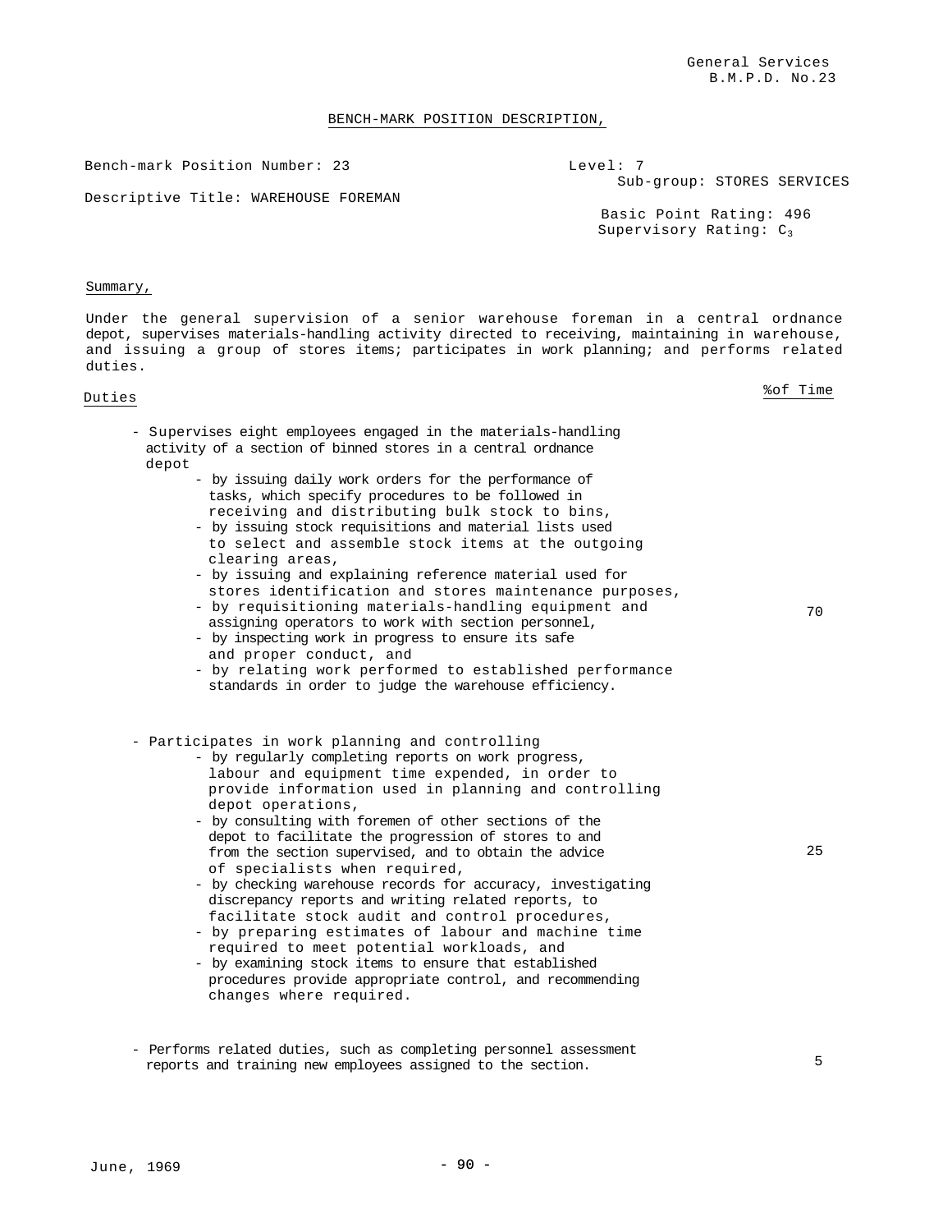General Services
B.M.P.D. No.23

## BENCH-MARK POSITION DESCRIPTION,

Bench-mark Position Number: 23

Level: 7
Sub-group: STORES SERVICES

Descriptive Title: WAREHOUSE FOREMAN

Basic Point Rating: 496
Supervisory Rating: $C_3$

### Summary,

Under the general supervision of a senior warehouse foreman in a central ordnance depot, supervises materials-handling activity directed to receiving, maintaining in warehouse, and issuing a group of stores items; participates in work planning; and performs related duties.

| Duties | %of Time |
|---|---|
| - Supervises eight employees engaged in the materials-handling activity of a section of binned stores in a central ordnance depot<br>- by issuing daily work orders for the performance of tasks, which specify procedures to be followed in receiving and distributing bulk stock to bins,<br>- by issuing stock requisitions and material lists used to select and assemble stock items at the outgoing clearing areas,<br>- by issuing and explaining reference material used for stores identification and stores maintenance purposes,<br>- by requisitioning materials-handling equipment and assigning operators to work with section personnel,<br>- by inspecting work in progress to ensure its safe and proper conduct, and<br>- by relating work performed to established performance standards in order to judge the warehouse efficiency. | 70 |
| - Participates in work planning and controlling<br>- by regularly completing reports on work progress, labour and equipment time expended, in order to provide information used in planning and controlling depot operations,<br>- by consulting with foremen of other sections of the depot to facilitate the progression of stores to and from the section supervised, and to obtain the advice of specialists when required,<br>- by checking warehouse records for accuracy, investigating discrepancy reports and writing related reports, to facilitate stock audit and control procedures,<br>- by preparing estimates of labour and machine time required to meet potential workloads, and<br>- by examining stock items to ensure that established procedures provide appropriate control, and recommending changes where required. | 25 |
| - Performs related duties, such as completing personnel assessment reports and training new employees assigned to the section. | 5 |

June, 1969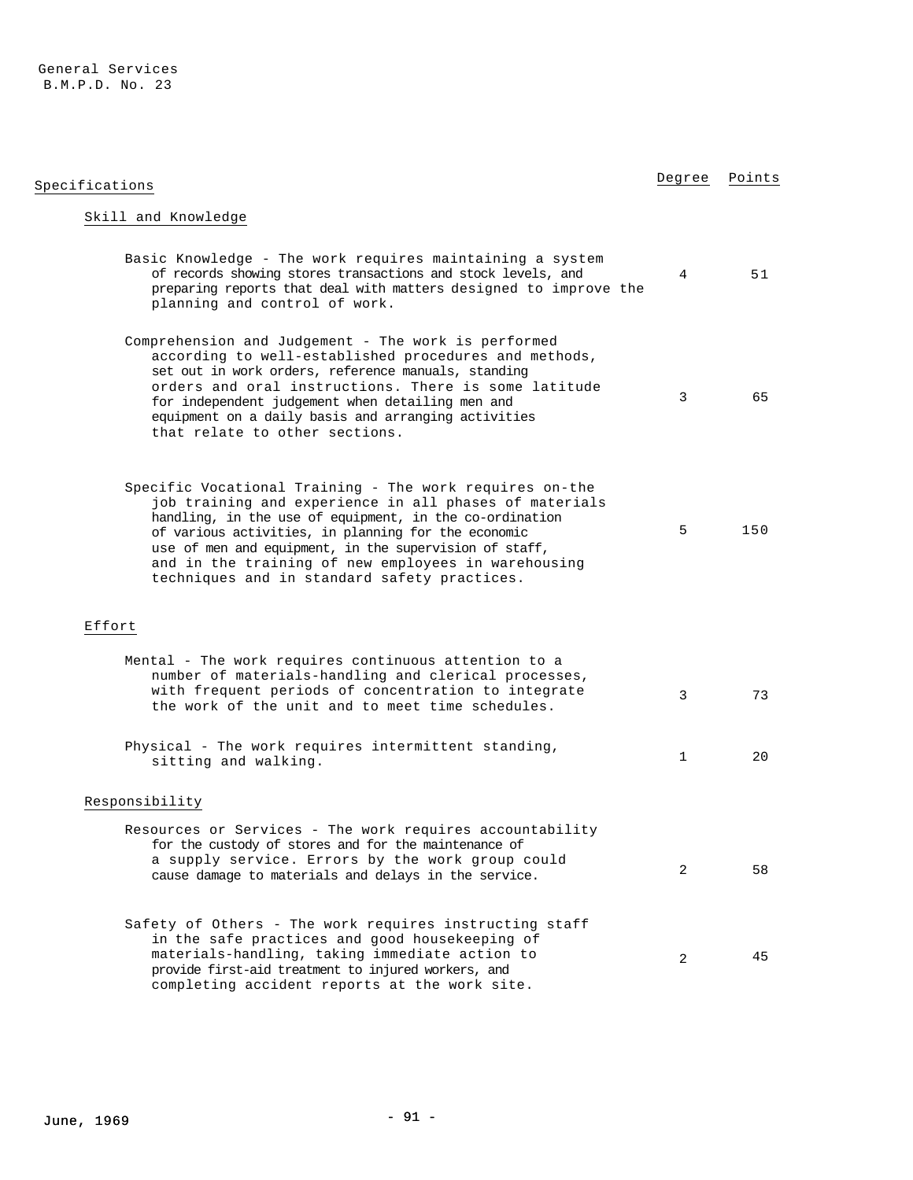General Services
B.M.P.D. No. 23

| Specifications | Degree | Points |
|---|---|---|
| **Skill and Knowledge** | | |
| Basic Knowledge - The work requires maintaining a system of records showing stores transactions and stock levels, and preparing reports that deal with matters designed to improve the planning and control of work. | 4 | 51 |
| Comprehension and Judgement - The work is performed according to well-established procedures and methods, set out in work orders, reference manuals, standing orders and oral instructions. There is some latitude for independent judgement when detailing men and equipment on a daily basis and arranging activities that relate to other sections. | 3 | 65 |
| Specific Vocational Training - The work requires on-the job training and experience in all phases of materials handling, in the use of equipment, in the co-ordination of various activities, in planning for the economic use of men and equipment, in the supervision of staff, and in the training of new employees in warehousing techniques and in standard safety practices. | 5 | 150 |
| **Effort** | | |
| Mental - The work requires continuous attention to a number of materials-handling and clerical processes, with frequent periods of concentration to integrate the work of the unit and to meet time schedules. | 3 | 73 |
| Physical - The work requires intermittent standing, sitting and walking. | 1 | 20 |
| **Responsibility** | | |
| Resources or Services - The work requires accountability for the custody of stores and for the maintenance of a supply service. Errors by the work group could cause damage to materials and delays in the service. | 2 | 58 |
| Safety of Others - The work requires instructing staff in the safe practices and good housekeeping of materials-handling, taking immediate action to provide first-aid treatment to injured workers, and completing accident reports at the work site. | 2 | 45 |

June, 1969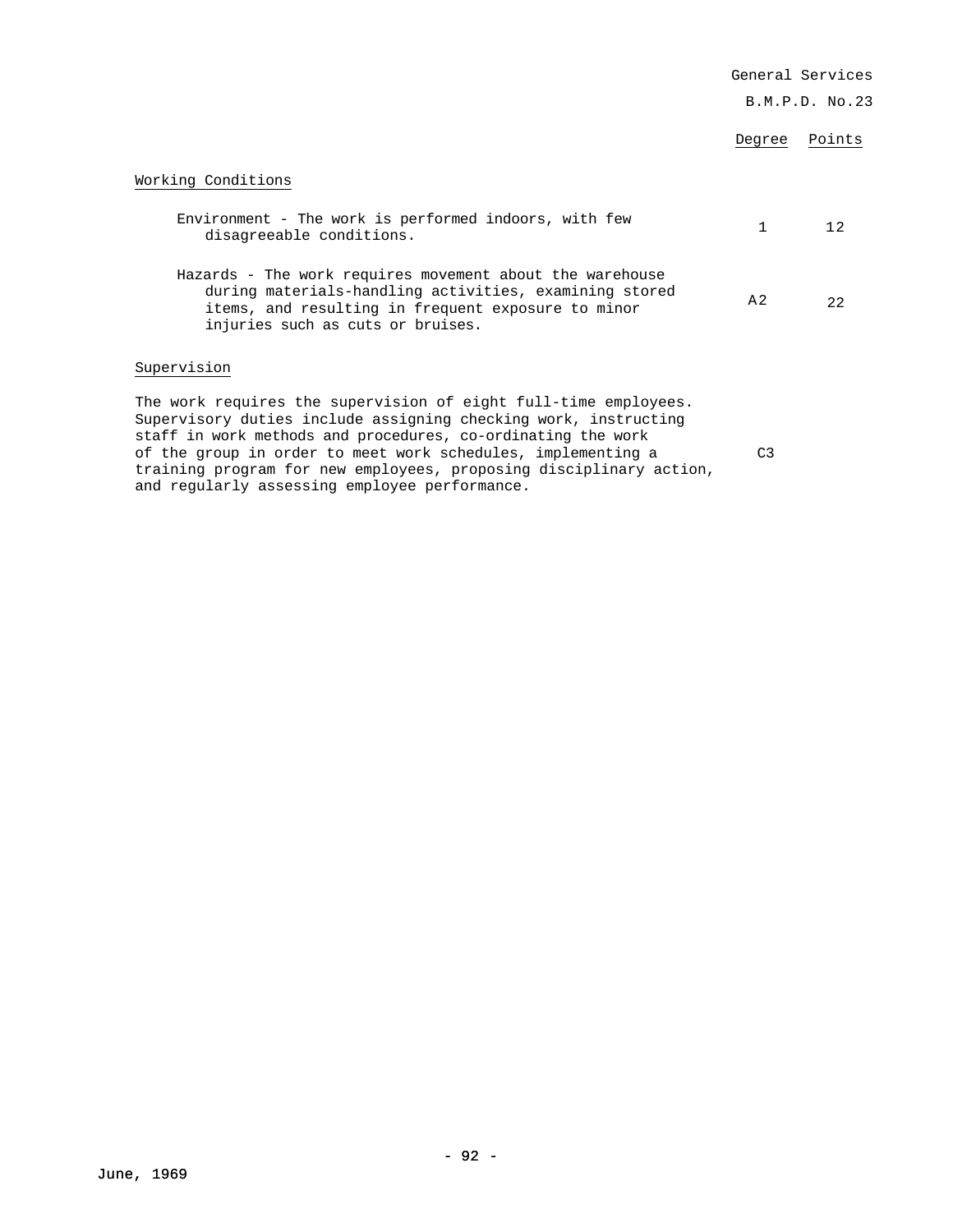| | Degree | Points |
|---|---|---|
| **Working Conditions** | | |
| Environment - The work is performed indoors, with few disagreeable conditions. | 1 | 12 |
| Hazards - The work requires movement about the warehouse during materials-handling activities, examining stored items, and resulting in frequent exposure to minor injuries such as cuts or bruises. | A2 | 22 |
| **Supervision** | | |
| The work requires the supervision of eight full-time employees. Supervisory duties include assigning checking work, instructing staff in work methods and procedures, co-ordinating the work of the group in order to meet work schedules, implementing a training program for new employees, proposing disciplinary action, and regularly assessing employee performance. | C3 | |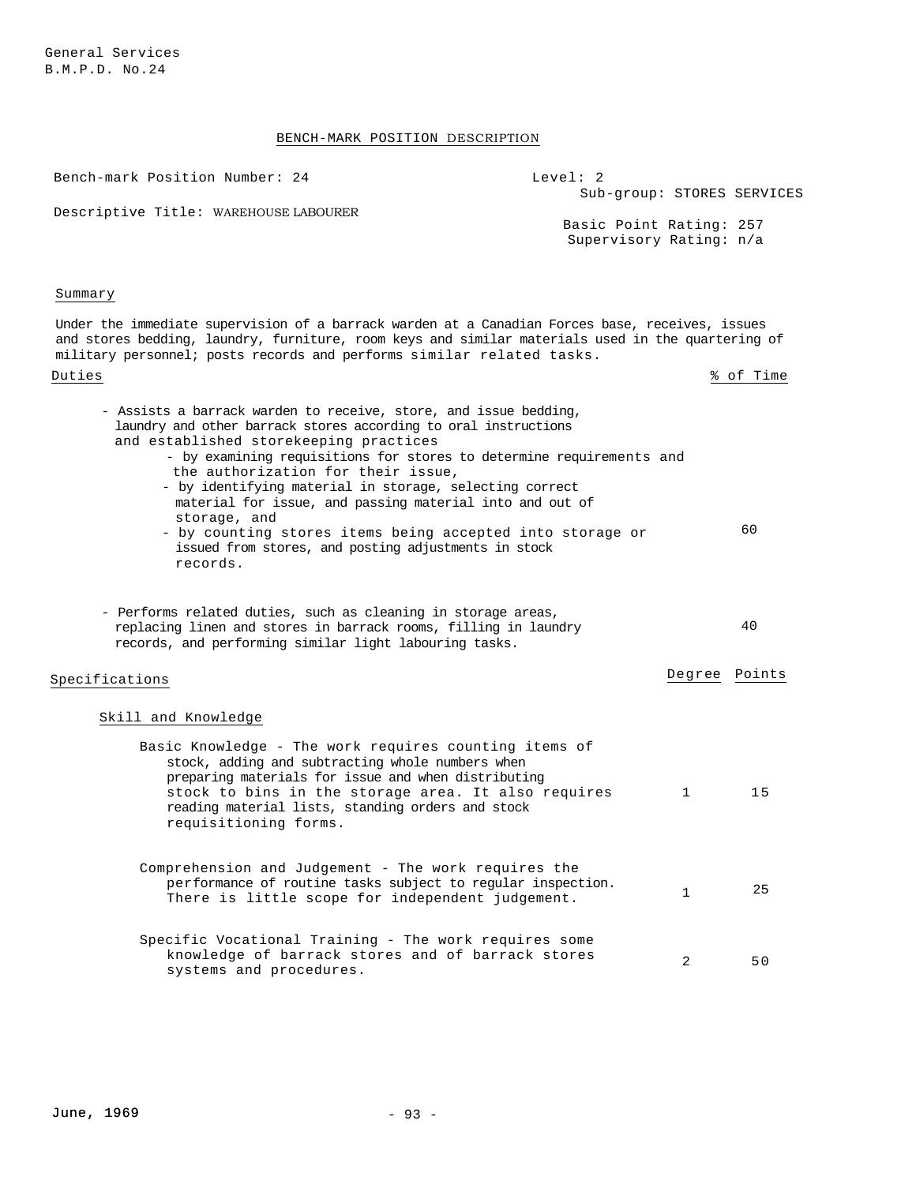General Services
B.M.P.D. No.24

## BENCH-MARK POSITION DESCRIPTION

Bench-mark Position Number: 24

Level: 2

Sub-group: STORES SERVICES

Descriptive Title: WAREHOUSE LABOURER

Basic Point Rating: 257

Supervisory Rating: n/a

### Summary

Under the immediate supervision of a barrack warden at a Canadian Forces base, receives, issues and stores bedding, laundry, furniture, room keys and similar materials used in the quartering of military personnel; posts records and performs similar related tasks.

### Duties

| Duties | % of Time |
|---|---|
| - Assists a barrack warden to receive, store, and issue bedding, laundry and other barrack stores according to oral instructions and established storekeeping practices<br>- by examining requisitions for stores to determine requirements and the authorization for their issue,<br>- by identifying material in storage, selecting correct material for issue, and passing material into and out of storage, and<br>- by counting stores items being accepted into storage or issued from stores, and posting adjustments in stock records. | 60 |
| - Performs related duties, such as cleaning in storage areas, replacing linen and stores in barrack rooms, filling in laundry records, and performing similar light labouring tasks. | 40 |

### Specifications

| Skill and Knowledge | Degree | Points |
|---|---|---|
| Basic Knowledge - The work requires counting items of stock, adding and subtracting whole numbers when preparing materials for issue and when distributing stock to bins in the storage area. It also requires reading material lists, standing orders and stock requisitioning forms. | 1 | 15 |
| Comprehension and Judgement - The work requires the performance of routine tasks subject to regular inspection. There is little scope for independent judgement. | 1 | 25 |
| Specific Vocational Training - The work requires some knowledge of barrack stores and of barrack stores systems and procedures. | 2 | 50 |

June, 1969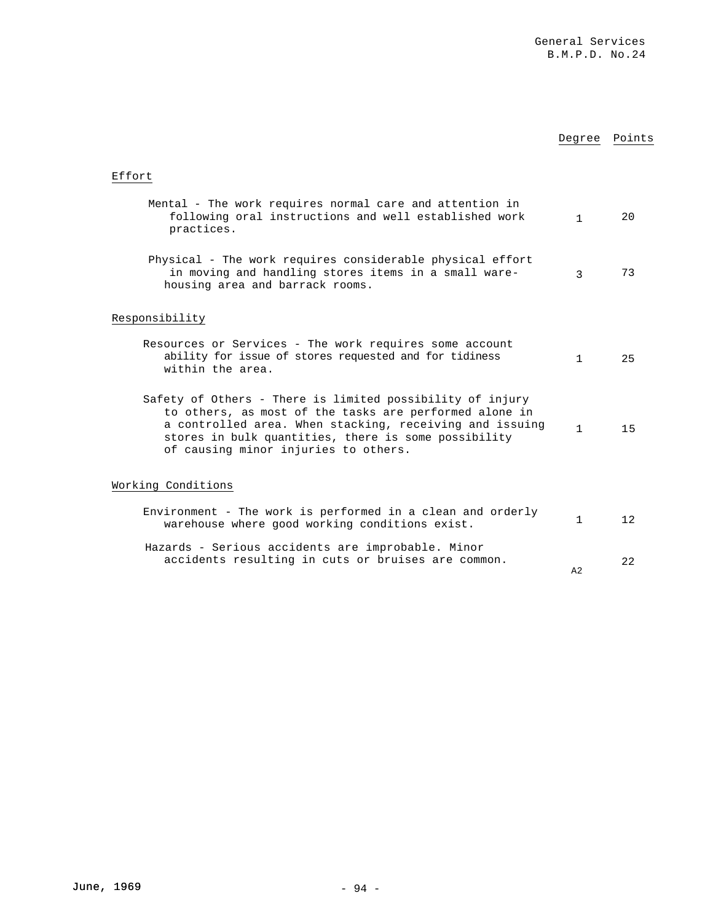| | Degree | Points |
|---|---|---|
| **Effort** | | |
| Mental - The work requires normal care and attention in following oral instructions and well established work practices. | 1 | 20 |
| Physical - The work requires considerable physical effort in moving and handling stores items in a small warehousing area and barrack rooms. | 3 | 73 |
| **Responsibility** | | |
| Resources or Services - The work requires some accountability for issue of stores requested and for tidiness within the area. | 1 | 25 |
| Safety of Others - There is limited possibility of injury to others, as most of the tasks are performed alone in a controlled area. When stacking, receiving and issuing stores in bulk quantities, there is some possibility of causing minor injuries to others. | 1 | 15 |
| **Working Conditions** | | |
| Environment - The work is performed in a clean and orderly warehouse where good working conditions exist. | 1 | 12 |
| Hazards - Serious accidents are improbable. Minor accidents resulting in cuts or bruises are common. | A2 | 22 |